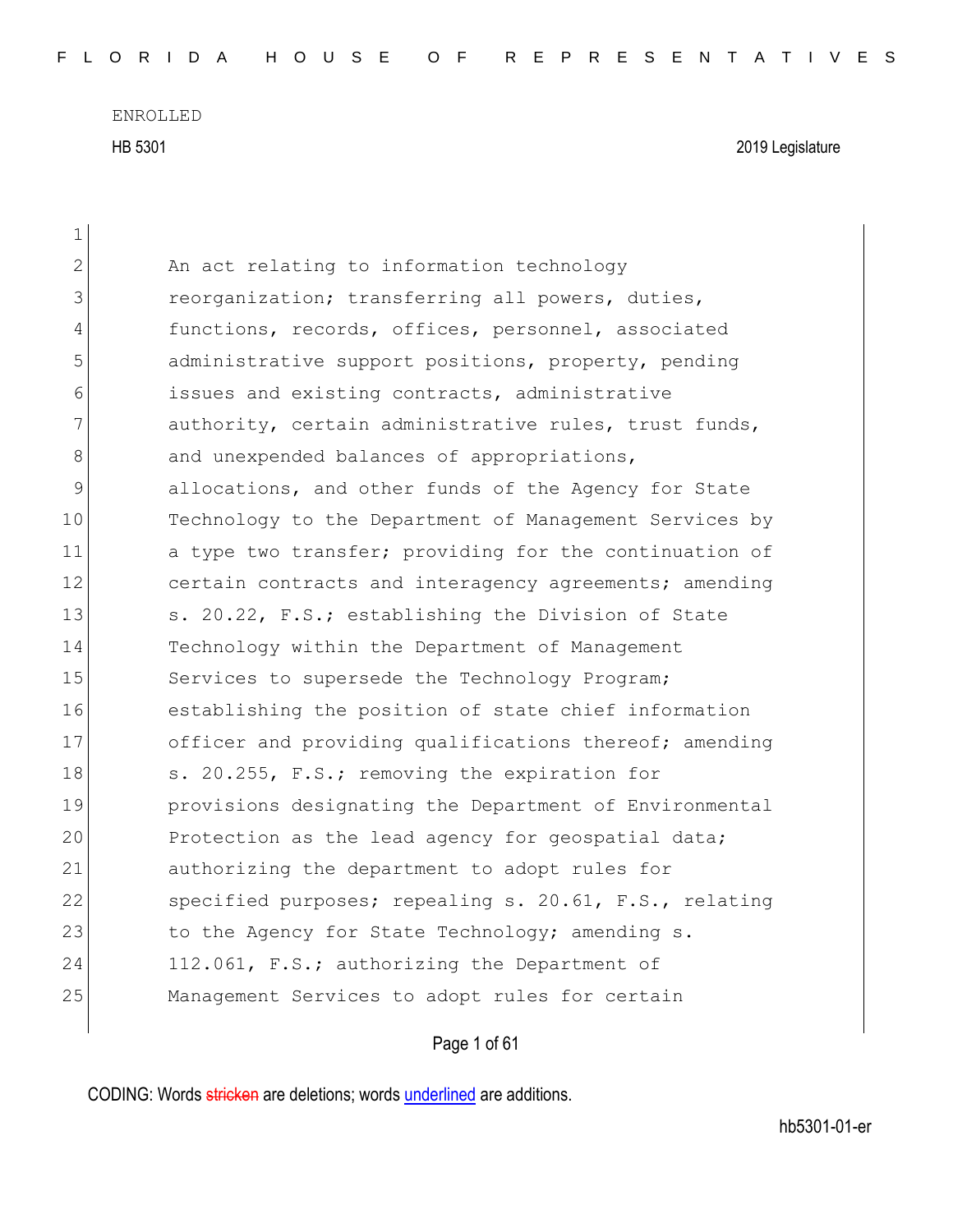ENROLLED

HB 5301 2019 Legislature

An act relating to information technology reorganization; transferring all powers, duties, functions, records, offices, personnel, associated administrative support positions, property, pending issues and existing contracts, administrative authority, certain administrative rules, trust funds, and unexpended balances of appropriations, allocations, and other funds of the Agency for State Technology to the Department of Management Services by a type two transfer; providing for the continuation of certain contracts and interagency agreements; amending s. 20.22, F.S.; establishing the Division of State Technology within the Department of Management Services to supersede the Technology Program; establishing the position of state chief information officer and providing qualifications thereof; amending s. 20.255, F.S.; removing the expiration for provisions designating the Department of Environmental Protection as the lead agency for geospatial data; authorizing the department to adopt rules for specified purposes; repealing s. 20.61, F.S., relating to the Agency for State Technology; amending s. 112.061, F.S.; authorizing the Department of Management Services to adopt rules for certain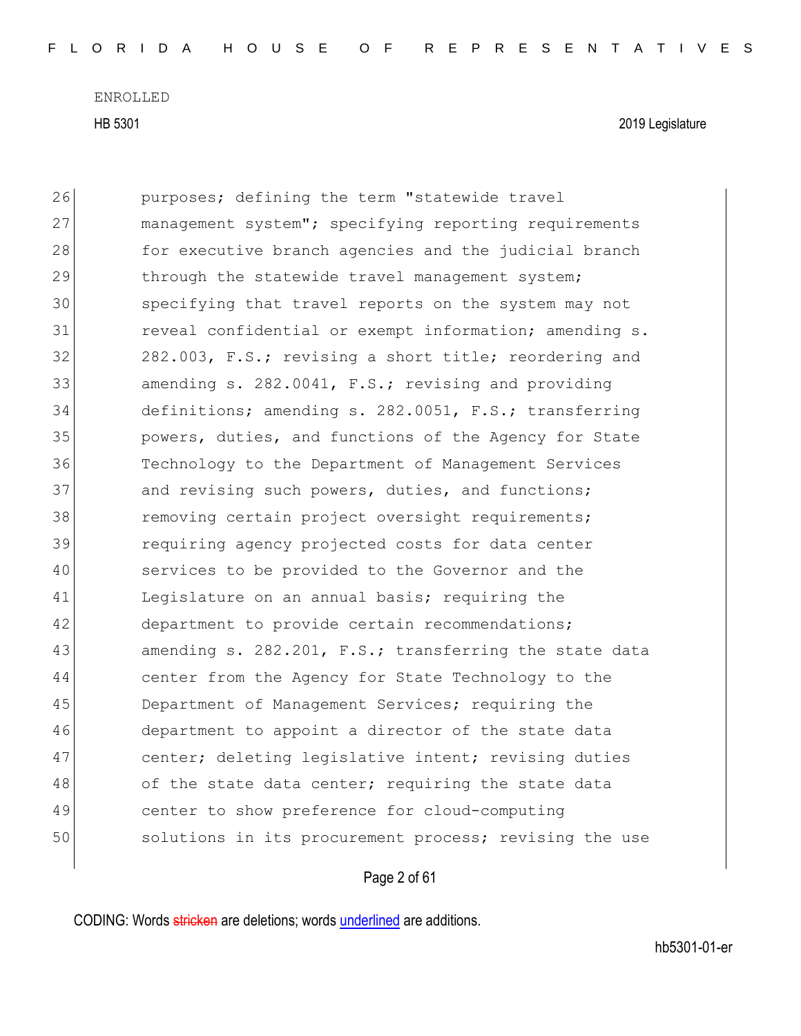ENROLLED

HB 5301 2019 Legislature

26 purposes; defining the term "statewide travel
27 management system"; specifying reporting requirements
28 for executive branch agencies and the judicial branch
29 through the statewide travel management system;
30 specifying that travel reports on the system may not
31 reveal confidential or exempt information; amending s.
32 282.003, F.S.; revising a short title; reordering and
33 amending s. 282.0041, F.S.; revising and providing
34 definitions; amending s. 282.0051, F.S.; transferring
35 powers, duties, and functions of the Agency for State
36 Technology to the Department of Management Services
37 and revising such powers, duties, and functions;
38 removing certain project oversight requirements;
39 requiring agency projected costs for data center
40 services to be provided to the Governor and the
41 Legislature on an annual basis; requiring the
42 department to provide certain recommendations;
43 amending s. 282.201, F.S.; transferring the state data
44 center from the Agency for State Technology to the
45 Department of Management Services; requiring the
46 department to appoint a director of the state data
47 center; deleting legislative intent; revising duties
48 of the state data center; requiring the state data
49 center to show preference for cloud-computing
50 solutions in its procurement process; revising the use

CODING: Words stricken are deletions; words underlined are additions.

hb5301-01-er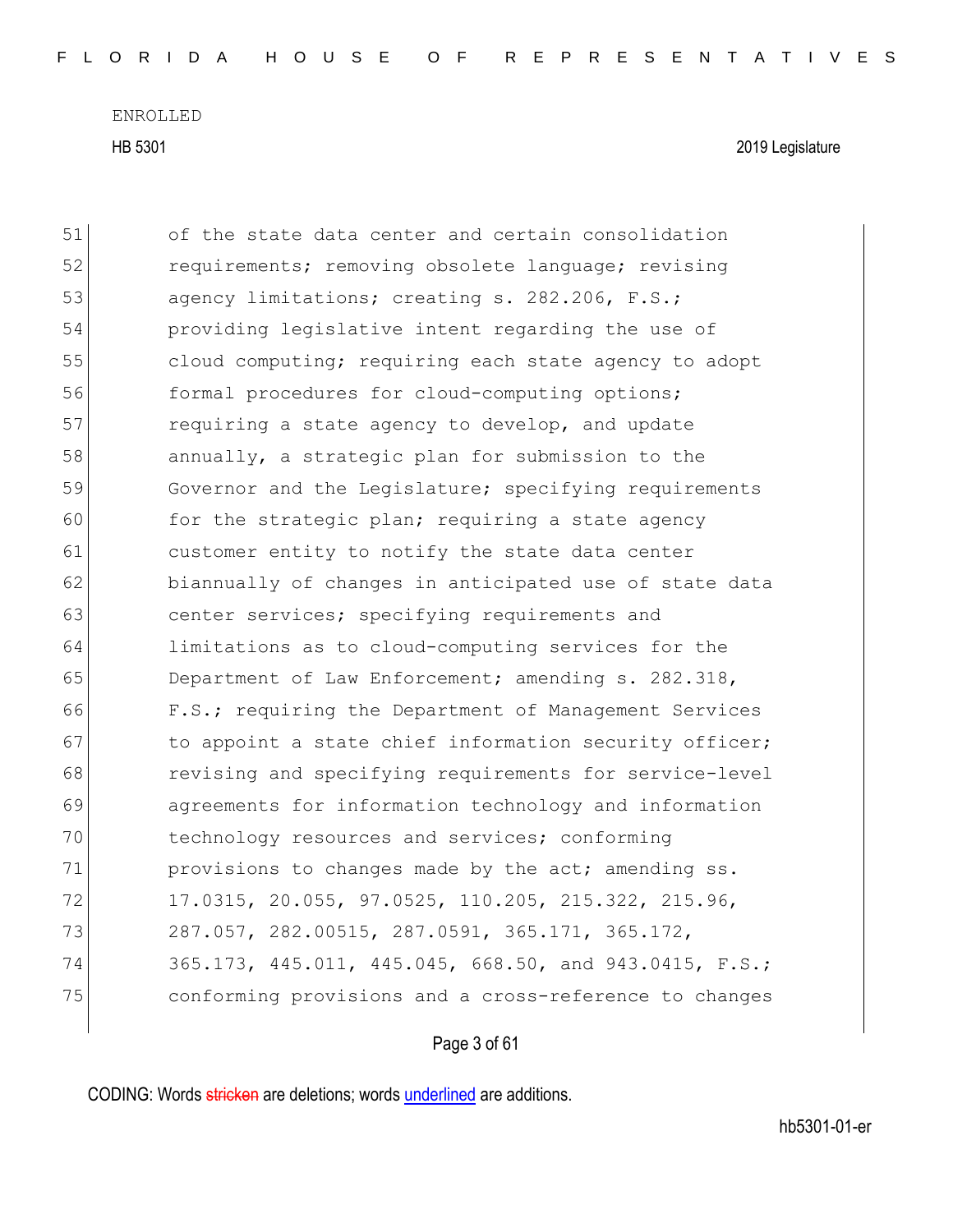51 of the state data center and certain consolidation
52 requirements; removing obsolete language; revising
53 agency limitations; creating s. 282.206, F.S.;
54 providing legislative intent regarding the use of
55 cloud computing; requiring each state agency to adopt
56 formal procedures for cloud-computing options;
57 requiring a state agency to develop, and update
58 annually, a strategic plan for submission to the
59 Governor and the Legislature; specifying requirements
60 for the strategic plan; requiring a state agency
61 customer entity to notify the state data center
62 biannually of changes in anticipated use of state data
63 center services; specifying requirements and
64 limitations as to cloud-computing services for the
65 Department of Law Enforcement; amending s. 282.318,
66 F.S.; requiring the Department of Management Services
67 to appoint a state chief information security officer;
68 revising and specifying requirements for service-level
69 agreements for information technology and information
70 technology resources and services; conforming
71 provisions to changes made by the act; amending ss.
72 17.0315, 20.055, 97.0525, 110.205, 215.322, 215.96,
73 287.057, 282.00515, 287.0591, 365.171, 365.172,
74 365.173, 445.011, 445.045, 668.50, and 943.0415, F.S.;
75 conforming provisions and a cross-reference to changes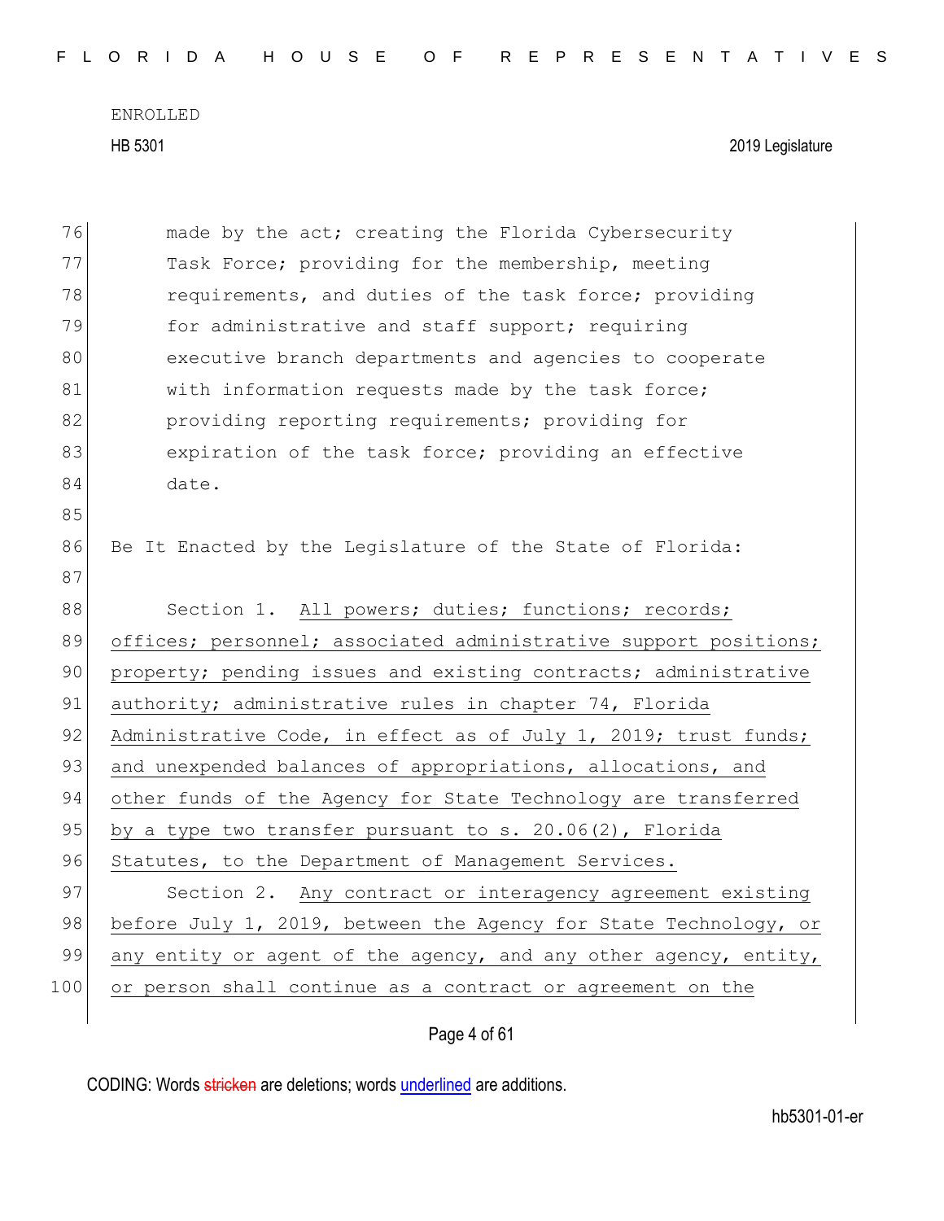made by the act; creating the Florida Cybersecurity Task Force; providing for the membership, meeting requirements, and duties of the task force; providing for administrative and staff support; requiring executive branch departments and agencies to cooperate with information requests made by the task force; providing reporting requirements; providing for expiration of the task force; providing an effective date.

Be It Enacted by the Legislature of the State of Florida:

Section 1. <u>All powers; duties; functions; records; offices; personnel; associated administrative support positions; property; pending issues and existing contracts; administrative authority; administrative rules in chapter 74, Florida Administrative Code, in effect as of July 1, 2019; trust funds; and unexpended balances of appropriations, allocations, and other funds of the Agency for State Technology are transferred by a type two transfer pursuant to s. 20.06(2), Florida Statutes, to the Department of Management Services.</u>

Section 2. <u>Any contract or interagency agreement existing before July 1, 2019, between the Agency for State Technology, or any entity or agent of the agency, and any other agency, entity, or person shall continue as a contract or agreement on the</u>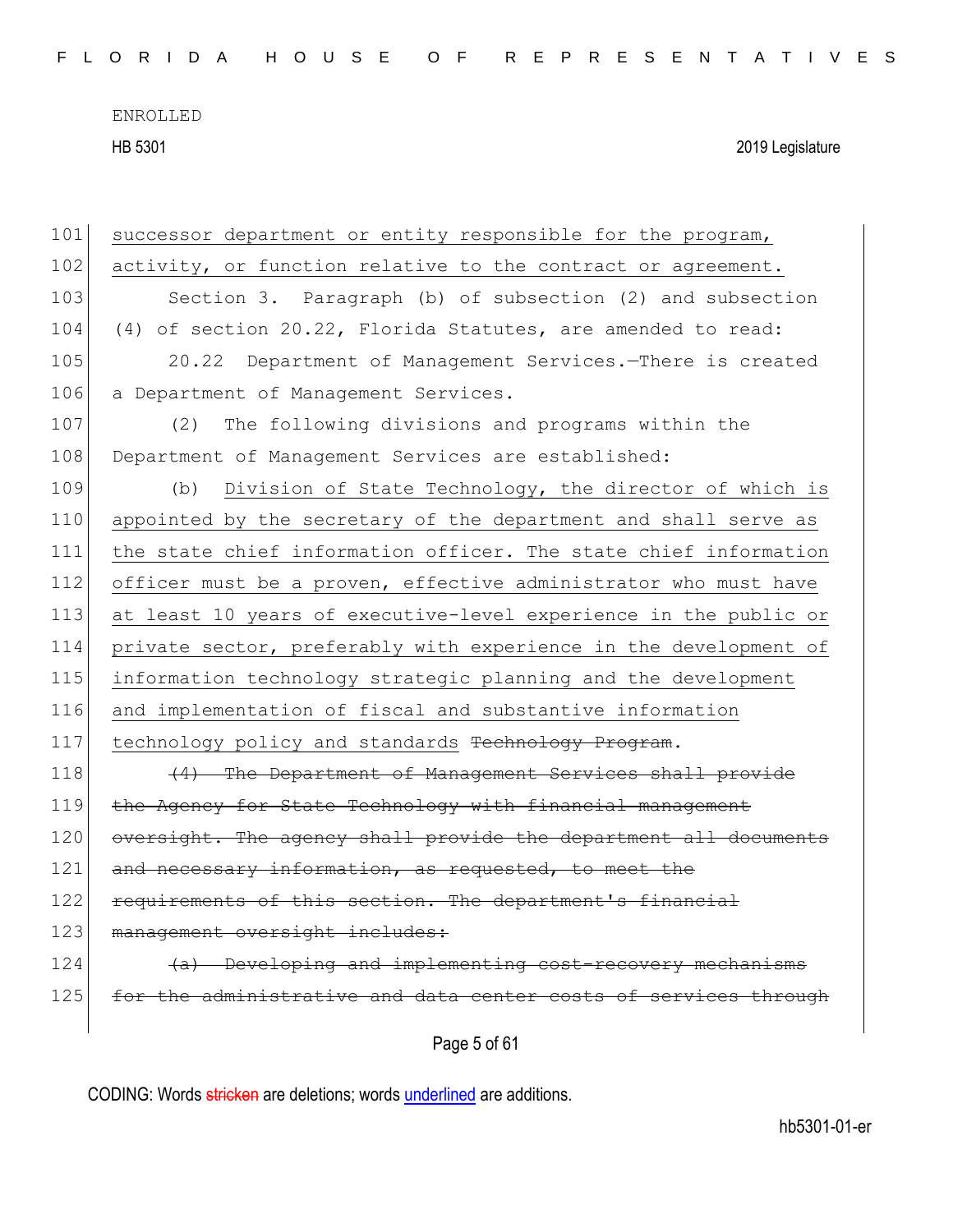successor department or entity responsible for the program, activity, or function relative to the contract or agreement.

Section 3. Paragraph (b) of subsection (2) and subsection (4) of section 20.22, Florida Statutes, are amended to read:

20.22 Department of Management Services.—There is created a Department of Management Services.

(2) The following divisions and programs within the Department of Management Services are established:

(b) Division of State Technology, the director of which is appointed by the secretary of the department and shall serve as the state chief information officer. The state chief information officer must be a proven, effective administrator who must have at least 10 years of executive-level experience in the public or private sector, preferably with experience in the development of information technology strategic planning and the development and implementation of fiscal and substantive information technology policy and standards ~~Technology Program~~.

~~(4) The Department of Management Services shall provide the Agency for State Technology with financial management oversight. The agency shall provide the department all documents and necessary information, as requested, to meet the requirements of this section. The department's financial management oversight includes:~~

~~(a) Developing and implementing cost-recovery mechanisms for the administrative and data center costs of services through~~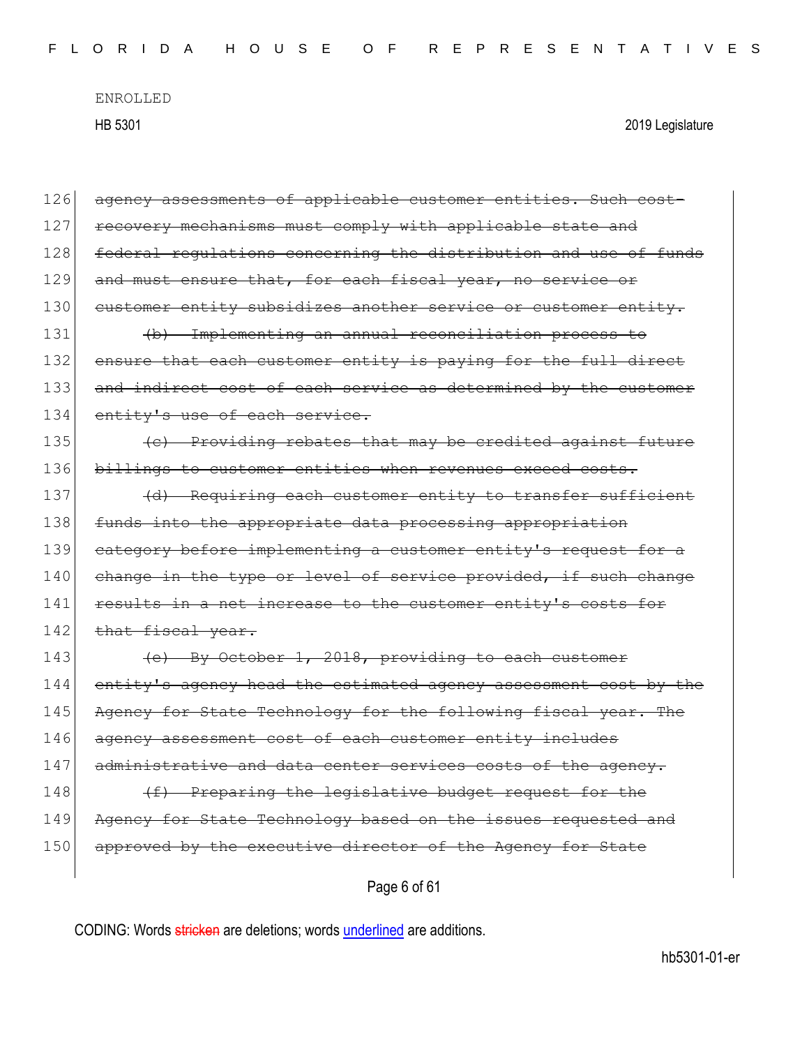126 ~~agency assessments of applicable customer entities. Such cost-~~
127 ~~recovery mechanisms must comply with applicable state and~~
128 ~~federal regulations concerning the distribution and use of funds~~
129 ~~and must ensure that, for each fiscal year, no service or~~
130 ~~customer entity subsidizes another service or customer entity.~~
131 ~~(b) Implementing an annual reconciliation process to~~
132 ~~ensure that each customer entity is paying for the full direct~~
133 ~~and indirect cost of each service as determined by the customer~~
134 ~~entity's use of each service.~~
135 ~~(c) Providing rebates that may be credited against future~~
136 ~~billings to customer entities when revenues exceed costs.~~
137 ~~(d) Requiring each customer entity to transfer sufficient~~
138 ~~funds into the appropriate data processing appropriation~~
139 ~~category before implementing a customer entity's request for a~~
140 ~~change in the type or level of service provided, if such change~~
141 ~~results in a net increase to the customer entity's costs for~~
142 ~~that fiscal year.~~
143 ~~(e) By October 1, 2018, providing to each customer~~
144 ~~entity's agency head the estimated agency assessment cost by the~~
145 ~~Agency for State Technology for the following fiscal year. The~~
146 ~~agency assessment cost of each customer entity includes~~
147 ~~administrative and data center services costs of the agency.~~
148 ~~(f) Preparing the legislative budget request for the~~
149 ~~Agency for State Technology based on the issues requested and~~
150 ~~approved by the executive director of the Agency for State~~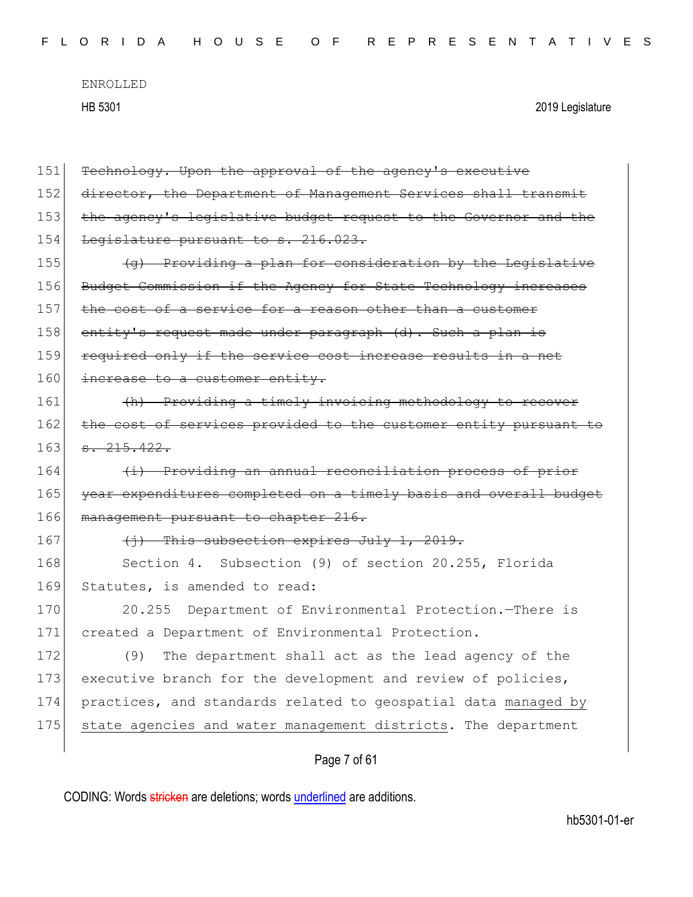~~Technology. Upon the approval of the agency's executive director, the Department of Management Services shall transmit the agency's legislative budget request to the Governor and the Legislature pursuant to s. 216.023.~~

~~(g) Providing a plan for consideration by the Legislative Budget Commission if the Agency for State Technology increases the cost of a service for a reason other than a customer entity's request made under paragraph (d). Such a plan is required only if the service cost increase results in a net increase to a customer entity.~~

~~(h) Providing a timely invoicing methodology to recover the cost of services provided to the customer entity pursuant to s. 215.422.~~

~~(i) Providing an annual reconciliation process of prior year expenditures completed on a timely basis and overall budget management pursuant to chapter 216.~~

~~(j) This subsection expires July 1, 2019.~~

Section 4. Subsection (9) of section 20.255, Florida Statutes, is amended to read:

20.255 Department of Environmental Protection.—There is created a Department of Environmental Protection.

(9) The department shall act as the lead agency of the executive branch for the development and review of policies, practices, and standards related to geospatial data <u>managed by state agencies and water management districts</u>. The department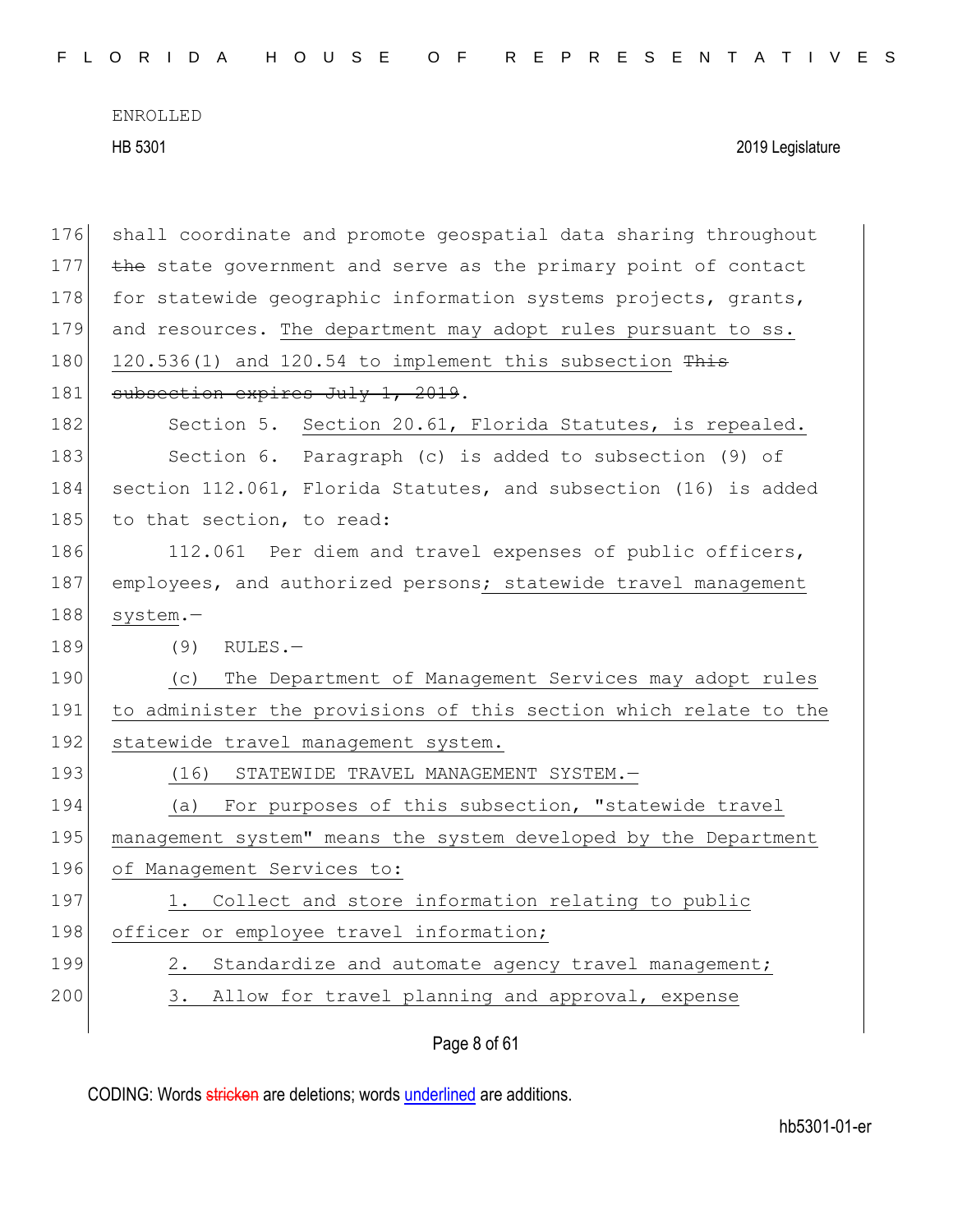shall coordinate and promote geospatial data sharing throughout ~~the~~ state government and serve as the primary point of contact for statewide geographic information systems projects, grants, and resources. <u>The department may adopt rules pursuant to ss. 120.536(1) and 120.54 to implement this subsection</u> ~~This subsection expires July 1, 2019~~.

Section 5. <u>Section 20.61, Florida Statutes, is repealed.</u>

Section 6. Paragraph (c) is added to subsection (9) of section 112.061, Florida Statutes, and subsection (16) is added to that section, to read:

112.061 Per diem and travel expenses of public officers, employees, and authorized persons<u>; statewide travel management system</u>.—

(9) RULES.—

<u>(c) The Department of Management Services may adopt rules to administer the provisions of this section which relate to the statewide travel management system.</u>

<u>(16) STATEWIDE TRAVEL MANAGEMENT SYSTEM.—</u>

<u>(a) For purposes of this subsection, "statewide travel management system" means the system developed by the Department of Management Services to:</u>

<u>1. Collect and store information relating to public officer or employee travel information;</u>

<u>2. Standardize and automate agency travel management;</u>

<u>3. Allow for travel planning and approval, expense</u>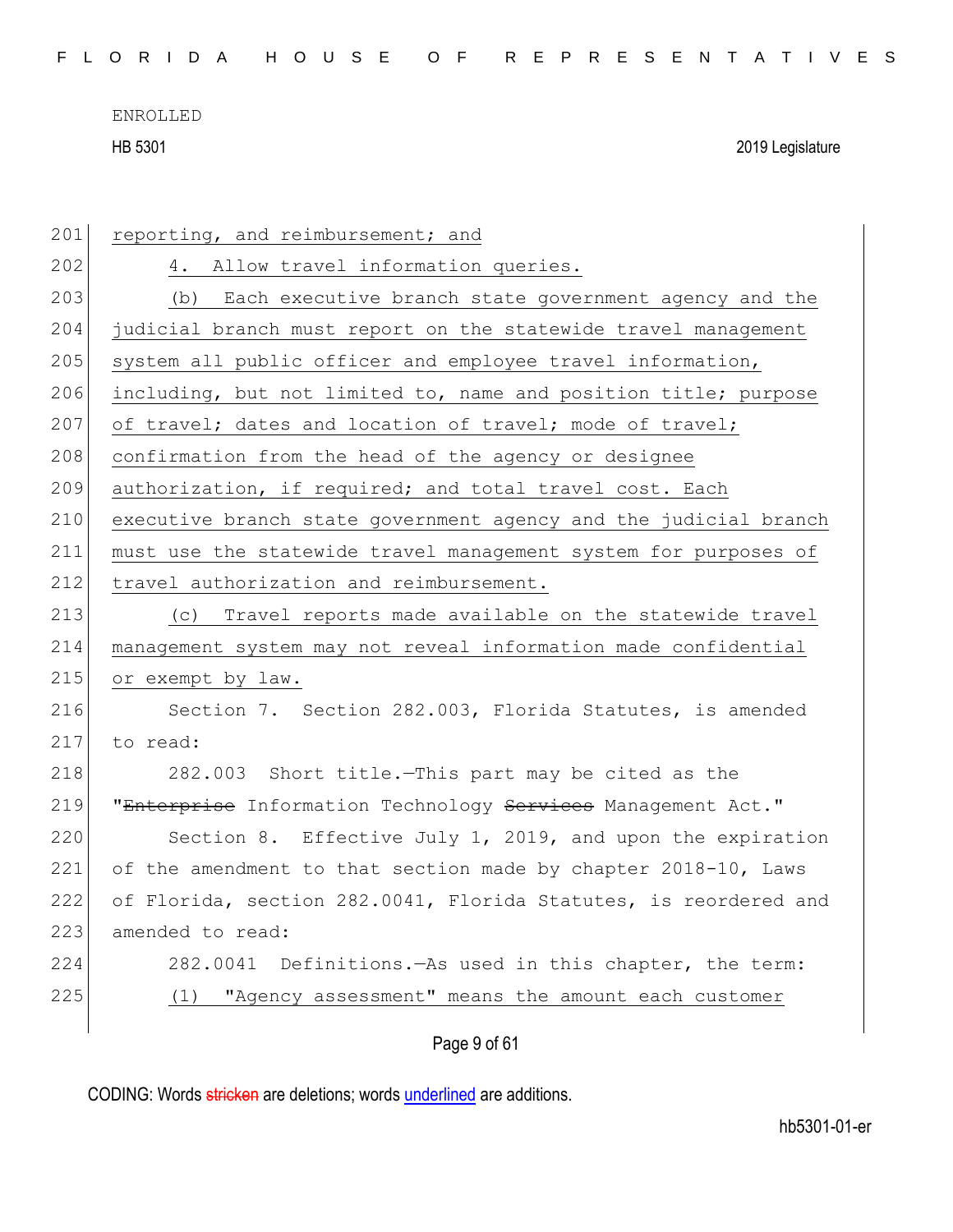reporting, and reimbursement; and

4. Allow travel information queries.

(b) Each executive branch state government agency and the judicial branch must report on the statewide travel management system all public officer and employee travel information, including, but not limited to, name and position title; purpose of travel; dates and location of travel; mode of travel; confirmation from the head of the agency or designee authorization, if required; and total travel cost. Each executive branch state government agency and the judicial branch must use the statewide travel management system for purposes of travel authorization and reimbursement.

(c) Travel reports made available on the statewide travel management system may not reveal information made confidential or exempt by law.

Section 7. Section 282.003, Florida Statutes, is amended to read:

282.003 Short title.—This part may be cited as the "~~Enterprise~~ Information Technology ~~Services~~ Management Act."

Section 8. Effective July 1, 2019, and upon the expiration of the amendment to that section made by chapter 2018-10, Laws of Florida, section 282.0041, Florida Statutes, is reordered and amended to read:

282.0041 Definitions.—As used in this chapter, the term:

(1) "Agency assessment" means the amount each customer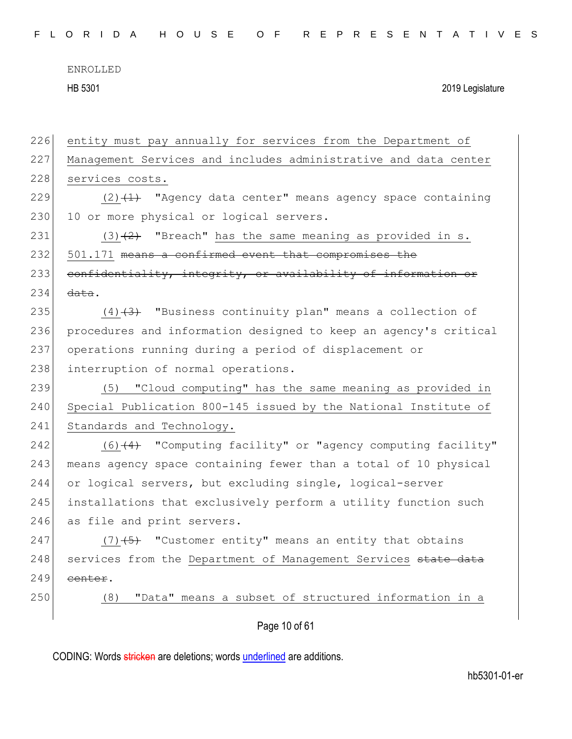entity must pay annually for services from the Department of Management Services and includes administrative and data center services costs.

(2)~~(1)~~ "Agency data center" means agency space containing 10 or more physical or logical servers.

(3)~~(2)~~ "Breach" has the same meaning as provided in s. 501.171 ~~means a confirmed event that compromises the confidentiality, integrity, or availability of information or data~~.

(4)~~(3)~~ "Business continuity plan" means a collection of procedures and information designed to keep an agency's critical operations running during a period of displacement or interruption of normal operations.

(5) "Cloud computing" has the same meaning as provided in Special Publication 800-145 issued by the National Institute of Standards and Technology.

(6)~~(4)~~ "Computing facility" or "agency computing facility" means agency space containing fewer than a total of 10 physical or logical servers, but excluding single, logical-server installations that exclusively perform a utility function such as file and print servers.

(7)~~(5)~~ "Customer entity" means an entity that obtains services from the Department of Management Services ~~state data center~~.

(8) "Data" means a subset of structured information in a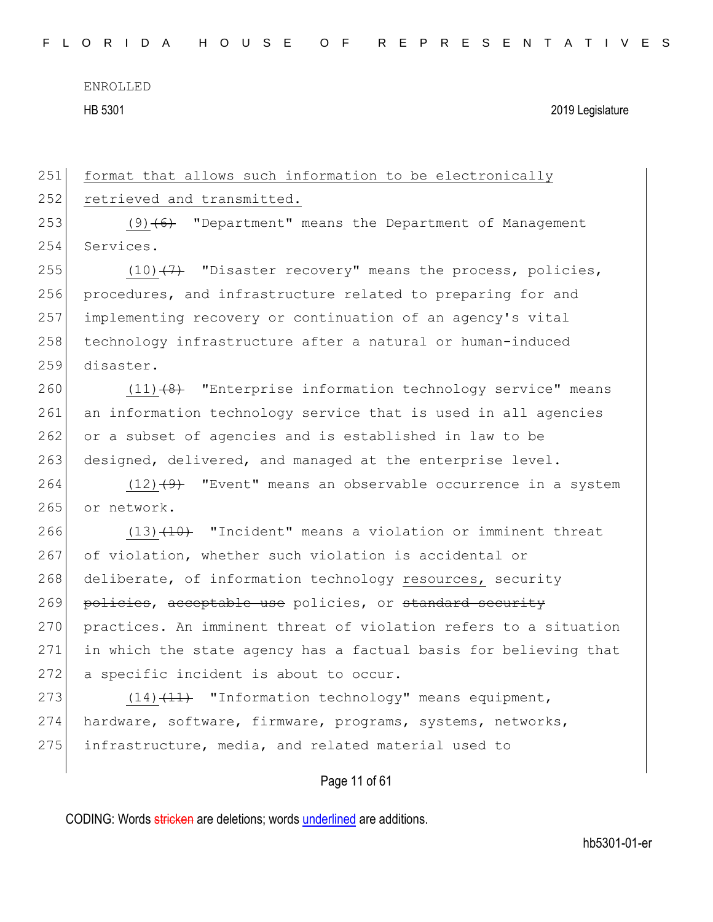251 format that allows such information to be electronically
252 retrieved and transmitted.

253 (9)~~(6)~~ "Department" means the Department of Management
254 Services.

255 (10)~~(7)~~ "Disaster recovery" means the process, policies,
256 procedures, and infrastructure related to preparing for and
257 implementing recovery or continuation of an agency's vital
258 technology infrastructure after a natural or human-induced
259 disaster.

260 (11)~~(8)~~ "Enterprise information technology service" means
261 an information technology service that is used in all agencies
262 or a subset of agencies and is established in law to be
263 designed, delivered, and managed at the enterprise level.

264 (12)~~(9)~~ "Event" means an observable occurrence in a system
265 or network.

266 (13)~~(10)~~ "Incident" means a violation or imminent threat
267 of violation, whether such violation is accidental or
268 deliberate, of information technology resources, security
269 ~~policies~~, ~~acceptable use~~ policies, or ~~standard security~~
270 practices. An imminent threat of violation refers to a situation
271 in which the state agency has a factual basis for believing that
272 a specific incident is about to occur.

273 (14)~~(11)~~ "Information technology" means equipment,
274 hardware, software, firmware, programs, systems, networks,
275 infrastructure, media, and related material used to

CODING: Words ~~stricken~~ are deletions; words underlined are additions.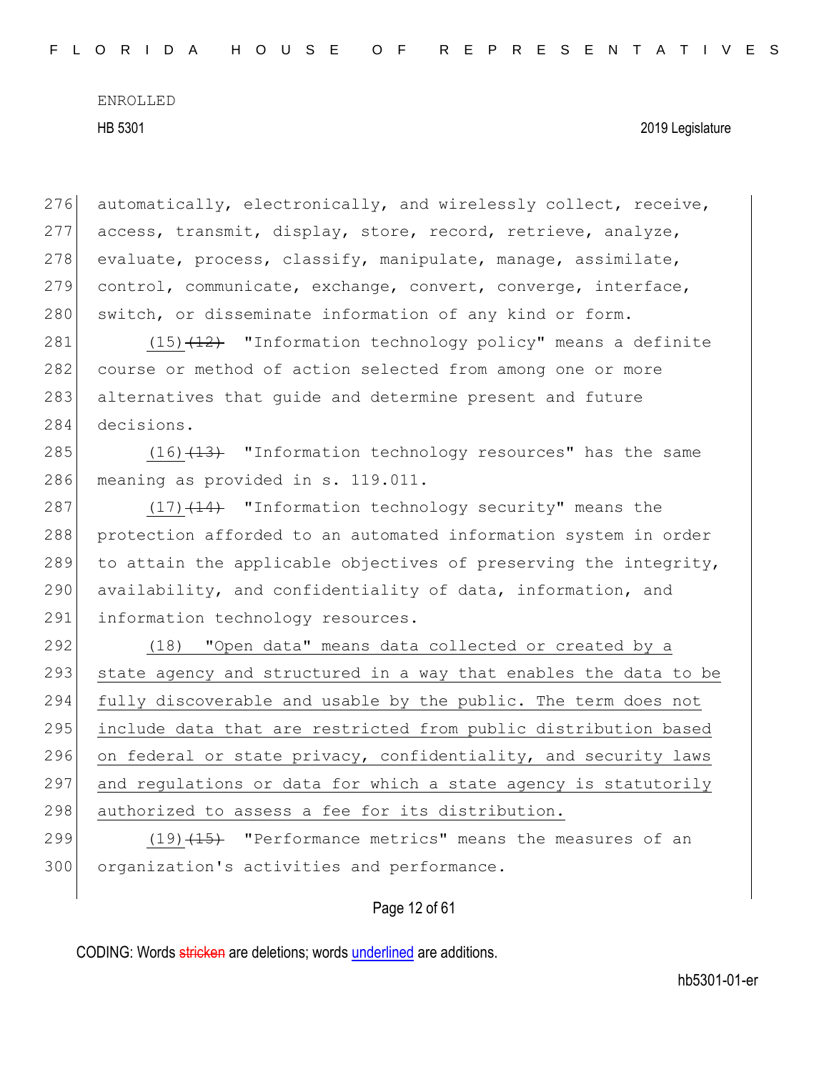automatically, electronically, and wirelessly collect, receive, access, transmit, display, store, record, retrieve, analyze, evaluate, process, classify, manipulate, manage, assimilate, control, communicate, exchange, convert, converge, interface, switch, or disseminate information of any kind or form.

(15) ~~(12)~~ "Information technology policy" means a definite course or method of action selected from among one or more alternatives that guide and determine present and future decisions.

(16) ~~(13)~~ "Information technology resources" has the same meaning as provided in s. 119.011.

(17) ~~(14)~~ "Information technology security" means the protection afforded to an automated information system in order to attain the applicable objectives of preserving the integrity, availability, and confidentiality of data, information, and information technology resources.

(18) "Open data" means data collected or created by a state agency and structured in a way that enables the data to be fully discoverable and usable by the public. The term does not include data that are restricted from public distribution based on federal or state privacy, confidentiality, and security laws and regulations or data for which a state agency is statutorily authorized to assess a fee for its distribution.

(19) ~~(15)~~ "Performance metrics" means the measures of an organization's activities and performance.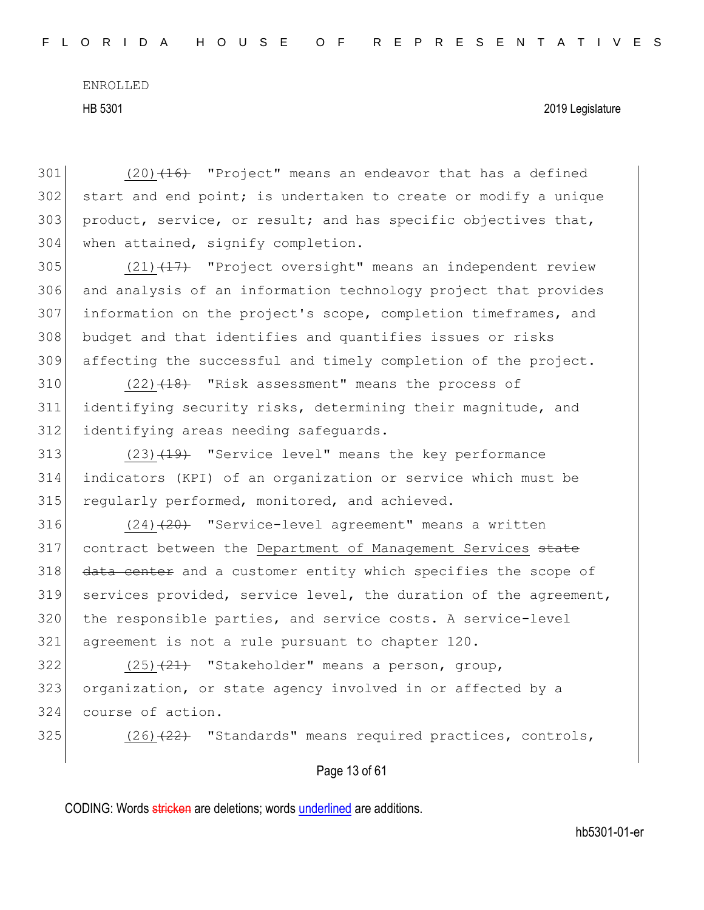(20)~~(16)~~ "Project" means an endeavor that has a defined start and end point; is undertaken to create or modify a unique product, service, or result; and has specific objectives that, when attained, signify completion.

(21)~~(17)~~ "Project oversight" means an independent review and analysis of an information technology project that provides information on the project's scope, completion timeframes, and budget and that identifies and quantifies issues or risks affecting the successful and timely completion of the project.

(22)~~(18)~~ "Risk assessment" means the process of identifying security risks, determining their magnitude, and identifying areas needing safeguards.

(23)~~(19)~~ "Service level" means the key performance indicators (KPI) of an organization or service which must be regularly performed, monitored, and achieved.

(24)~~(20)~~ "Service-level agreement" means a written contract between the Department of Management Services ~~state data center~~ and a customer entity which specifies the scope of services provided, service level, the duration of the agreement, the responsible parties, and service costs. A service-level agreement is not a rule pursuant to chapter 120.

(25)~~(21)~~ "Stakeholder" means a person, group, organization, or state agency involved in or affected by a course of action.

(26)~~(22)~~ "Standards" means required practices, controls,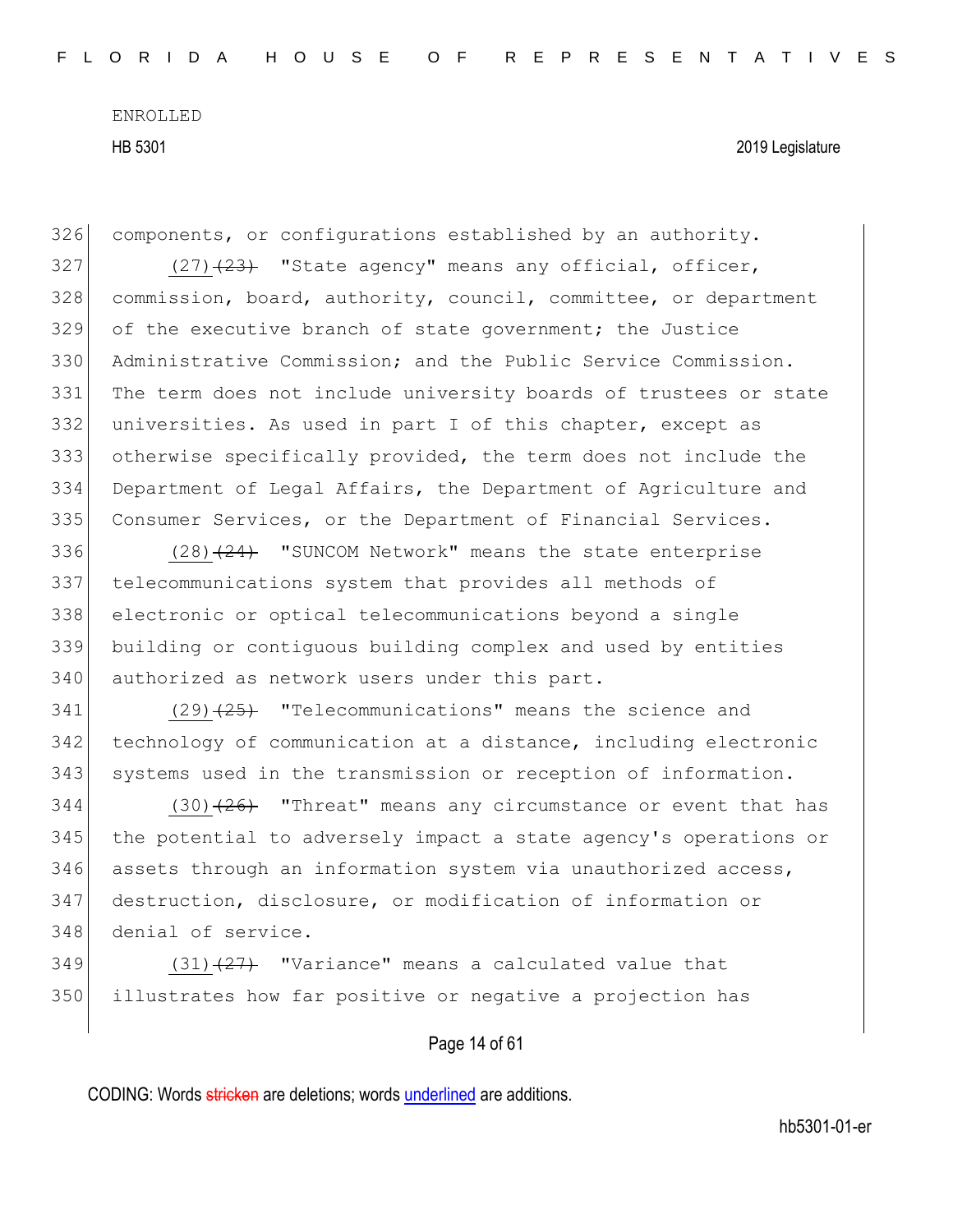components, or configurations established by an authority.

(27)~~(23)~~ "State agency" means any official, officer, commission, board, authority, council, committee, or department of the executive branch of state government; the Justice Administrative Commission; and the Public Service Commission. The term does not include university boards of trustees or state universities. As used in part I of this chapter, except as otherwise specifically provided, the term does not include the Department of Legal Affairs, the Department of Agriculture and Consumer Services, or the Department of Financial Services.

(28)~~(24)~~ "SUNCOM Network" means the state enterprise telecommunications system that provides all methods of electronic or optical telecommunications beyond a single building or contiguous building complex and used by entities authorized as network users under this part.

(29)~~(25)~~ "Telecommunications" means the science and technology of communication at a distance, including electronic systems used in the transmission or reception of information.

(30)~~(26)~~ "Threat" means any circumstance or event that has the potential to adversely impact a state agency's operations or assets through an information system via unauthorized access, destruction, disclosure, or modification of information or denial of service.

(31)~~(27)~~ "Variance" means a calculated value that illustrates how far positive or negative a projection has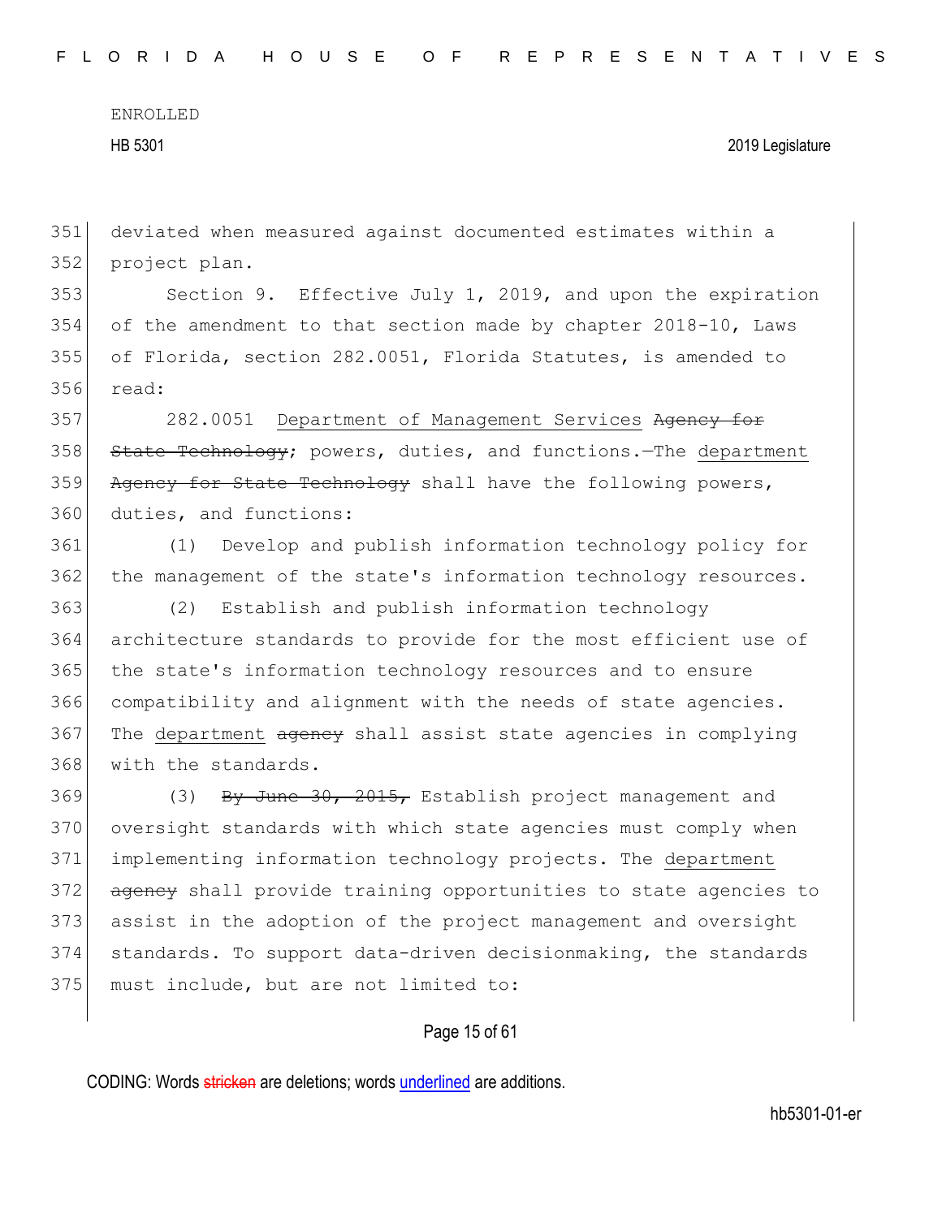deviated when measured against documented estimates within a project plan.

Section 9. Effective July 1, 2019, and upon the expiration of the amendment to that section made by chapter 2018-10, Laws of Florida, section 282.0051, Florida Statutes, is amended to read:

282.0051 <u>Department of Management Services</u> ~~Agency for State Technology~~; powers, duties, and functions.—The <u>department</u> ~~Agency for State Technology~~ shall have the following powers, duties, and functions:

(1) Develop and publish information technology policy for the management of the state's information technology resources.

(2) Establish and publish information technology architecture standards to provide for the most efficient use of the state's information technology resources and to ensure compatibility and alignment with the needs of state agencies. The <u>department</u> ~~agency~~ shall assist state agencies in complying with the standards.

(3) ~~By June 30, 2015,~~ Establish project management and oversight standards with which state agencies must comply when implementing information technology projects. The <u>department</u> ~~agency~~ shall provide training opportunities to state agencies to assist in the adoption of the project management and oversight standards. To support data-driven decisionmaking, the standards must include, but are not limited to: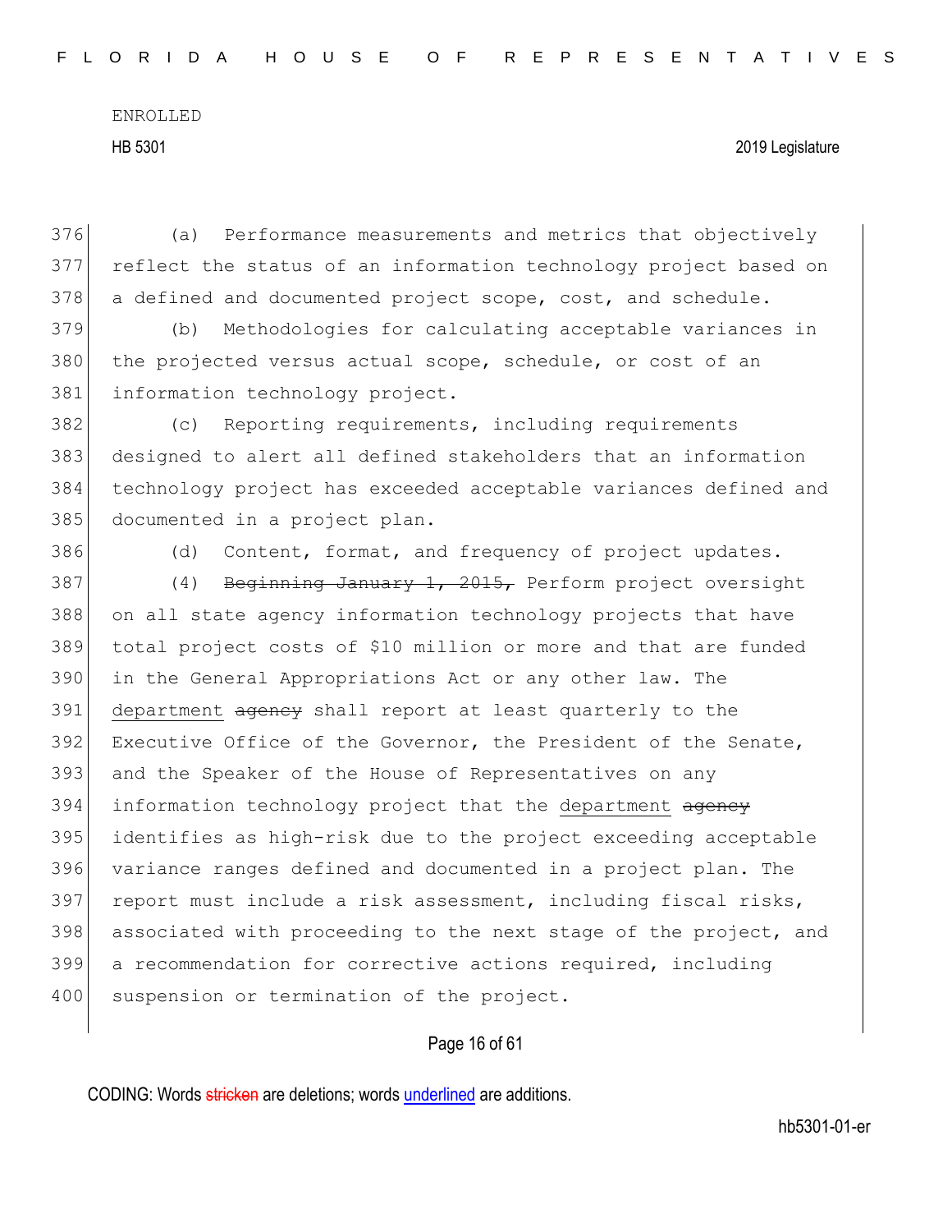(a) Performance measurements and metrics that objectively reflect the status of an information technology project based on a defined and documented project scope, cost, and schedule.

(b) Methodologies for calculating acceptable variances in the projected versus actual scope, schedule, or cost of an information technology project.

(c) Reporting requirements, including requirements designed to alert all defined stakeholders that an information technology project has exceeded acceptable variances defined and documented in a project plan.

(d) Content, format, and frequency of project updates.

(4) ~~Beginning January 1, 2015,~~ Perform project oversight on all state agency information technology projects that have total project costs of $10 million or more and that are funded in the General Appropriations Act or any other law. The department ~~agency~~ shall report at least quarterly to the Executive Office of the Governor, the President of the Senate, and the Speaker of the House of Representatives on any information technology project that the department ~~agency~~ identifies as high-risk due to the project exceeding acceptable variance ranges defined and documented in a project plan. The report must include a risk assessment, including fiscal risks, associated with proceeding to the next stage of the project, and a recommendation for corrective actions required, including suspension or termination of the project.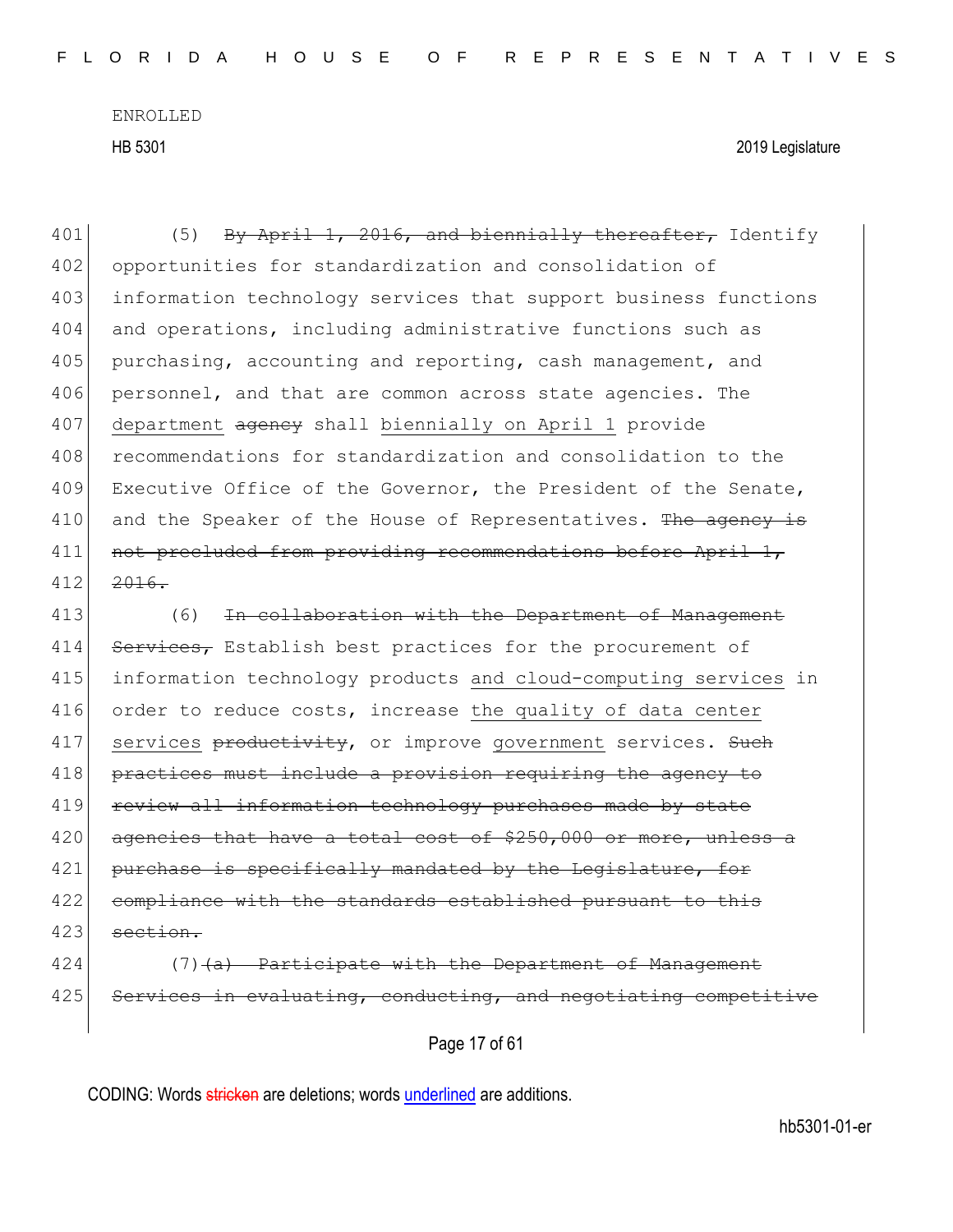(5) ~~By April 1, 2016, and biennially thereafter,~~ Identify opportunities for standardization and consolidation of information technology services that support business functions and operations, including administrative functions such as purchasing, accounting and reporting, cash management, and personnel, and that are common across state agencies. The <u>department</u> ~~agency~~ shall <u>biennially on April 1</u> provide recommendations for standardization and consolidation to the Executive Office of the Governor, the President of the Senate, and the Speaker of the House of Representatives. ~~The agency is not precluded from providing recommendations before April 1, 2016.~~

(6) ~~In collaboration with the Department of Management Services,~~ Establish best practices for the procurement of information technology products <u>and cloud-computing services</u> in order to reduce costs, increase <u>the quality of data center services</u> ~~productivity~~, or improve <u>government</u> services. ~~Such practices must include a provision requiring the agency to review all information technology purchases made by state agencies that have a total cost of $250,000 or more, unless a purchase is specifically mandated by the Legislature, for compliance with the standards established pursuant to this section.~~

(7) ~~(a) Participate with the Department of Management Services in evaluating, conducting, and negotiating competitive~~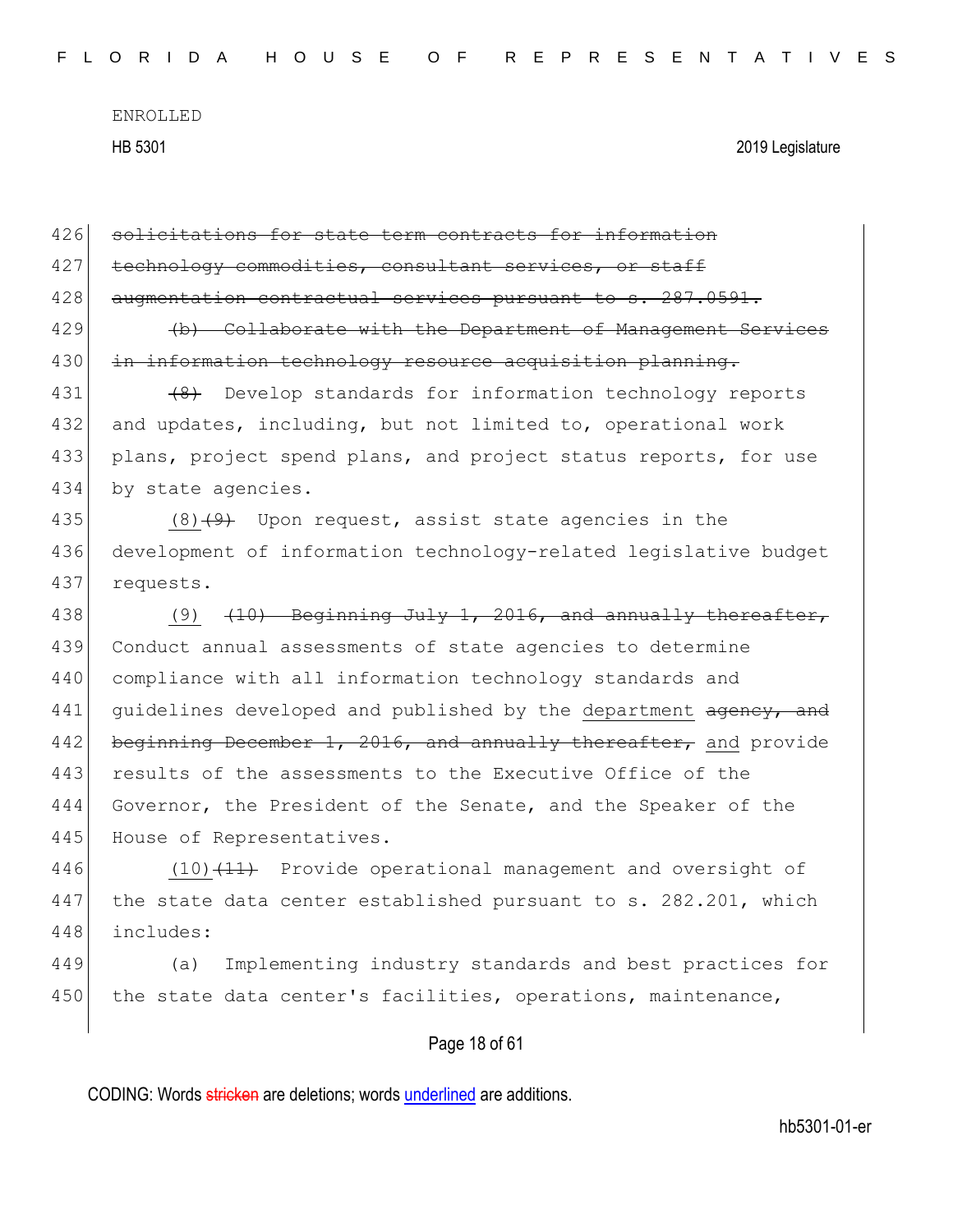426 ~~solicitations for state term contracts for information~~
427 ~~technology commodities, consultant services, or staff~~
428 ~~augmentation contractual services pursuant to s. 287.0591.~~

429 ~~(b) Collaborate with the Department of Management Services~~
430 ~~in information technology resource acquisition planning.~~

431 ~~(8)~~ Develop standards for information technology reports
432 and updates, including, but not limited to, operational work
433 plans, project spend plans, and project status reports, for use
434 by state agencies.

435 <u>(8)</u>~~(9)~~ Upon request, assist state agencies in the
436 development of information technology-related legislative budget
437 requests.

438 <u>(9)</u> ~~(10) Beginning July 1, 2016, and annually thereafter,~~
439 Conduct annual assessments of state agencies to determine
440 compliance with all information technology standards and
441 guidelines developed and published by the <u>department</u> ~~agency, and~~
442 ~~beginning December 1, 2016, and annually thereafter,~~ <u>and</u> provide
443 results of the assessments to the Executive Office of the
444 Governor, the President of the Senate, and the Speaker of the
445 House of Representatives.

446 <u>(10)</u>~~(11)~~ Provide operational management and oversight of
447 the state data center established pursuant to s. 282.201, which
448 includes:

449 (a) Implementing industry standards and best practices for
450 the state data center's facilities, operations, maintenance,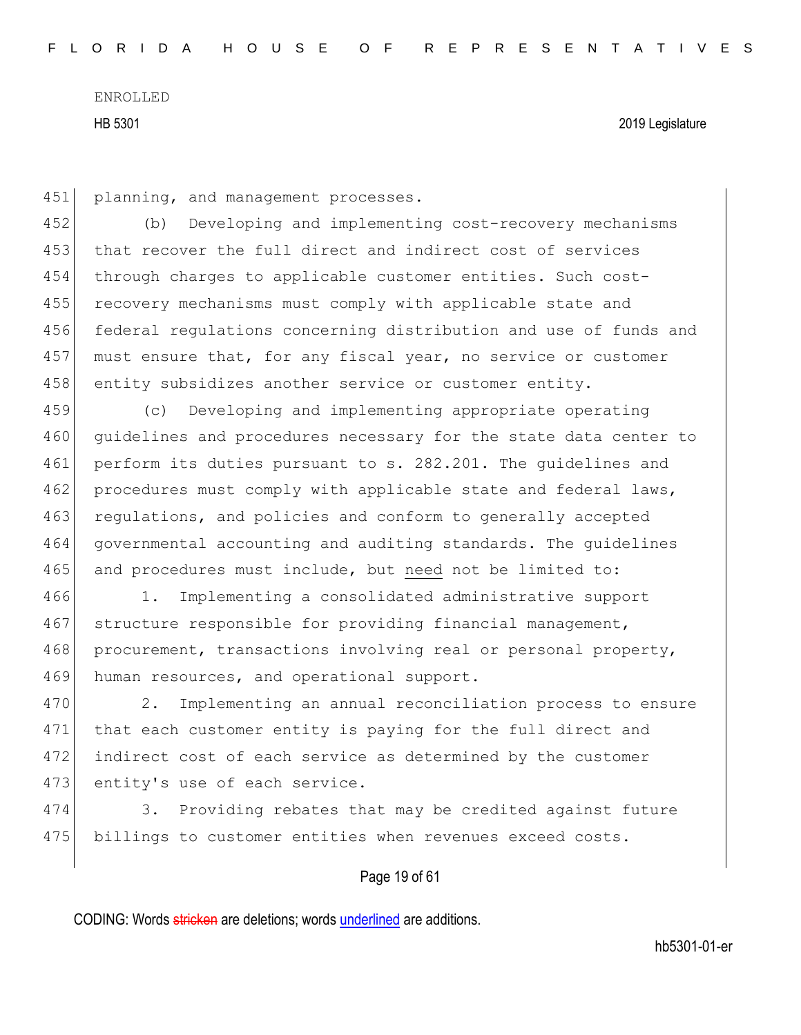planning, and management processes.

(b) Developing and implementing cost-recovery mechanisms that recover the full direct and indirect cost of services through charges to applicable customer entities. Such cost-recovery mechanisms must comply with applicable state and federal regulations concerning distribution and use of funds and must ensure that, for any fiscal year, no service or customer entity subsidizes another service or customer entity.

(c) Developing and implementing appropriate operating guidelines and procedures necessary for the state data center to perform its duties pursuant to s. 282.201. The guidelines and procedures must comply with applicable state and federal laws, regulations, and policies and conform to generally accepted governmental accounting and auditing standards. The guidelines and procedures must include, but need not be limited to:

1. Implementing a consolidated administrative support structure responsible for providing financial management, procurement, transactions involving real or personal property, human resources, and operational support.

2. Implementing an annual reconciliation process to ensure that each customer entity is paying for the full direct and indirect cost of each service as determined by the customer entity's use of each service.

3. Providing rebates that may be credited against future billings to customer entities when revenues exceed costs.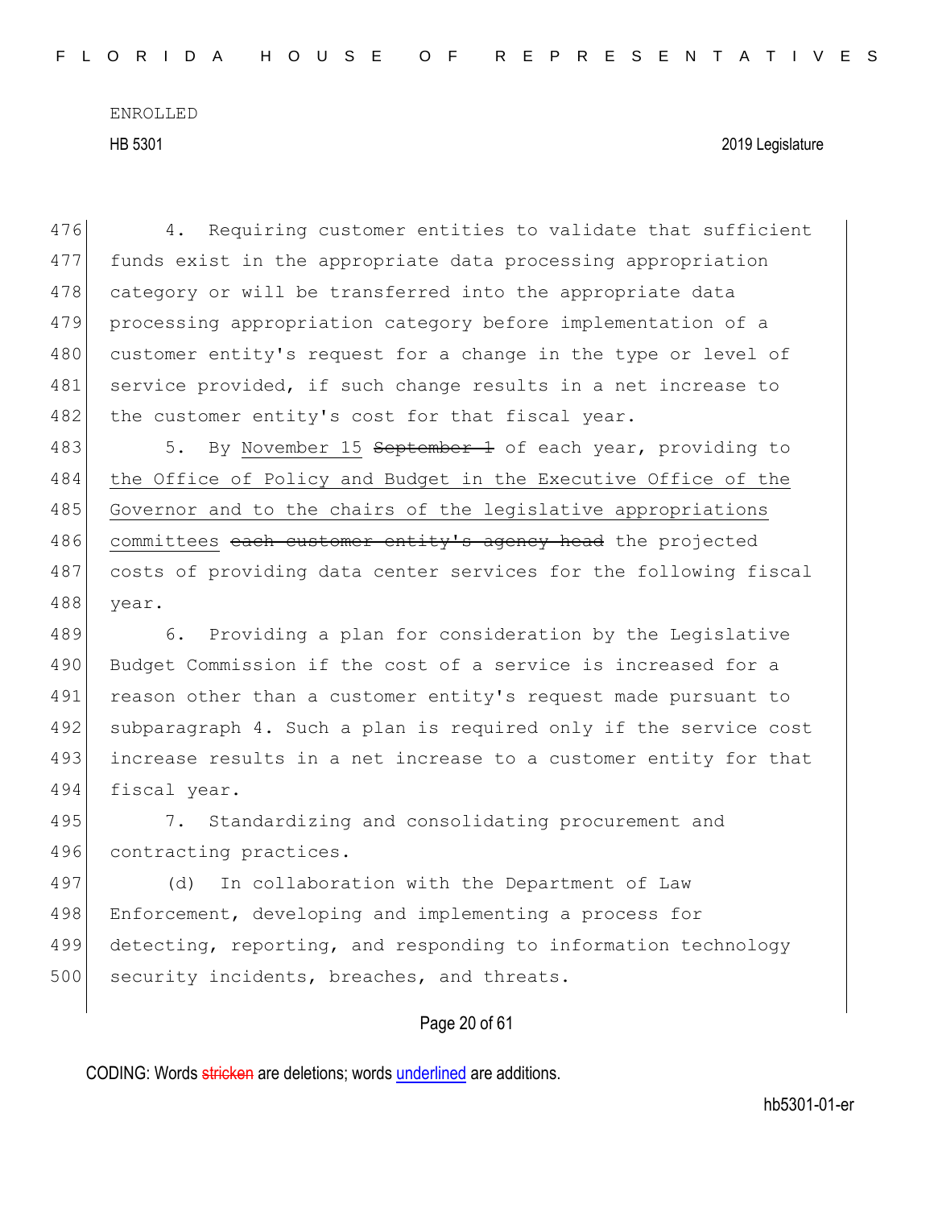4. Requiring customer entities to validate that sufficient funds exist in the appropriate data processing appropriation category or will be transferred into the appropriate data processing appropriation category before implementation of a customer entity's request for a change in the type or level of service provided, if such change results in a net increase to the customer entity's cost for that fiscal year.

5. By <u>November 15</u> ~~September 1~~ of each year, providing to <u>the Office of Policy and Budget in the Executive Office of the Governor and to the chairs of the legislative appropriations committees</u> ~~each customer entity's agency head~~ the projected costs of providing data center services for the following fiscal year.

6. Providing a plan for consideration by the Legislative Budget Commission if the cost of a service is increased for a reason other than a customer entity's request made pursuant to subparagraph 4. Such a plan is required only if the service cost increase results in a net increase to a customer entity for that fiscal year.

7. Standardizing and consolidating procurement and contracting practices.

(d) In collaboration with the Department of Law Enforcement, developing and implementing a process for detecting, reporting, and responding to information technology security incidents, breaches, and threats.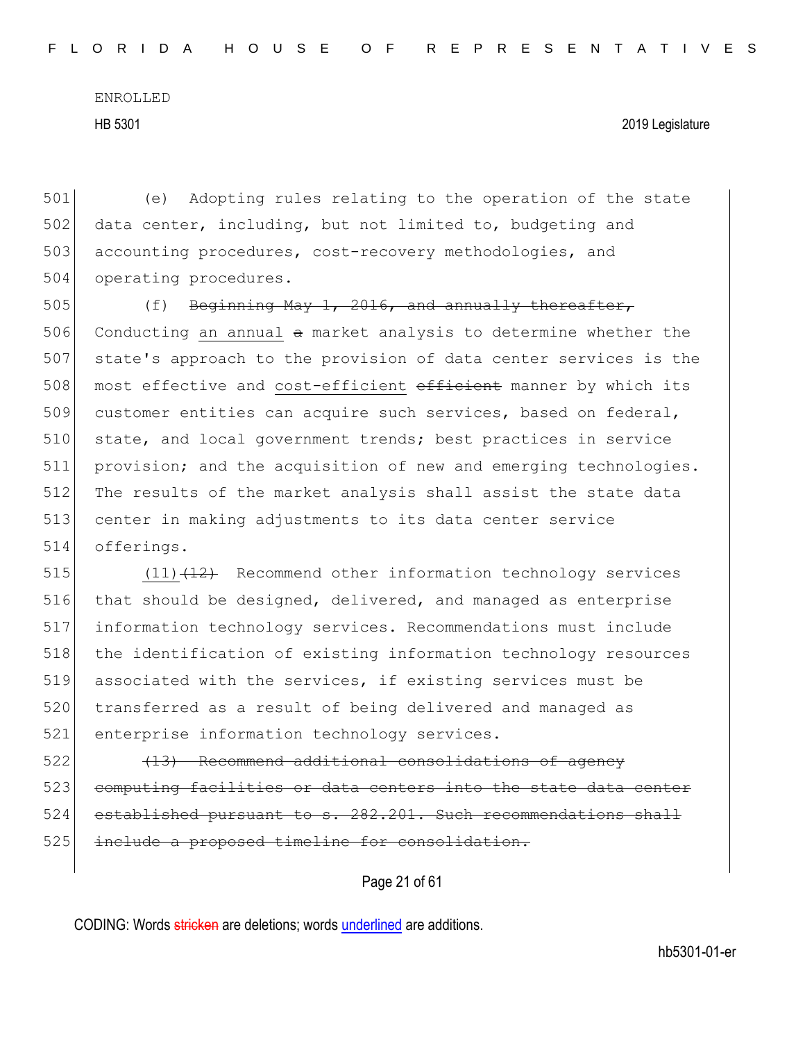(e) Adopting rules relating to the operation of the state data center, including, but not limited to, budgeting and accounting procedures, cost-recovery methodologies, and operating procedures.

(f) ~~Beginning May 1, 2016, and annually thereafter,~~ Conducting <u>an annual</u> ~~a~~ market analysis to determine whether the state's approach to the provision of data center services is the most effective and <u>cost-efficient</u> ~~efficient~~ manner by which its customer entities can acquire such services, based on federal, state, and local government trends; best practices in service provision; and the acquisition of new and emerging technologies. The results of the market analysis shall assist the state data center in making adjustments to its data center service offerings.

<u>(11)</u>~~(12)~~ Recommend other information technology services that should be designed, delivered, and managed as enterprise information technology services. Recommendations must include the identification of existing information technology resources associated with the services, if existing services must be transferred as a result of being delivered and managed as enterprise information technology services.

~~(13) Recommend additional consolidations of agency computing facilities or data centers into the state data center established pursuant to s. 282.201. Such recommendations shall include a proposed timeline for consolidation.~~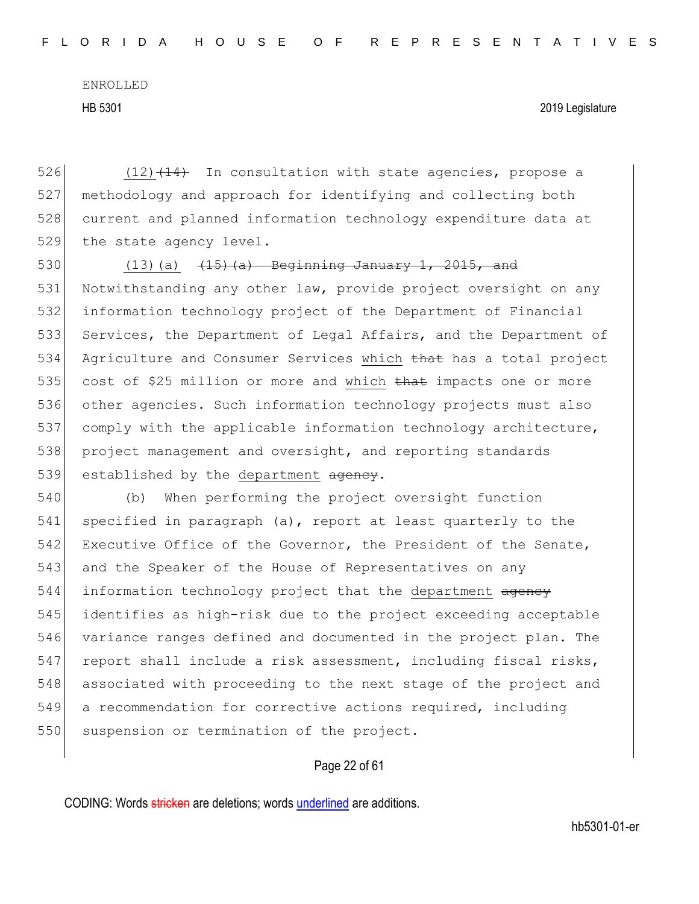(12)~~(14)~~ In consultation with state agencies, propose a methodology and approach for identifying and collecting both current and planned information technology expenditure data at the state agency level.

(13)(a) ~~(15)(a) Beginning January 1, 2015, and~~ Notwithstanding any other law, provide project oversight on any information technology project of the Department of Financial Services, the Department of Legal Affairs, and the Department of Agriculture and Consumer Services <u>which</u> ~~that~~ has a total project cost of $25 million or more and <u>which</u> ~~that~~ impacts one or more other agencies. Such information technology projects must also comply with the applicable information technology architecture, project management and oversight, and reporting standards established by the <u>department</u> ~~agency~~.

(b) When performing the project oversight function specified in paragraph (a), report at least quarterly to the Executive Office of the Governor, the President of the Senate, and the Speaker of the House of Representatives on any information technology project that the <u>department</u> ~~agency~~ identifies as high-risk due to the project exceeding acceptable variance ranges defined and documented in the project plan. The report shall include a risk assessment, including fiscal risks, associated with proceeding to the next stage of the project and a recommendation for corrective actions required, including suspension or termination of the project.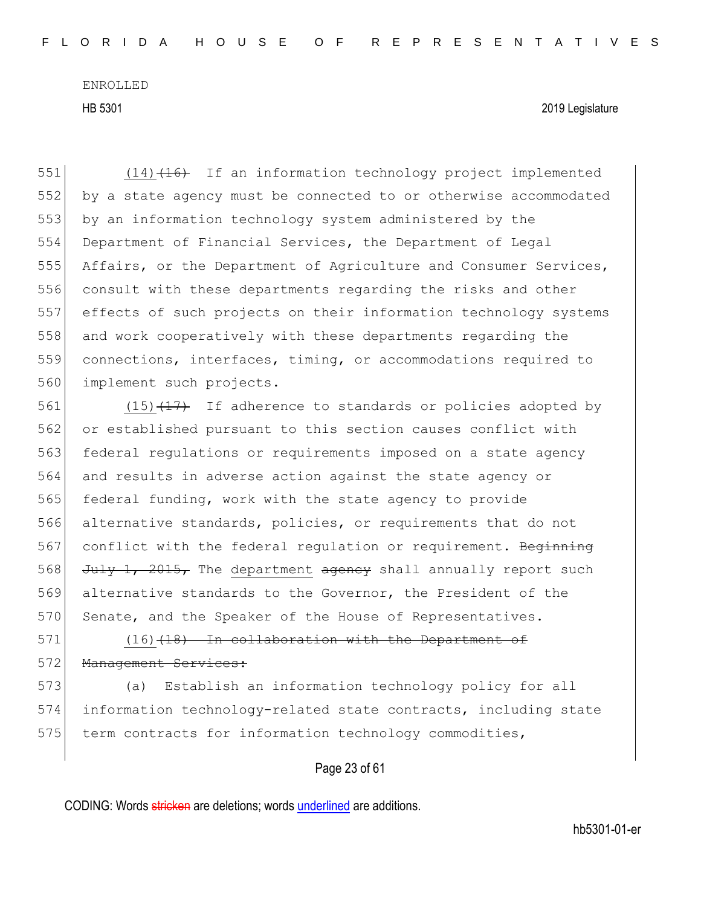(14)~~(16)~~ If an information technology project implemented by a state agency must be connected to or otherwise accommodated by an information technology system administered by the Department of Financial Services, the Department of Legal Affairs, or the Department of Agriculture and Consumer Services, consult with these departments regarding the risks and other effects of such projects on their information technology systems and work cooperatively with these departments regarding the connections, interfaces, timing, or accommodations required to implement such projects.

(15)~~(17)~~ If adherence to standards or policies adopted by or established pursuant to this section causes conflict with federal regulations or requirements imposed on a state agency and results in adverse action against the state agency or federal funding, work with the state agency to provide alternative standards, policies, or requirements that do not conflict with the federal regulation or requirement. ~~Beginning July 1, 2015,~~ The <u>department</u> ~~agency~~ shall annually report such alternative standards to the Governor, the President of the Senate, and the Speaker of the House of Representatives.

(16)~~(18) In collaboration with the Department of Management Services:~~

(a) Establish an information technology policy for all information technology-related state contracts, including state term contracts for information technology commodities,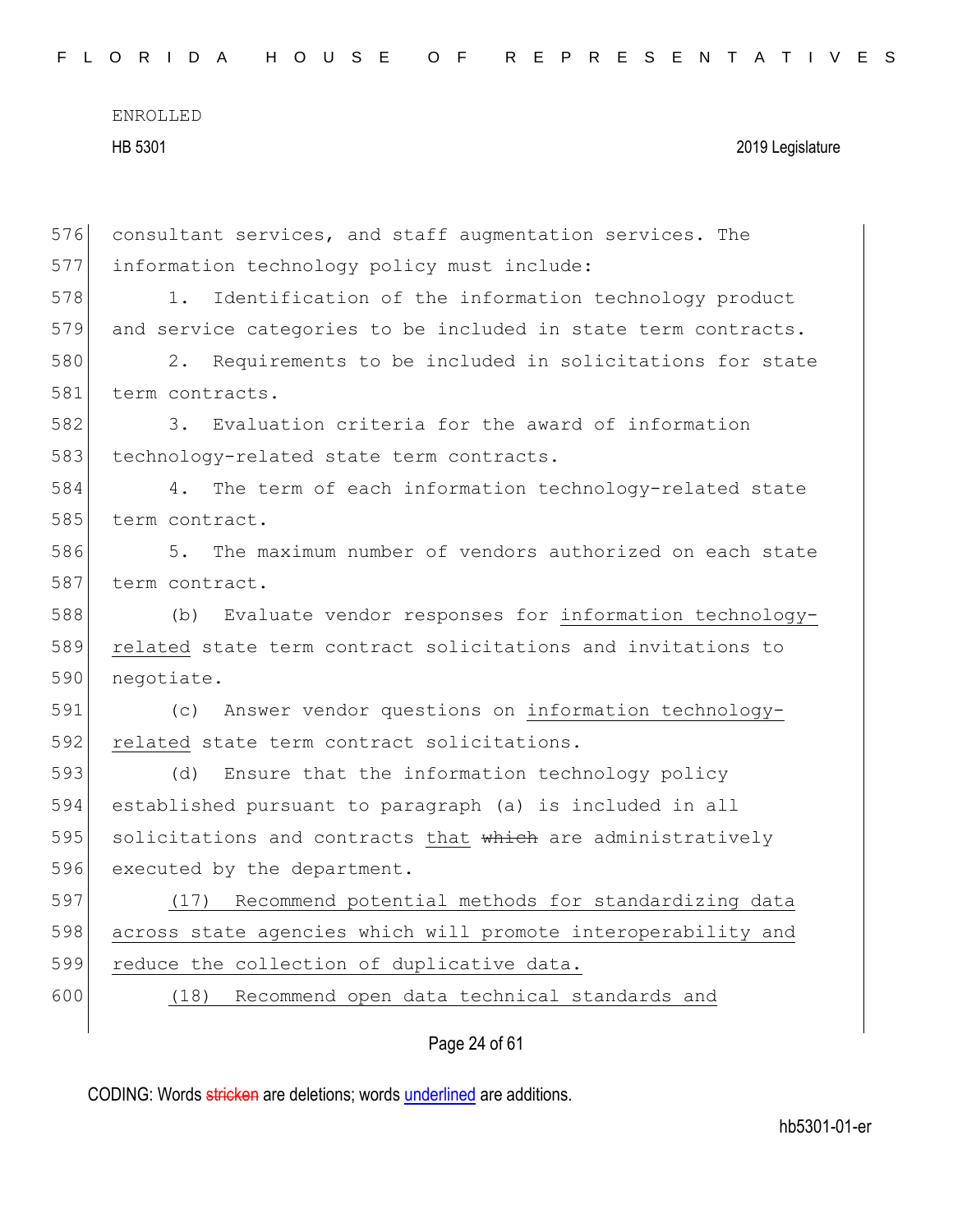consultant services, and staff augmentation services. The information technology policy must include:

1. Identification of the information technology product and service categories to be included in state term contracts.

2. Requirements to be included in solicitations for state term contracts.

3. Evaluation criteria for the award of information technology-related state term contracts.

4. The term of each information technology-related state term contract.

5. The maximum number of vendors authorized on each state term contract.

(b) Evaluate vendor responses for information technology-related state term contract solicitations and invitations to negotiate.

(c) Answer vendor questions on information technology-related state term contract solicitations.

(d) Ensure that the information technology policy established pursuant to paragraph (a) is included in all solicitations and contracts that ~~which~~ are administratively executed by the department.

(17) Recommend potential methods for standardizing data across state agencies which will promote interoperability and reduce the collection of duplicative data.

(18) Recommend open data technical standards and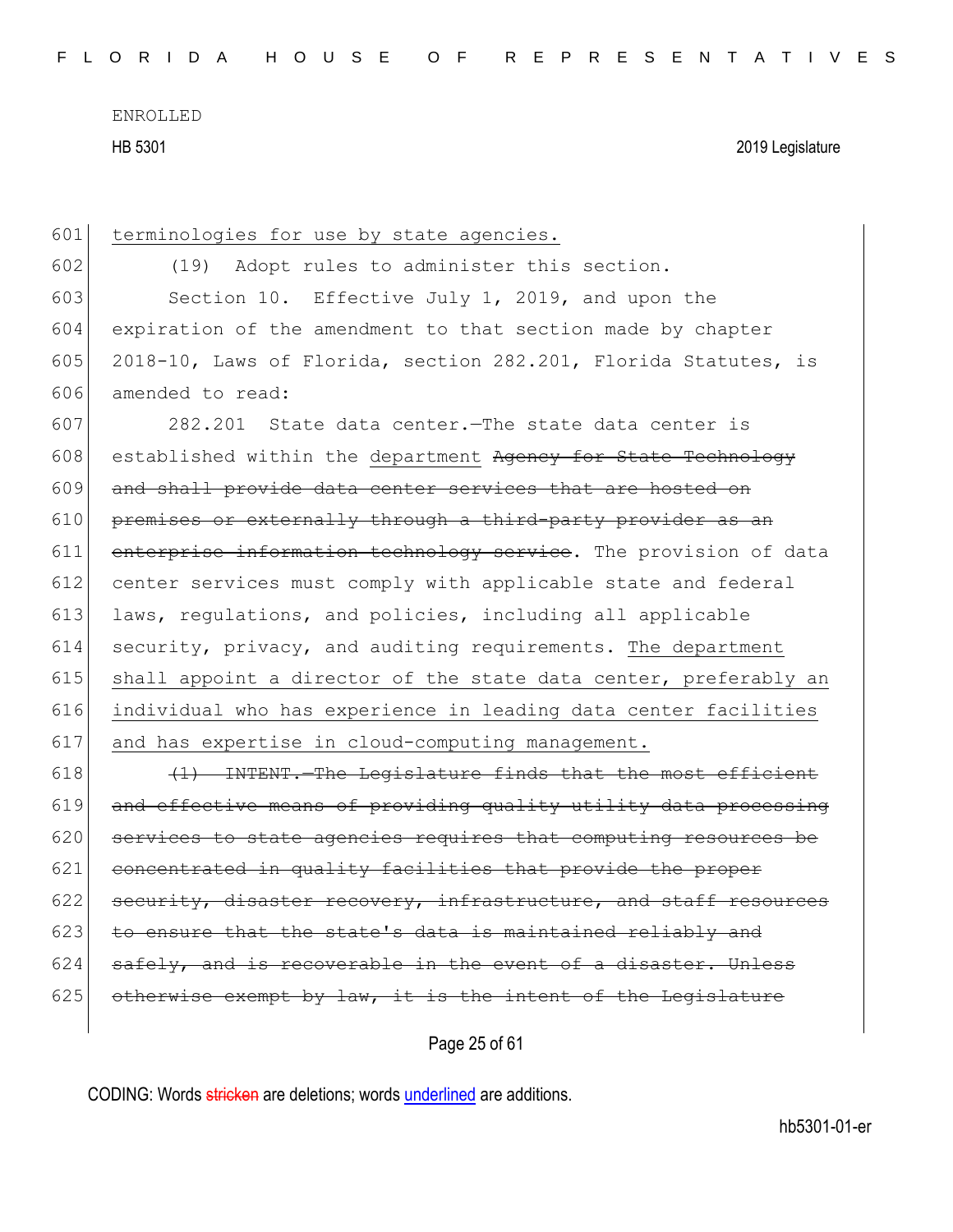601 terminologies for use by state agencies.

602 (19) Adopt rules to administer this section.

603 Section 10. Effective July 1, 2019, and upon the
604 expiration of the amendment to that section made by chapter
605 2018-10, Laws of Florida, section 282.201, Florida Statutes, is
606 amended to read:

607 282.201 State data center.—The state data center is
608 established within the department ~~Agency for State Technology~~
609 ~~and shall provide data center services that are hosted on~~
610 ~~premises or externally through a third-party provider as an~~
611 ~~enterprise information technology service~~. The provision of data
612 center services must comply with applicable state and federal
613 laws, regulations, and policies, including all applicable
614 security, privacy, and auditing requirements. The department
615 shall appoint a director of the state data center, preferably an
616 individual who has experience in leading data center facilities
617 and has expertise in cloud-computing management.

618 ~~(1) INTENT.—The Legislature finds that the most efficient~~
619 ~~and effective means of providing quality utility data processing~~
620 ~~services to state agencies requires that computing resources be~~
621 ~~concentrated in quality facilities that provide the proper~~
622 ~~security, disaster recovery, infrastructure, and staff resources~~
623 ~~to ensure that the state's data is maintained reliably and~~
624 ~~safely, and is recoverable in the event of a disaster. Unless~~
625 ~~otherwise exempt by law, it is the intent of the Legislature~~

CODING: Words ~~stricken~~ are deletions; words underlined are additions.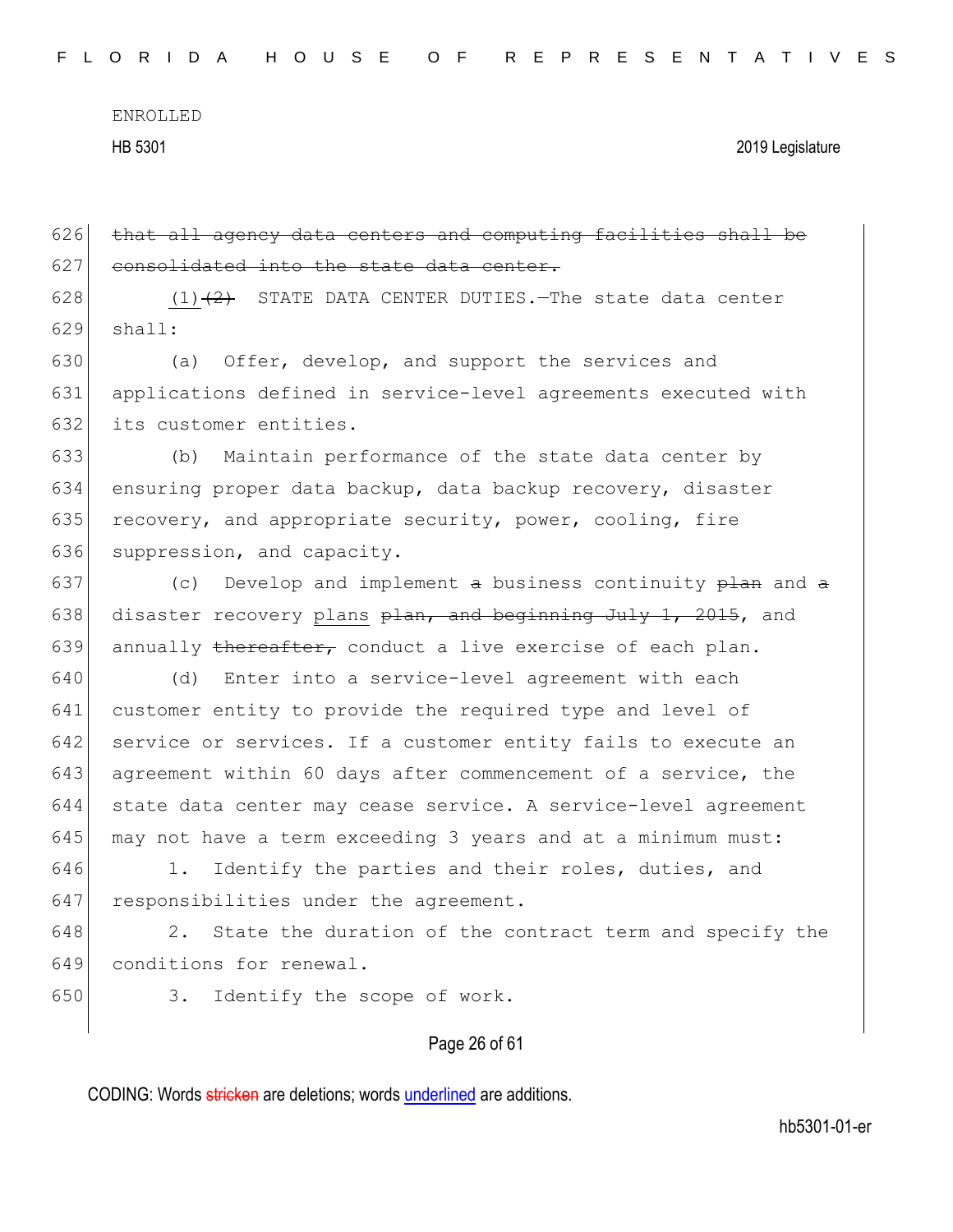~~that all agency data centers and computing facilities shall be consolidated into the state data center.~~

<u>(1)</u>~~(2)~~ STATE DATA CENTER DUTIES.—The state data center shall:

(a) Offer, develop, and support the services and applications defined in service-level agreements executed with its customer entities.

(b) Maintain performance of the state data center by ensuring proper data backup, data backup recovery, disaster recovery, and appropriate security, power, cooling, fire suppression, and capacity.

(c) Develop and implement ~~a~~ business continuity ~~plan~~ and ~~a~~ disaster recovery <u>plans</u> ~~plan, and beginning July 1, 2015~~, and annually ~~thereafter,~~ conduct a live exercise of each plan.

(d) Enter into a service-level agreement with each customer entity to provide the required type and level of service or services. If a customer entity fails to execute an agreement within 60 days after commencement of a service, the state data center may cease service. A service-level agreement may not have a term exceeding 3 years and at a minimum must:

1. Identify the parties and their roles, duties, and responsibilities under the agreement.

2. State the duration of the contract term and specify the conditions for renewal.

3. Identify the scope of work.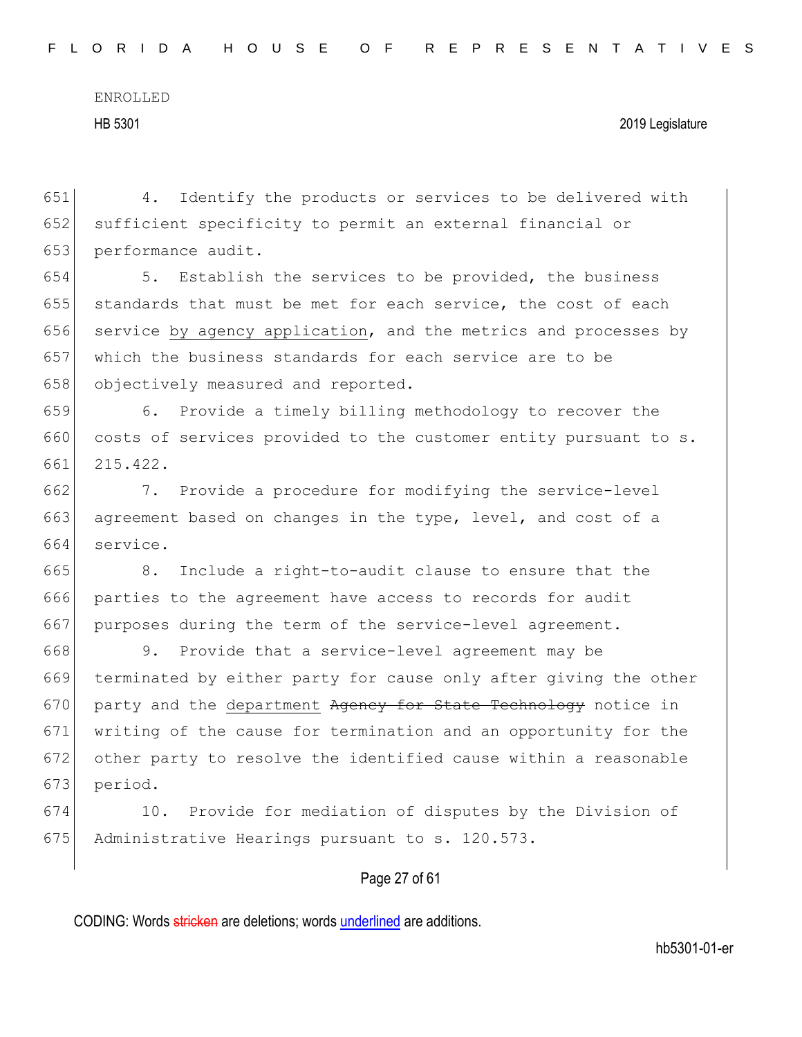4. Identify the products or services to be delivered with sufficient specificity to permit an external financial or performance audit.

5. Establish the services to be provided, the business standards that must be met for each service, the cost of each service by agency application, and the metrics and processes by which the business standards for each service are to be objectively measured and reported.

6. Provide a timely billing methodology to recover the costs of services provided to the customer entity pursuant to s. 215.422.

7. Provide a procedure for modifying the service-level agreement based on changes in the type, level, and cost of a service.

8. Include a right-to-audit clause to ensure that the parties to the agreement have access to records for audit purposes during the term of the service-level agreement.

9. Provide that a service-level agreement may be terminated by either party for cause only after giving the other party and the department ~~Agency for State Technology~~ notice in writing of the cause for termination and an opportunity for the other party to resolve the identified cause within a reasonable period.

10. Provide for mediation of disputes by the Division of Administrative Hearings pursuant to s. 120.573.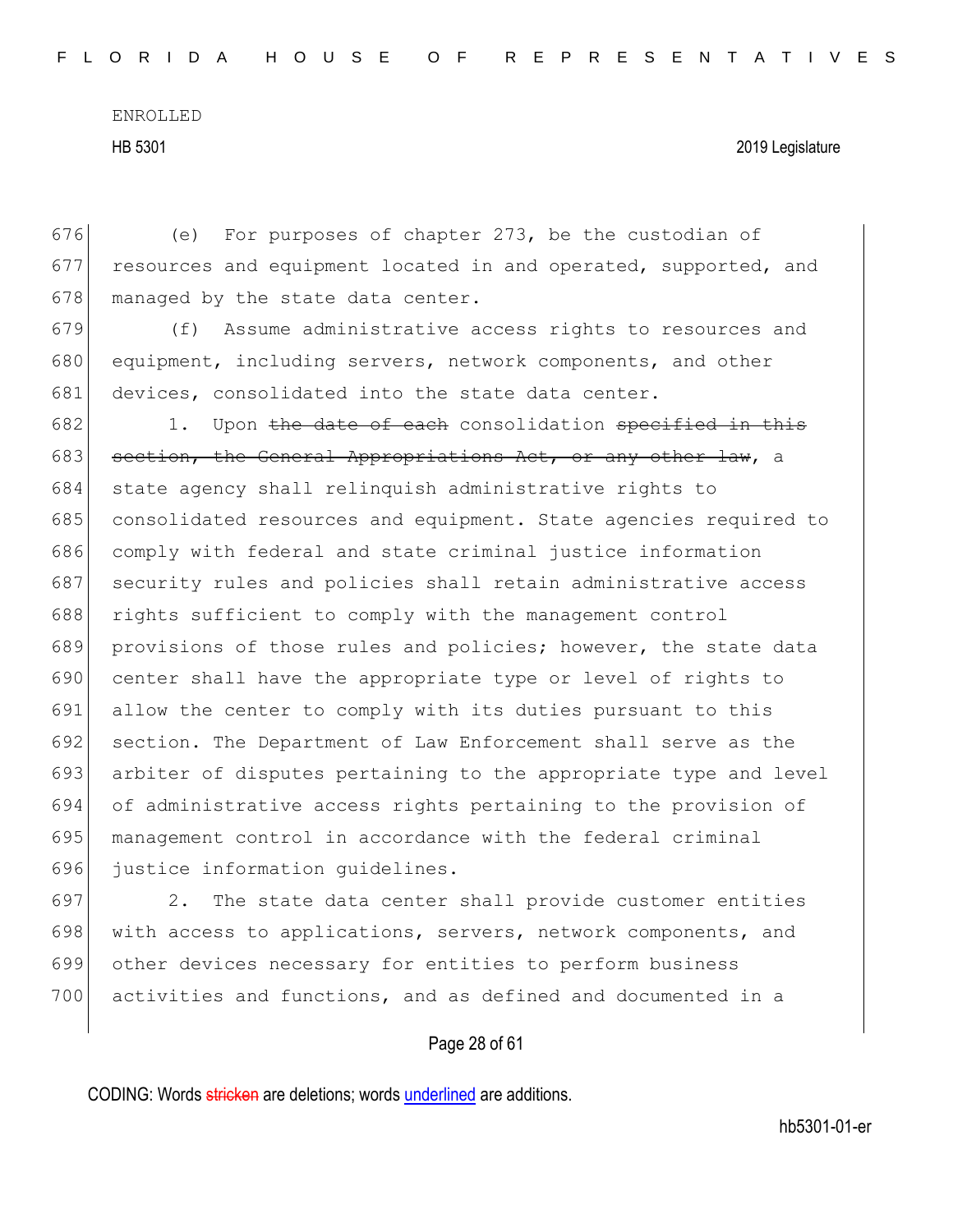(e) For purposes of chapter 273, be the custodian of resources and equipment located in and operated, supported, and managed by the state data center.

(f) Assume administrative access rights to resources and equipment, including servers, network components, and other devices, consolidated into the state data center.

1. Upon ~~the date of each~~ consolidation ~~specified in this section, the General Appropriations Act, or any other law~~, a state agency shall relinquish administrative rights to consolidated resources and equipment. State agencies required to comply with federal and state criminal justice information security rules and policies shall retain administrative access rights sufficient to comply with the management control provisions of those rules and policies; however, the state data center shall have the appropriate type or level of rights to allow the center to comply with its duties pursuant to this section. The Department of Law Enforcement shall serve as the arbiter of disputes pertaining to the appropriate type and level of administrative access rights pertaining to the provision of management control in accordance with the federal criminal justice information guidelines.

2. The state data center shall provide customer entities with access to applications, servers, network components, and other devices necessary for entities to perform business activities and functions, and as defined and documented in a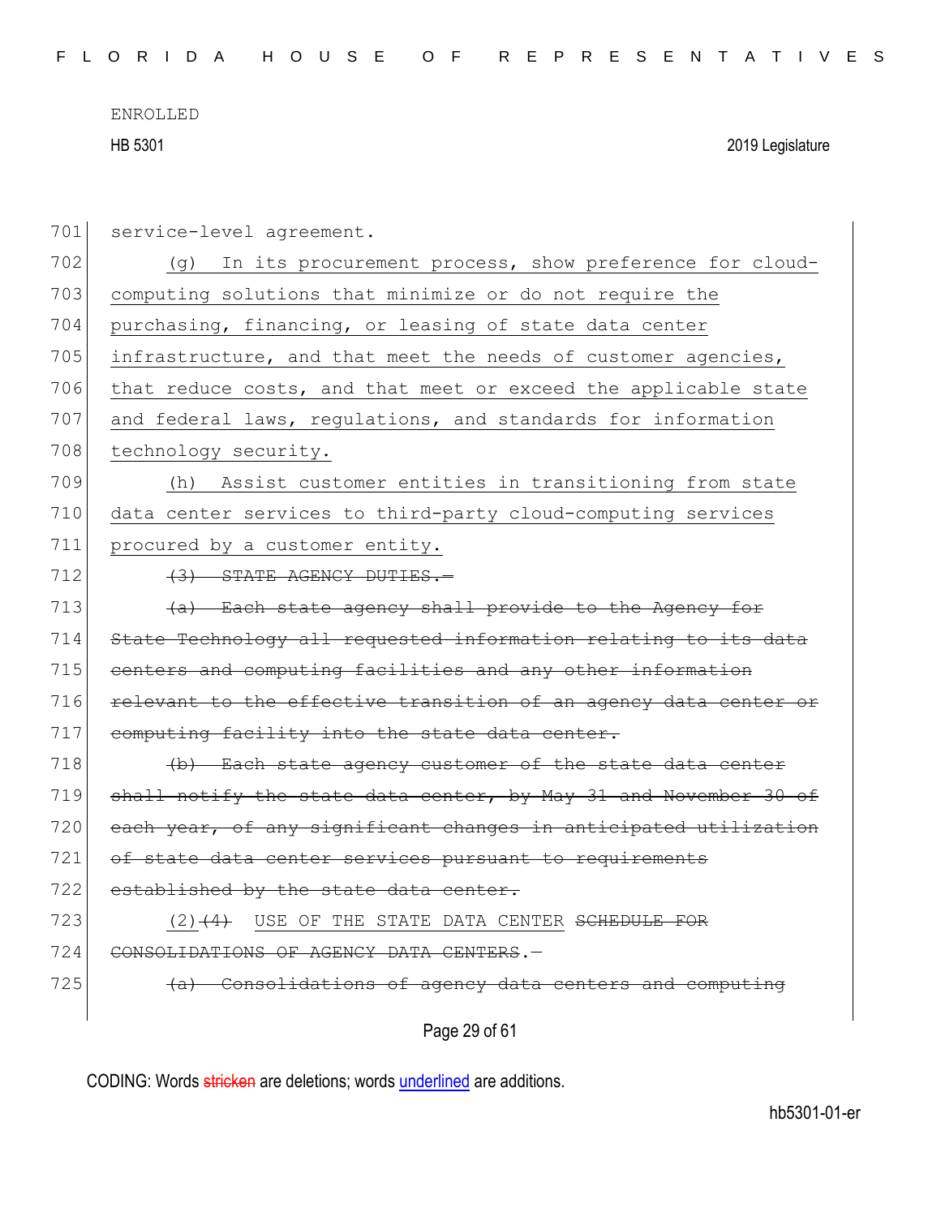service-level agreement.

(g) In its procurement process, show preference for cloud-computing solutions that minimize or do not require the purchasing, financing, or leasing of state data center infrastructure, and that meet the needs of customer agencies, that reduce costs, and that meet or exceed the applicable state and federal laws, regulations, and standards for information technology security.

(h) Assist customer entities in transitioning from state data center services to third-party cloud-computing services procured by a customer entity.

~~(3) STATE AGENCY DUTIES.—~~

~~(a) Each state agency shall provide to the Agency for State Technology all requested information relating to its data centers and computing facilities and any other information relevant to the effective transition of an agency data center or computing facility into the state data center.~~

~~(b) Each state agency customer of the state data center shall notify the state data center, by May 31 and November 30 of each year, of any significant changes in anticipated utilization of state data center services pursuant to requirements established by the state data center.~~

(2)~~(4)~~ USE OF THE STATE DATA CENTER ~~SCHEDULE FOR CONSOLIDATIONS OF AGENCY DATA CENTERS~~.—

~~(a) Consolidations of agency data centers and computing~~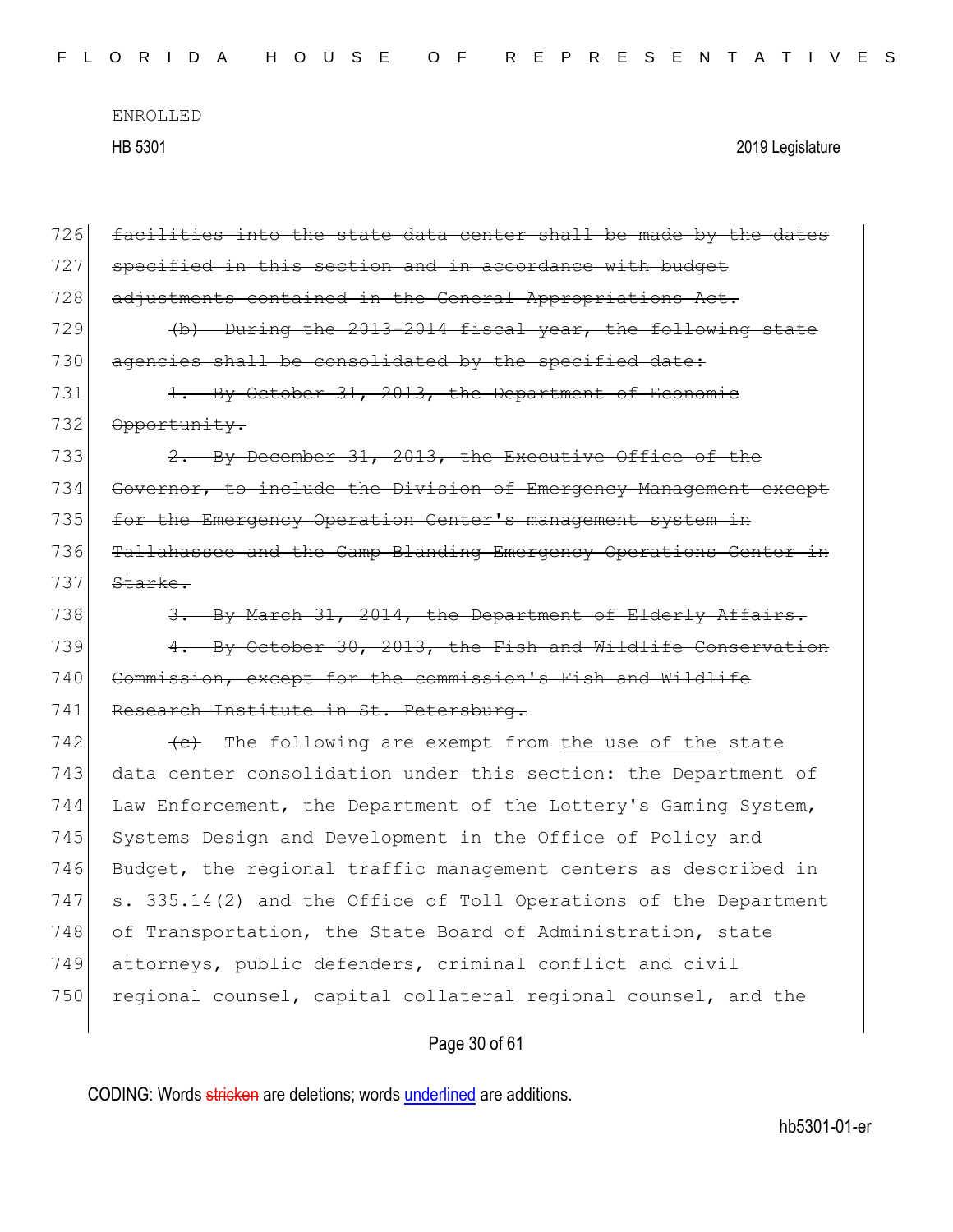726 ~~facilities into the state data center shall be made by the dates~~
727 ~~specified in this section and in accordance with budget~~
728 ~~adjustments contained in the General Appropriations Act.~~

729 ~~(b) During the 2013-2014 fiscal year, the following state~~
730 ~~agencies shall be consolidated by the specified date:~~

731 ~~1. By October 31, 2013, the Department of Economic~~
732 ~~Opportunity.~~

733 ~~2. By December 31, 2013, the Executive Office of the~~
734 ~~Governor, to include the Division of Emergency Management except~~
735 ~~for the Emergency Operation Center's management system in~~
736 ~~Tallahassee and the Camp Blanding Emergency Operations Center in~~
737 ~~Starke.~~

738 ~~3. By March 31, 2014, the Department of Elderly Affairs.~~

739 ~~4. By October 30, 2013, the Fish and Wildlife Conservation~~
740 ~~Commission, except for the commission's Fish and Wildlife~~
741 ~~Research Institute in St. Petersburg.~~

742 ~~(c)~~ The following are exempt from <u>the use of the</u> state
743 data center ~~consolidation under this section~~: the Department of
744 Law Enforcement, the Department of the Lottery's Gaming System,
745 Systems Design and Development in the Office of Policy and
746 Budget, the regional traffic management centers as described in
747 s. 335.14(2) and the Office of Toll Operations of the Department
748 of Transportation, the State Board of Administration, state
749 attorneys, public defenders, criminal conflict and civil
750 regional counsel, capital collateral regional counsel, and the

CODING: Words ~~stricken~~ are deletions; words <u>underlined</u> are additions.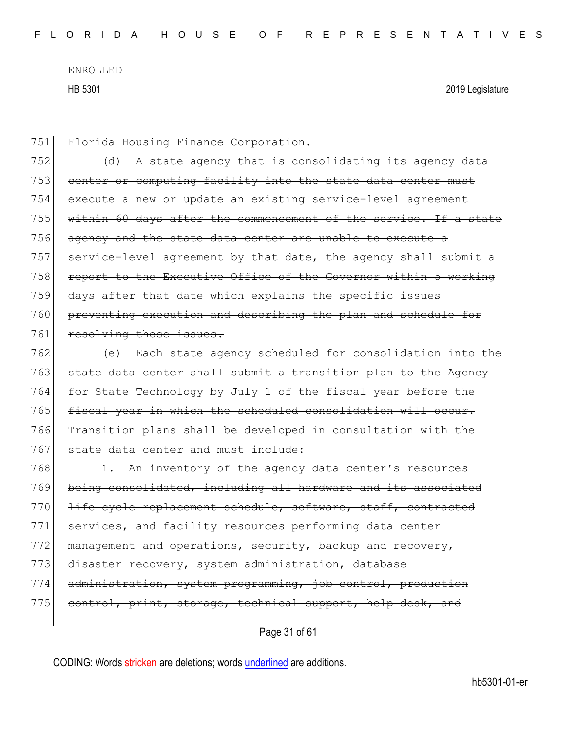751 Florida Housing Finance Corporation.

752 ~~(d) A state agency that is consolidating its agency data~~
753 ~~center or computing facility into the state data center must~~
754 ~~execute a new or update an existing service-level agreement~~
755 ~~within 60 days after the commencement of the service. If a state~~
756 ~~agency and the state data center are unable to execute a~~
757 ~~service-level agreement by that date, the agency shall submit a~~
758 ~~report to the Executive Office of the Governor within 5 working~~
759 ~~days after that date which explains the specific issues~~
760 ~~preventing execution and describing the plan and schedule for~~
761 ~~resolving those issues.~~

762 ~~(e) Each state agency scheduled for consolidation into the~~
763 ~~state data center shall submit a transition plan to the Agency~~
764 ~~for State Technology by July 1 of the fiscal year before the~~
765 ~~fiscal year in which the scheduled consolidation will occur.~~
766 ~~Transition plans shall be developed in consultation with the~~
767 ~~state data center and must include:~~

768 ~~1. An inventory of the agency data center's resources~~
769 ~~being consolidated, including all hardware and its associated~~
770 ~~life cycle replacement schedule, software, staff, contracted~~
771 ~~services, and facility resources performing data center~~
772 ~~management and operations, security, backup and recovery,~~
773 ~~disaster recovery, system administration, database~~
774 ~~administration, system programming, job control, production~~
775 ~~control, print, storage, technical support, help desk, and~~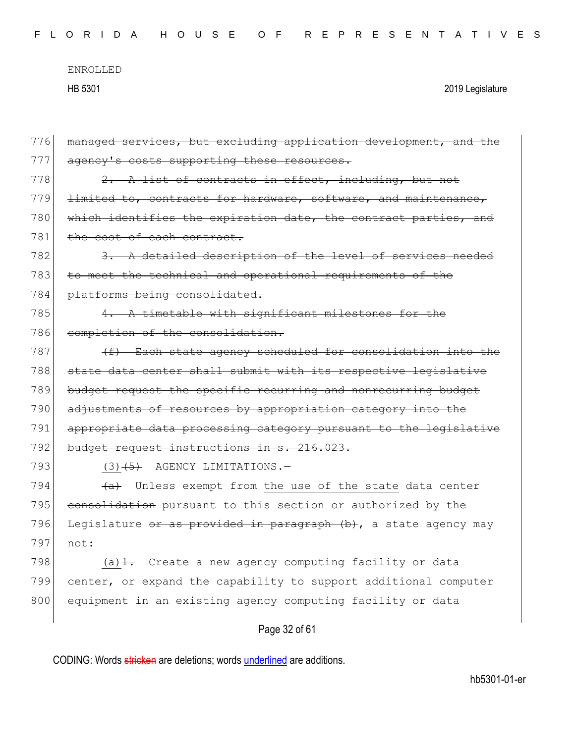776 ~~managed services, but excluding application development, and the~~
777 ~~agency's costs supporting these resources.~~

778 ~~2. A list of contracts in effect, including, but not~~
779 ~~limited to, contracts for hardware, software, and maintenance,~~
780 ~~which identifies the expiration date, the contract parties, and~~
781 ~~the cost of each contract.~~

782 ~~3. A detailed description of the level of services needed~~
783 ~~to meet the technical and operational requirements of the~~
784 ~~platforms being consolidated.~~

785 ~~4. A timetable with significant milestones for the~~
786 ~~completion of the consolidation.~~

787 ~~(f) Each state agency scheduled for consolidation into the~~
788 ~~state data center shall submit with its respective legislative~~
789 ~~budget request the specific recurring and nonrecurring budget~~
790 ~~adjustments of resources by appropriation category into the~~
791 ~~appropriate data processing category pursuant to the legislative~~
792 ~~budget request instructions in s. 216.023.~~

793 <u>(3)</u>~~(5)~~ AGENCY LIMITATIONS.—

794 ~~(a)~~ Unless exempt from <u>the use of the state</u> data center
795 ~~consolidation~~ pursuant to this section or authorized by the
796 Legislature ~~or as provided in paragraph (b)~~, a state agency may
797 not:

798 <u>(a)</u>~~1.~~ Create a new agency computing facility or data
799 center, or expand the capability to support additional computer
800 equipment in an existing agency computing facility or data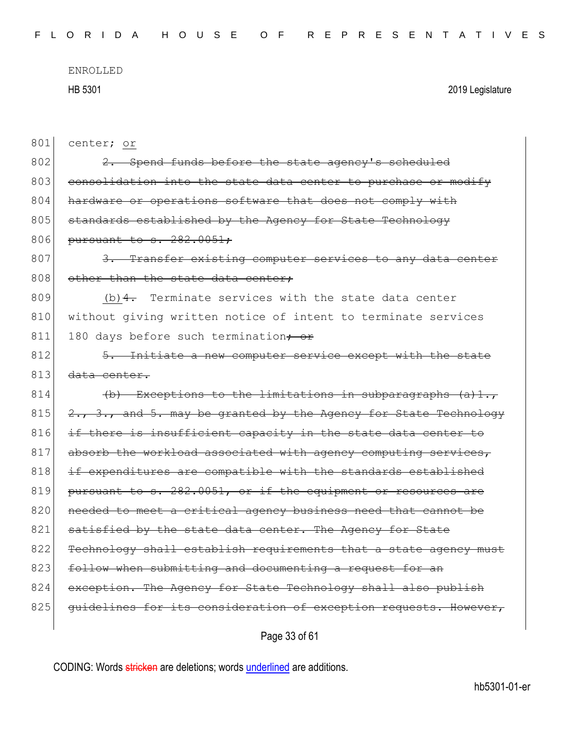801 center; <u>or</u>

802 ~~2. Spend funds before the state agency's scheduled~~

803 ~~consolidation into the state data center to purchase or modify~~

804 ~~hardware or operations software that does not comply with~~

805 ~~standards established by the Agency for State Technology~~

806 ~~pursuant to s. 282.0051;~~

807 ~~3. Transfer existing computer services to any data center~~

808 ~~other than the state data center;~~

809 <u>(b)</u>~~4.~~ Terminate services with the state data center

810 without giving written notice of intent to terminate services

811 180 days before such termination~~; or~~

812 ~~5. Initiate a new computer service except with the state~~

813 ~~data center.~~

814 ~~(b) Exceptions to the limitations in subparagraphs (a)1.,~~

815 ~~2., 3., and 5. may be granted by the Agency for State Technology~~

816 ~~if there is insufficient capacity in the state data center to~~

817 ~~absorb the workload associated with agency computing services,~~

818 ~~if expenditures are compatible with the standards established~~

819 ~~pursuant to s. 282.0051, or if the equipment or resources are~~

820 ~~needed to meet a critical agency business need that cannot be~~

821 ~~satisfied by the state data center. The Agency for State~~

822 ~~Technology shall establish requirements that a state agency must~~

823 ~~follow when submitting and documenting a request for an~~

824 ~~exception. The Agency for State Technology shall also publish~~

825 ~~guidelines for its consideration of exception requests. However,~~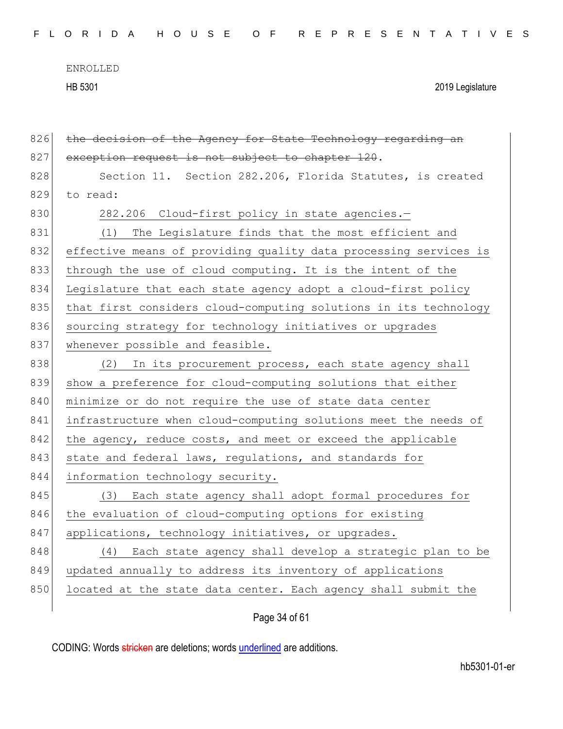~~the decision of the Agency for State Technology regarding an exception request is not subject to chapter 120~~.

Section 11. Section 282.206, Florida Statutes, is created to read:

282.206 Cloud-first policy in state agencies.—

(1) The Legislature finds that the most efficient and effective means of providing quality data processing services is through the use of cloud computing. It is the intent of the Legislature that each state agency adopt a cloud-first policy that first considers cloud-computing solutions in its technology sourcing strategy for technology initiatives or upgrades whenever possible and feasible.

(2) In its procurement process, each state agency shall show a preference for cloud-computing solutions that either minimize or do not require the use of state data center infrastructure when cloud-computing solutions meet the needs of the agency, reduce costs, and meet or exceed the applicable state and federal laws, regulations, and standards for information technology security.

(3) Each state agency shall adopt formal procedures for the evaluation of cloud-computing options for existing applications, technology initiatives, or upgrades.

(4) Each state agency shall develop a strategic plan to be updated annually to address its inventory of applications located at the state data center. Each agency shall submit the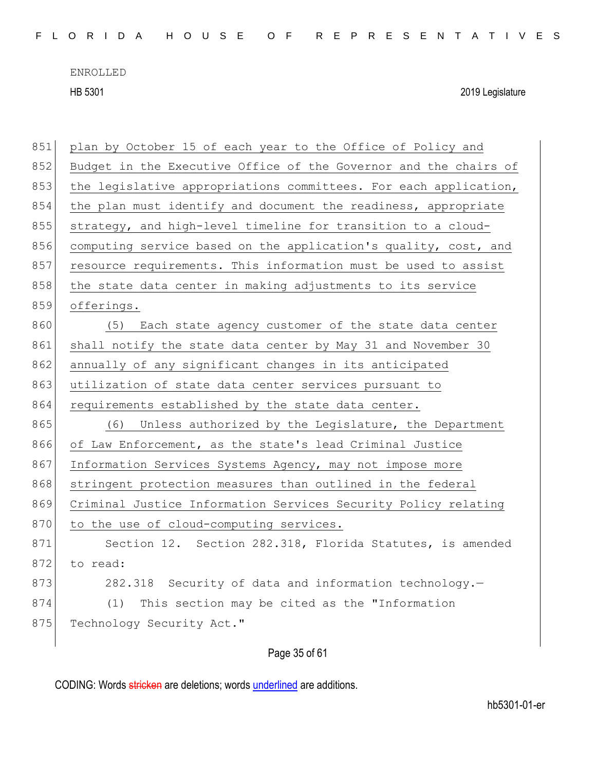plan by October 15 of each year to the Office of Policy and Budget in the Executive Office of the Governor and the chairs of the legislative appropriations committees. For each application, the plan must identify and document the readiness, appropriate strategy, and high-level timeline for transition to a cloud-computing service based on the application's quality, cost, and resource requirements. This information must be used to assist the state data center in making adjustments to its service offerings.

(5) Each state agency customer of the state data center shall notify the state data center by May 31 and November 30 annually of any significant changes in its anticipated utilization of state data center services pursuant to requirements established by the state data center.

(6) Unless authorized by the Legislature, the Department of Law Enforcement, as the state's lead Criminal Justice Information Services Systems Agency, may not impose more stringent protection measures than outlined in the federal Criminal Justice Information Services Security Policy relating to the use of cloud-computing services.

Section 12. Section 282.318, Florida Statutes, is amended to read:

282.318 Security of data and information technology.—

(1) This section may be cited as the "Information Technology Security Act."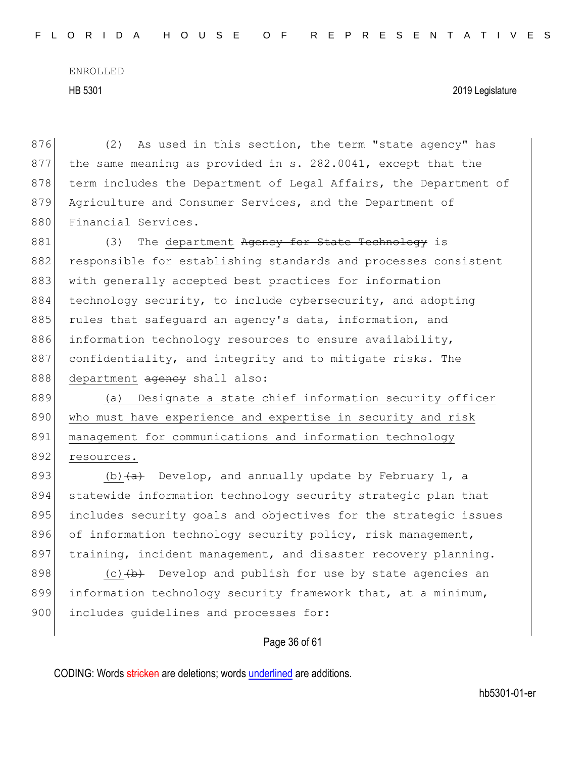(2) As used in this section, the term "state agency" has the same meaning as provided in s. 282.0041, except that the term includes the Department of Legal Affairs, the Department of Agriculture and Consumer Services, and the Department of Financial Services.

(3) The department ~~Agency for State Technology~~ is responsible for establishing standards and processes consistent with generally accepted best practices for information technology security, to include cybersecurity, and adopting rules that safeguard an agency's data, information, and information technology resources to ensure availability, confidentiality, and integrity and to mitigate risks. The department ~~agency~~ shall also:

(a) Designate a state chief information security officer who must have experience and expertise in security and risk management for communications and information technology resources.

(b)~~(a)~~ Develop, and annually update by February 1, a statewide information technology security strategic plan that includes security goals and objectives for the strategic issues of information technology security policy, risk management, training, incident management, and disaster recovery planning.

(c)~~(b)~~ Develop and publish for use by state agencies an information technology security framework that, at a minimum, includes guidelines and processes for: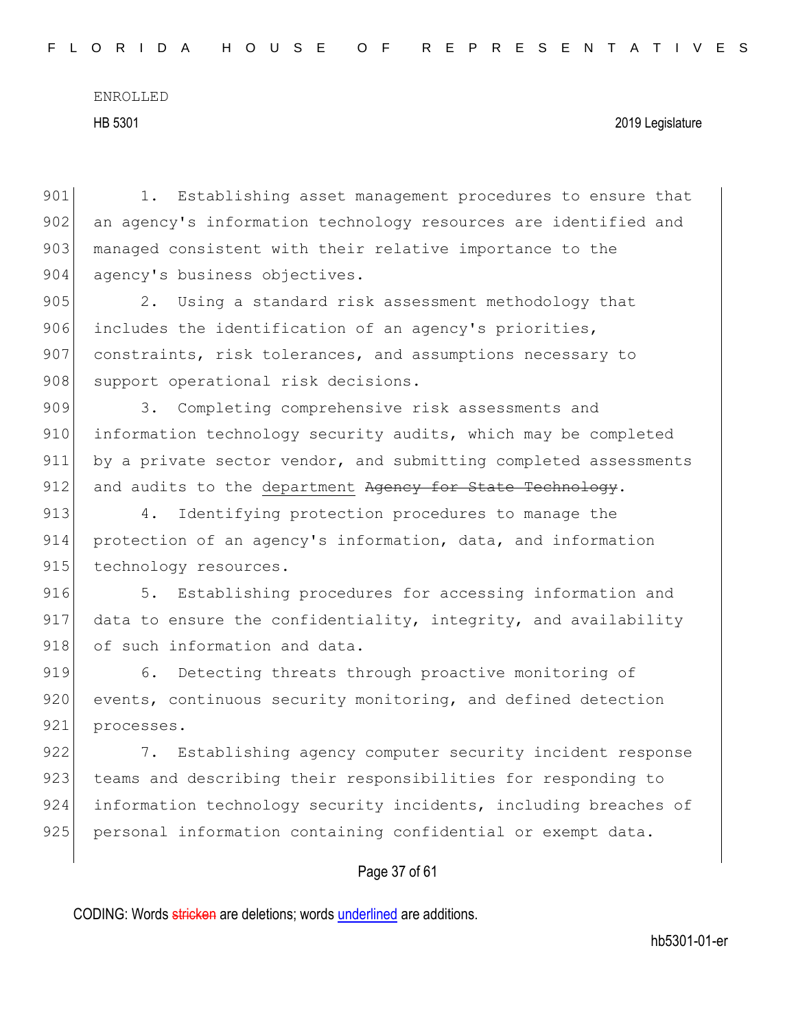1. Establishing asset management procedures to ensure that an agency's information technology resources are identified and managed consistent with their relative importance to the agency's business objectives.

2. Using a standard risk assessment methodology that includes the identification of an agency's priorities, constraints, risk tolerances, and assumptions necessary to support operational risk decisions.

3. Completing comprehensive risk assessments and information technology security audits, which may be completed by a private sector vendor, and submitting completed assessments and audits to the department ~~Agency for State Technology~~.

4. Identifying protection procedures to manage the protection of an agency's information, data, and information technology resources.

5. Establishing procedures for accessing information and data to ensure the confidentiality, integrity, and availability of such information and data.

6. Detecting threats through proactive monitoring of events, continuous security monitoring, and defined detection processes.

7. Establishing agency computer security incident response teams and describing their responsibilities for responding to information technology security incidents, including breaches of personal information containing confidential or exempt data.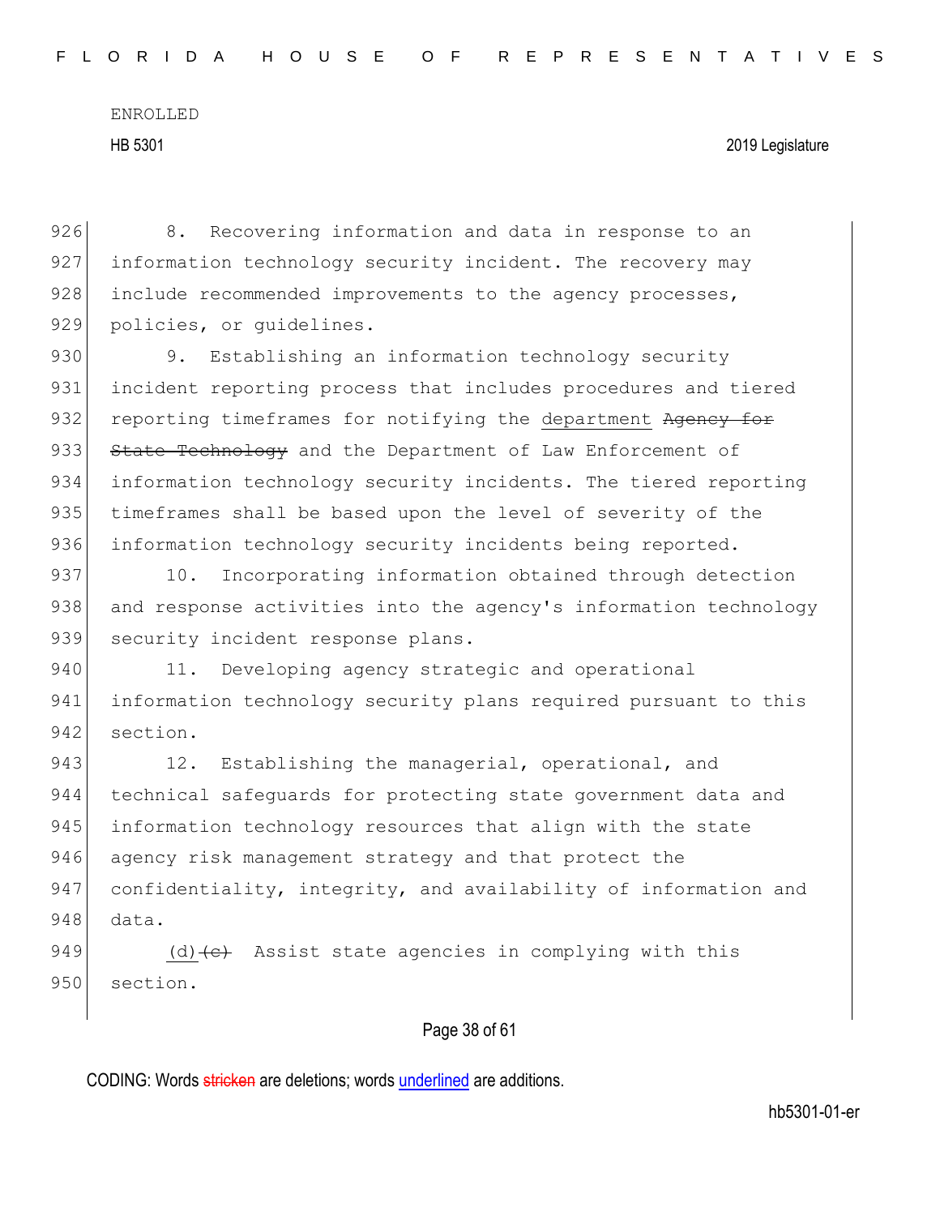8. Recovering information and data in response to an information technology security incident. The recovery may include recommended improvements to the agency processes, policies, or guidelines.

9. Establishing an information technology security incident reporting process that includes procedures and tiered reporting timeframes for notifying the department ~~Agency for State Technology~~ and the Department of Law Enforcement of information technology security incidents. The tiered reporting timeframes shall be based upon the level of severity of the information technology security incidents being reported.

10. Incorporating information obtained through detection and response activities into the agency's information technology security incident response plans.

11. Developing agency strategic and operational information technology security plans required pursuant to this section.

12. Establishing the managerial, operational, and technical safeguards for protecting state government data and information technology resources that align with the state agency risk management strategy and that protect the confidentiality, integrity, and availability of information and data.

(d) ~~(c)~~ Assist state agencies in complying with this section.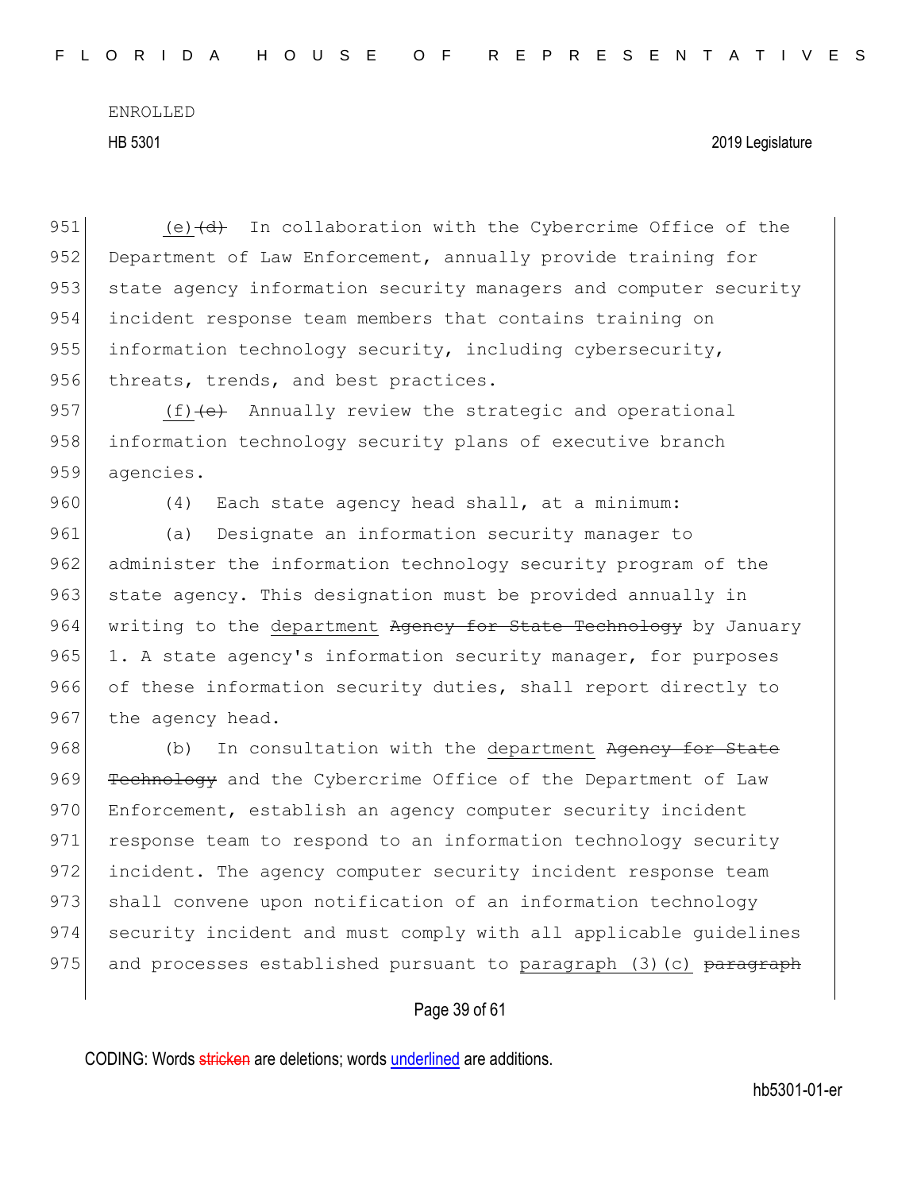(e) ~~(d)~~ In collaboration with the Cybercrime Office of the Department of Law Enforcement, annually provide training for state agency information security managers and computer security incident response team members that contains training on information technology security, including cybersecurity, threats, trends, and best practices.

(f) ~~(e)~~ Annually review the strategic and operational information technology security plans of executive branch agencies.

(4) Each state agency head shall, at a minimum:

(a) Designate an information security manager to administer the information technology security program of the state agency. This designation must be provided annually in writing to the department ~~Agency for State Technology~~ by January 1. A state agency's information security manager, for purposes of these information security duties, shall report directly to the agency head.

(b) In consultation with the department ~~Agency for State Technology~~ and the Cybercrime Office of the Department of Law Enforcement, establish an agency computer security incident response team to respond to an information technology security incident. The agency computer security incident response team shall convene upon notification of an information technology security incident and must comply with all applicable guidelines and processes established pursuant to paragraph (3)(c) ~~paragraph~~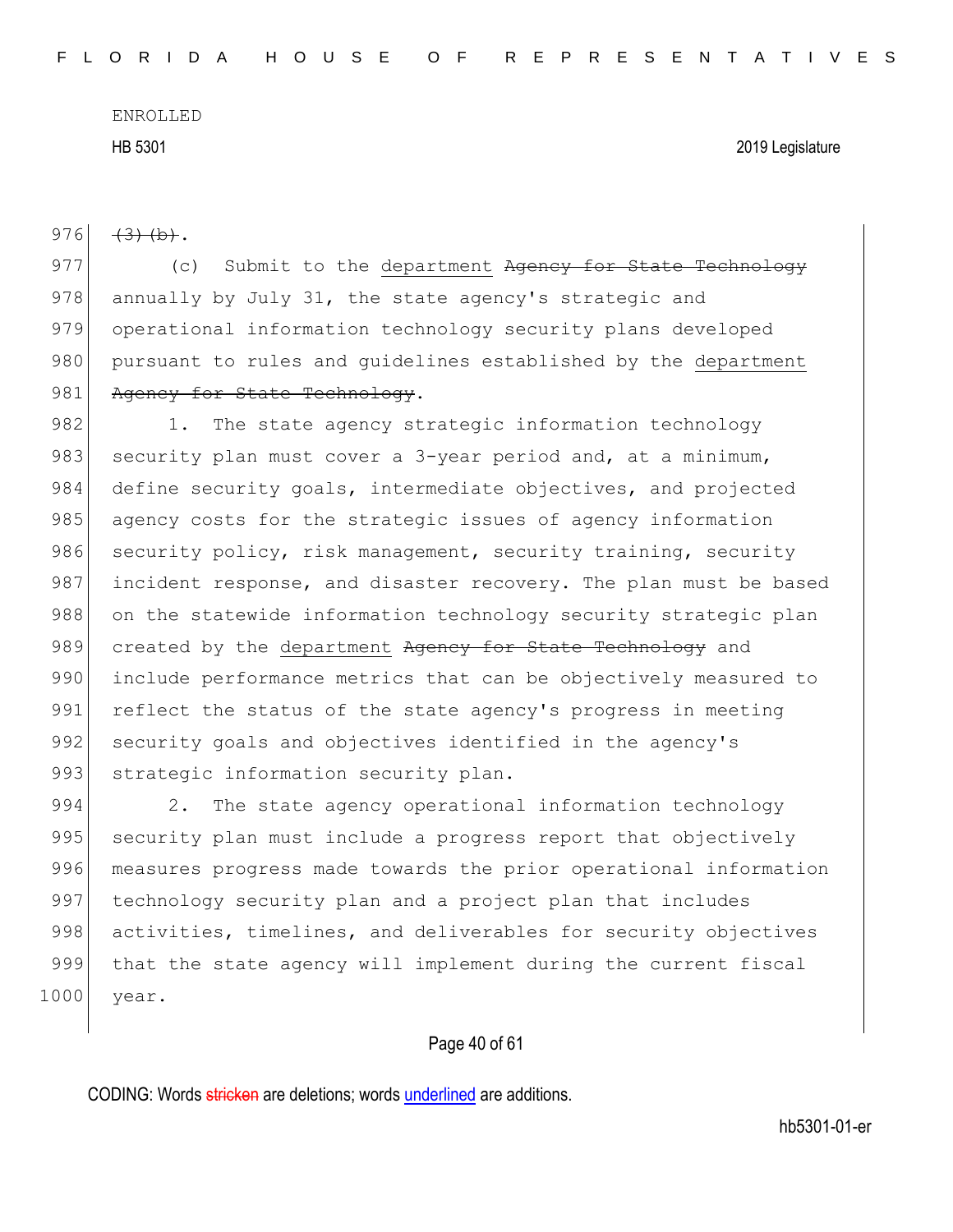976 ~~(3)(b)~~.

977 (c) Submit to the department ~~Agency for State Technology~~ annually by July 31, the state agency's strategic and operational information technology security plans developed pursuant to rules and guidelines established by the department ~~Agency for State Technology~~.

982 1. The state agency strategic information technology security plan must cover a 3-year period and, at a minimum, define security goals, intermediate objectives, and projected agency costs for the strategic issues of agency information security policy, risk management, security training, security incident response, and disaster recovery. The plan must be based on the statewide information technology security strategic plan created by the department ~~Agency for State Technology~~ and include performance metrics that can be objectively measured to reflect the status of the state agency's progress in meeting security goals and objectives identified in the agency's strategic information security plan.

994 2. The state agency operational information technology security plan must include a progress report that objectively measures progress made towards the prior operational information technology security plan and a project plan that includes activities, timelines, and deliverables for security objectives that the state agency will implement during the current fiscal year.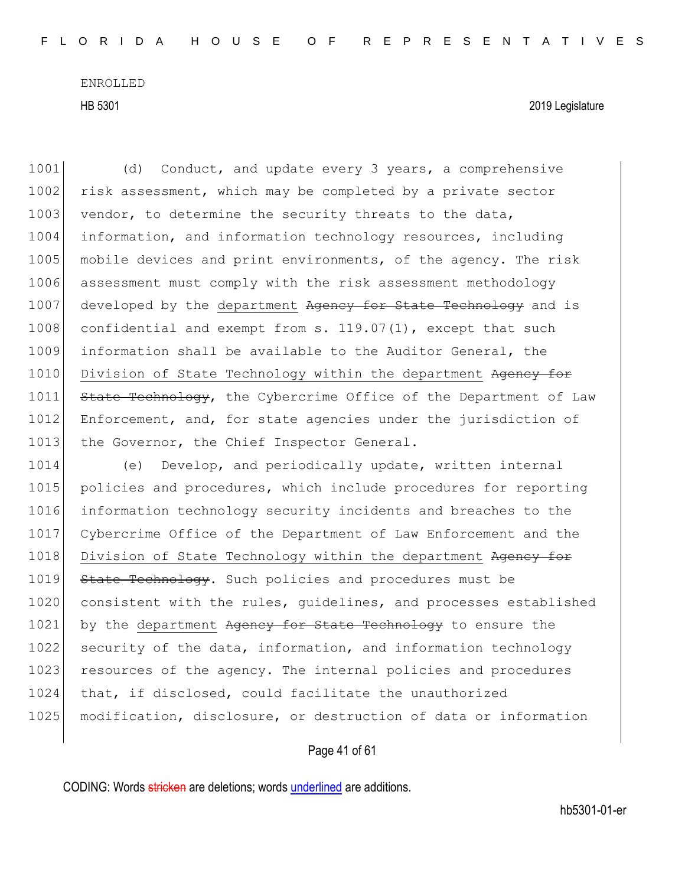(d) Conduct, and update every 3 years, a comprehensive risk assessment, which may be completed by a private sector vendor, to determine the security threats to the data, information, and information technology resources, including mobile devices and print environments, of the agency. The risk assessment must comply with the risk assessment methodology developed by the <u>department</u> ~~Agency for State Technology~~ and is confidential and exempt from s. 119.07(1), except that such information shall be available to the Auditor General, the <u>Division of State Technology within the department</u> ~~Agency for State Technology~~, the Cybercrime Office of the Department of Law Enforcement, and, for state agencies under the jurisdiction of the Governor, the Chief Inspector General.

(e) Develop, and periodically update, written internal policies and procedures, which include procedures for reporting information technology security incidents and breaches to the Cybercrime Office of the Department of Law Enforcement and the <u>Division of State Technology within the department</u> ~~Agency for State Technology~~. Such policies and procedures must be consistent with the rules, guidelines, and processes established by the <u>department</u> ~~Agency for State Technology~~ to ensure the security of the data, information, and information technology resources of the agency. The internal policies and procedures that, if disclosed, could facilitate the unauthorized modification, disclosure, or destruction of data or information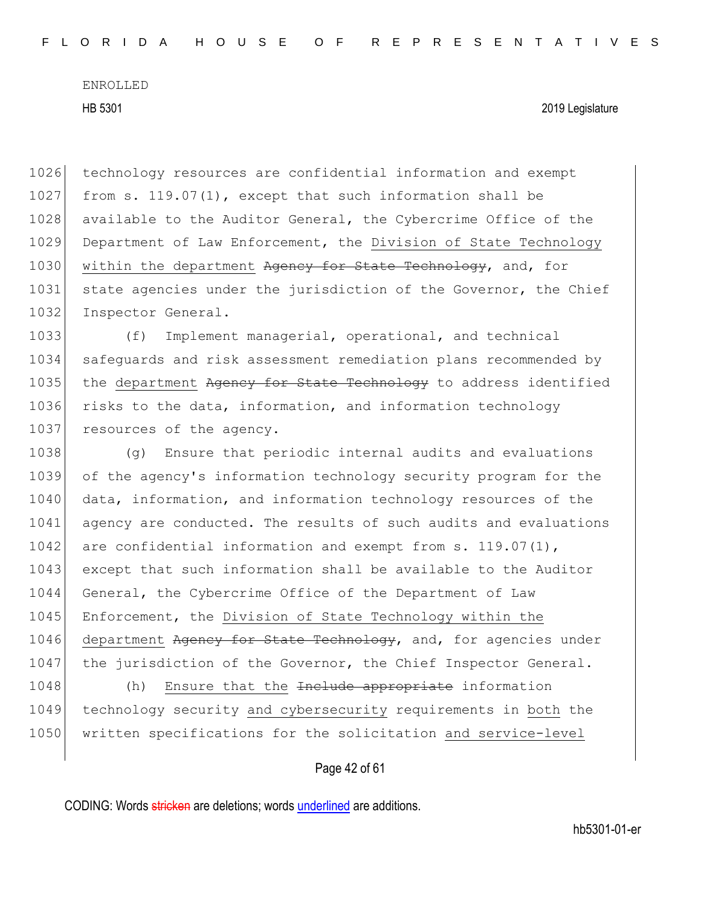technology resources are confidential information and exempt from s. 119.07(1), except that such information shall be available to the Auditor General, the Cybercrime Office of the Department of Law Enforcement, the <u>Division of State Technology within the department</u> ~~Agency for State Technology~~, and, for state agencies under the jurisdiction of the Governor, the Chief Inspector General.

(f) Implement managerial, operational, and technical safeguards and risk assessment remediation plans recommended by the <u>department</u> ~~Agency for State Technology~~ to address identified risks to the data, information, and information technology resources of the agency.

(g) Ensure that periodic internal audits and evaluations of the agency's information technology security program for the data, information, and information technology resources of the agency are conducted. The results of such audits and evaluations are confidential information and exempt from s. 119.07(1), except that such information shall be available to the Auditor General, the Cybercrime Office of the Department of Law Enforcement, the <u>Division of State Technology within the department</u> ~~Agency for State Technology~~, and, for agencies under the jurisdiction of the Governor, the Chief Inspector General.

(h) <u>Ensure that the</u> ~~Include appropriate~~ information technology security <u>and cybersecurity</u> requirements in <u>both</u> the written specifications for the solicitation <u>and service-level</u>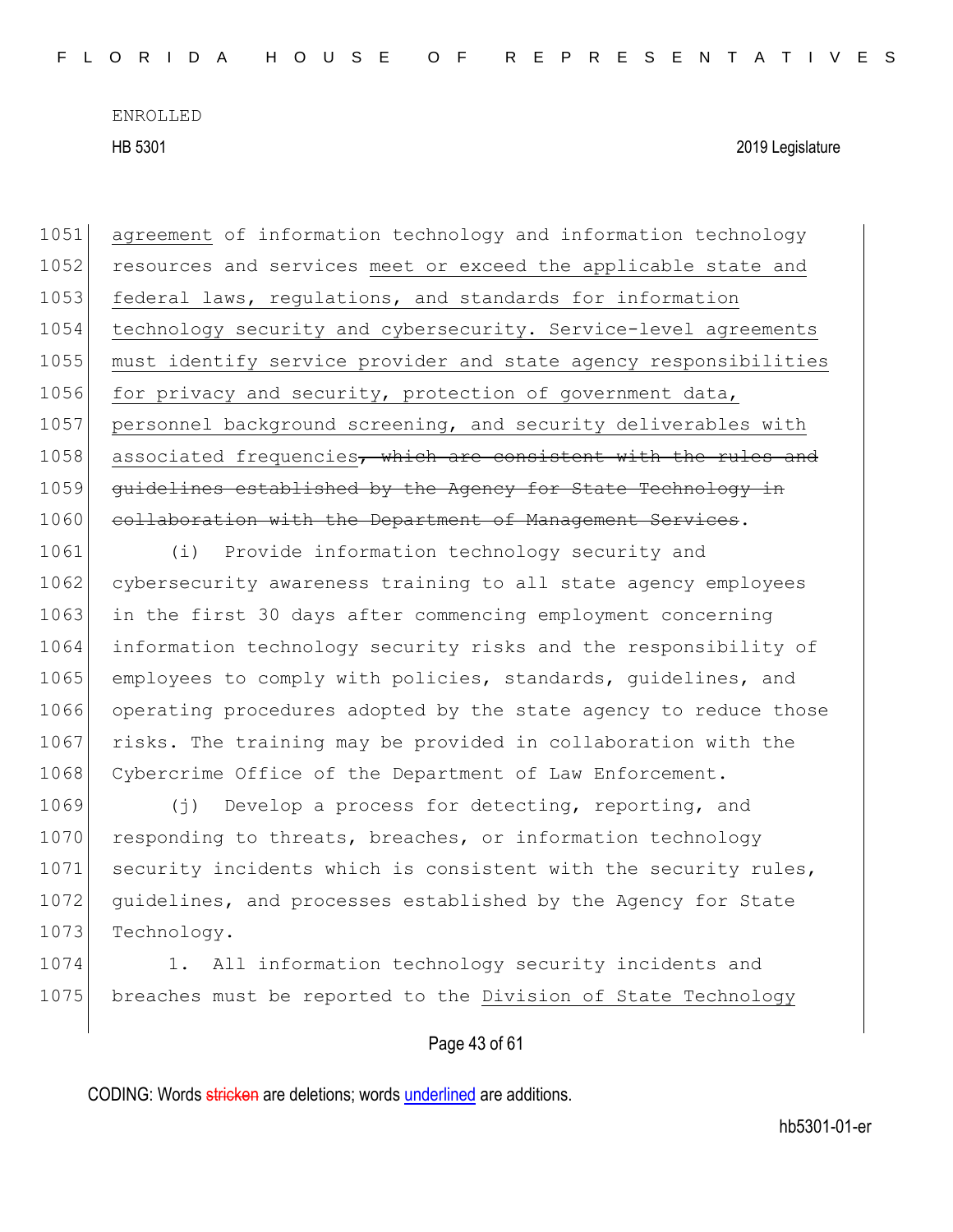ENROLLED

HB 5301 2019 Legislature

1051 agreement of information technology and information technology
1052 resources and services meet or exceed the applicable state and
1053 federal laws, regulations, and standards for information
1054 technology security and cybersecurity. Service-level agreements
1055 must identify service provider and state agency responsibilities
1056 for privacy and security, protection of government data,
1057 personnel background screening, and security deliverables with
1058 associated frequencies~~, which are consistent with the rules and~~
1059 ~~guidelines established by the Agency for State Technology in~~
1060 ~~collaboration with the Department of Management Services~~.

1061 (i) Provide information technology security and
1062 cybersecurity awareness training to all state agency employees
1063 in the first 30 days after commencing employment concerning
1064 information technology security risks and the responsibility of
1065 employees to comply with policies, standards, guidelines, and
1066 operating procedures adopted by the state agency to reduce those
1067 risks. The training may be provided in collaboration with the
1068 Cybercrime Office of the Department of Law Enforcement.

1069 (j) Develop a process for detecting, reporting, and
1070 responding to threats, breaches, or information technology
1071 security incidents which is consistent with the security rules,
1072 guidelines, and processes established by the Agency for State
1073 Technology.

1074 1. All information technology security incidents and
1075 breaches must be reported to the Division of State Technology

CODING: Words ~~stricken~~ are deletions; words underlined are additions.

hb5301-01-er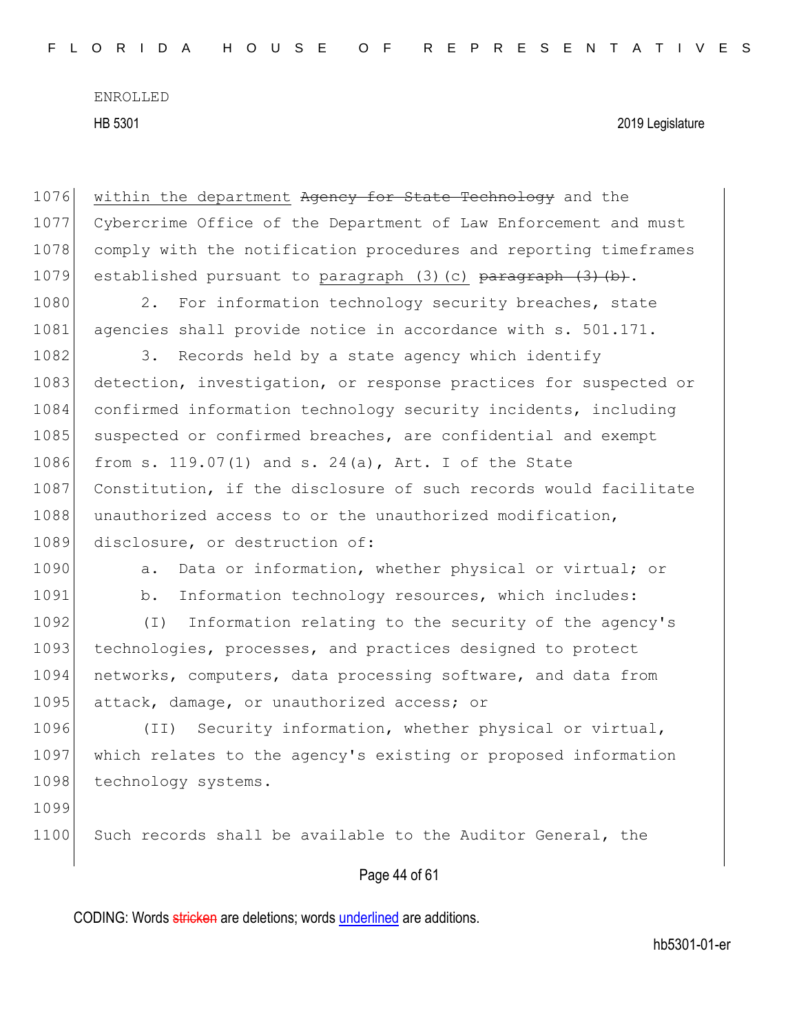within the department ~~Agency for State Technology~~ and the Cybercrime Office of the Department of Law Enforcement and must comply with the notification procedures and reporting timeframes established pursuant to paragraph (3)(c) ~~paragraph (3)(b)~~.

2. For information technology security breaches, state agencies shall provide notice in accordance with s. 501.171.

3. Records held by a state agency which identify detection, investigation, or response practices for suspected or confirmed information technology security incidents, including suspected or confirmed breaches, are confidential and exempt from s. 119.07(1) and s. 24(a), Art. I of the State Constitution, if the disclosure of such records would facilitate unauthorized access to or the unauthorized modification, disclosure, or destruction of:

a. Data or information, whether physical or virtual; or

b. Information technology resources, which includes:

(I) Information relating to the security of the agency's technologies, processes, and practices designed to protect networks, computers, data processing software, and data from attack, damage, or unauthorized access; or

(II) Security information, whether physical or virtual, which relates to the agency's existing or proposed information technology systems.

Such records shall be available to the Auditor General, the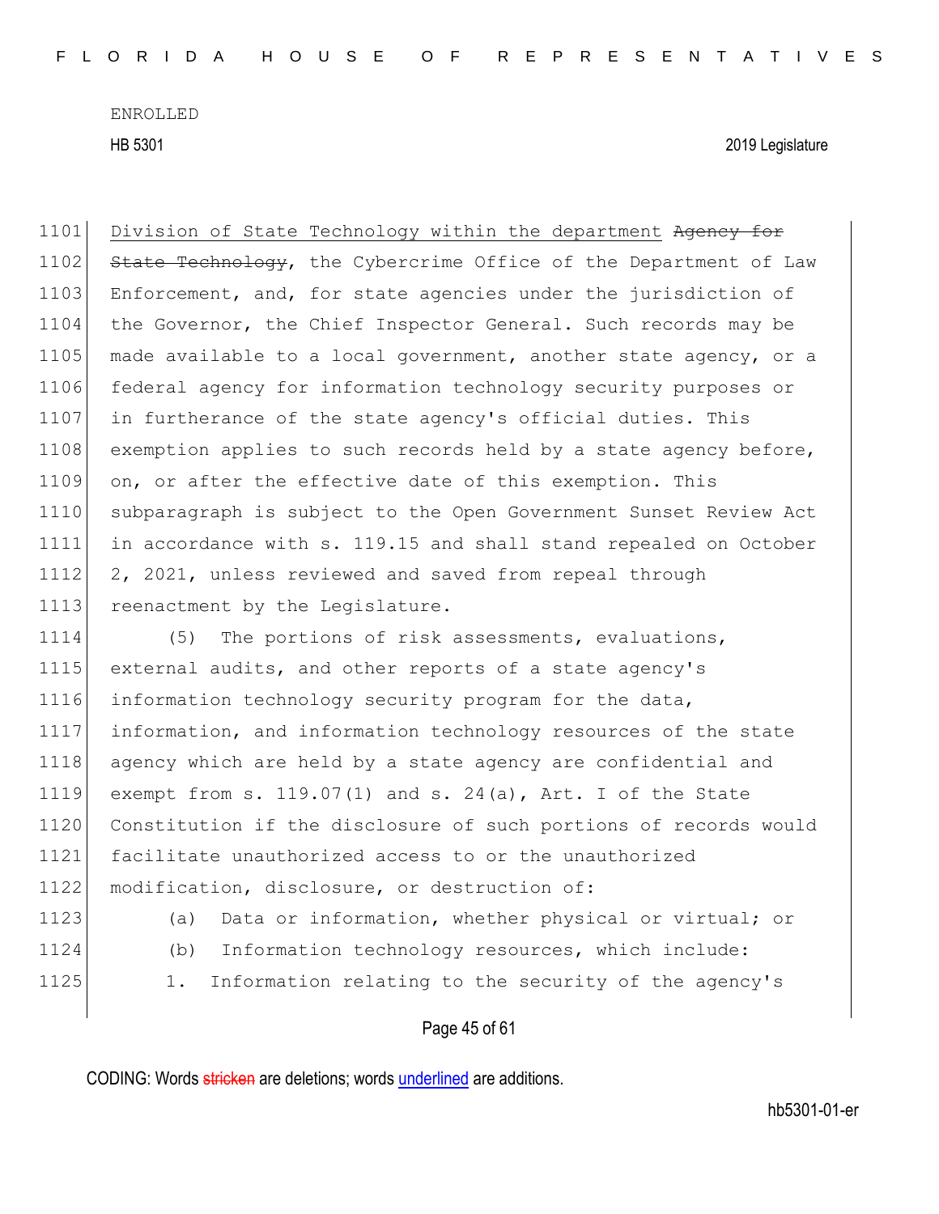Division of State Technology within the department ~~Agency for State Technology~~, the Cybercrime Office of the Department of Law Enforcement, and, for state agencies under the jurisdiction of the Governor, the Chief Inspector General. Such records may be made available to a local government, another state agency, or a federal agency for information technology security purposes or in furtherance of the state agency's official duties. This exemption applies to such records held by a state agency before, on, or after the effective date of this exemption. This subparagraph is subject to the Open Government Sunset Review Act in accordance with s. 119.15 and shall stand repealed on October 2, 2021, unless reviewed and saved from repeal through reenactment by the Legislature.

(5) The portions of risk assessments, evaluations, external audits, and other reports of a state agency's information technology security program for the data, information, and information technology resources of the state agency which are held by a state agency are confidential and exempt from s. 119.07(1) and s. 24(a), Art. I of the State Constitution if the disclosure of such portions of records would facilitate unauthorized access to or the unauthorized modification, disclosure, or destruction of:

(a) Data or information, whether physical or virtual; or

(b) Information technology resources, which include:

1. Information relating to the security of the agency's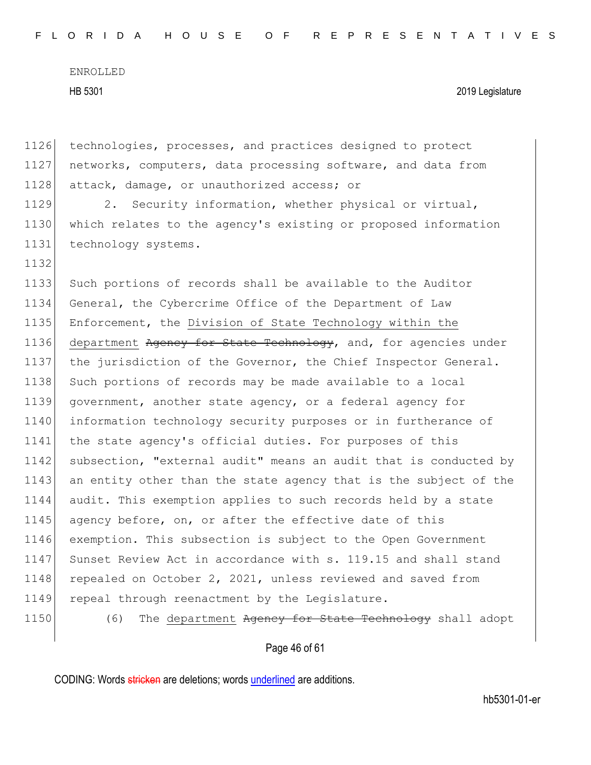technologies, processes, and practices designed to protect networks, computers, data processing software, and data from attack, damage, or unauthorized access; or

2. Security information, whether physical or virtual, which relates to the agency's existing or proposed information technology systems.

Such portions of records shall be available to the Auditor General, the Cybercrime Office of the Department of Law Enforcement, the Division of State Technology within the department ~~Agency for State Technology~~, and, for agencies under the jurisdiction of the Governor, the Chief Inspector General. Such portions of records may be made available to a local government, another state agency, or a federal agency for information technology security purposes or in furtherance of the state agency's official duties. For purposes of this subsection, "external audit" means an audit that is conducted by an entity other than the state agency that is the subject of the audit. This exemption applies to such records held by a state agency before, on, or after the effective date of this exemption. This subsection is subject to the Open Government Sunset Review Act in accordance with s. 119.15 and shall stand repealed on October 2, 2021, unless reviewed and saved from repeal through reenactment by the Legislature.

(6) The department ~~Agency for State Technology~~ shall adopt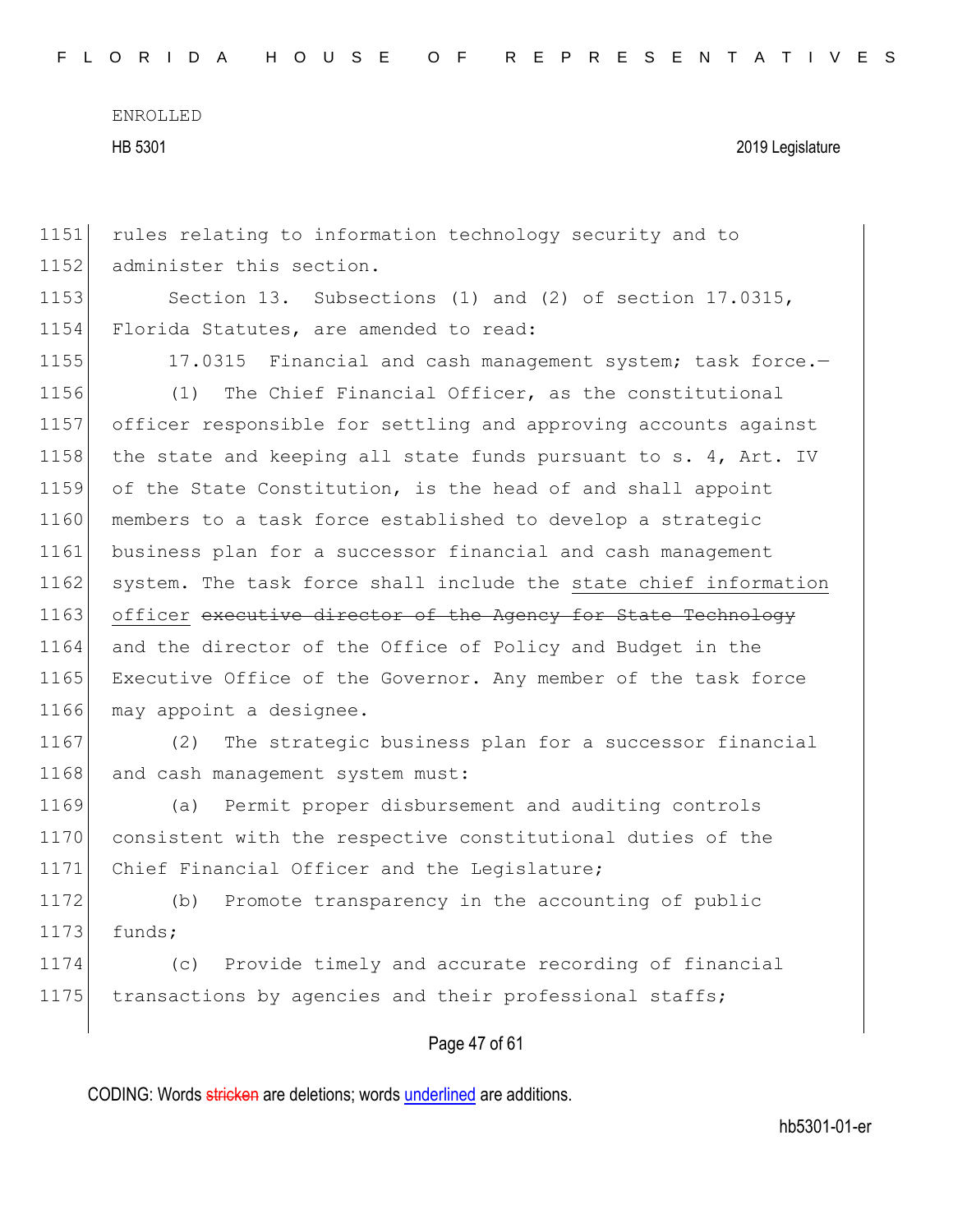rules relating to information technology security and to administer this section.

Section 13. Subsections (1) and (2) of section 17.0315, Florida Statutes, are amended to read:

17.0315 Financial and cash management system; task force.—

(1) The Chief Financial Officer, as the constitutional officer responsible for settling and approving accounts against the state and keeping all state funds pursuant to s. 4, Art. IV of the State Constitution, is the head of and shall appoint members to a task force established to develop a strategic business plan for a successor financial and cash management system. The task force shall include the <u>state chief information officer</u> ~~executive director of the Agency for State Technology~~ and the director of the Office of Policy and Budget in the Executive Office of the Governor. Any member of the task force may appoint a designee.

(2) The strategic business plan for a successor financial and cash management system must:

(a) Permit proper disbursement and auditing controls consistent with the respective constitutional duties of the Chief Financial Officer and the Legislature;

(b) Promote transparency in the accounting of public funds;

(c) Provide timely and accurate recording of financial transactions by agencies and their professional staffs;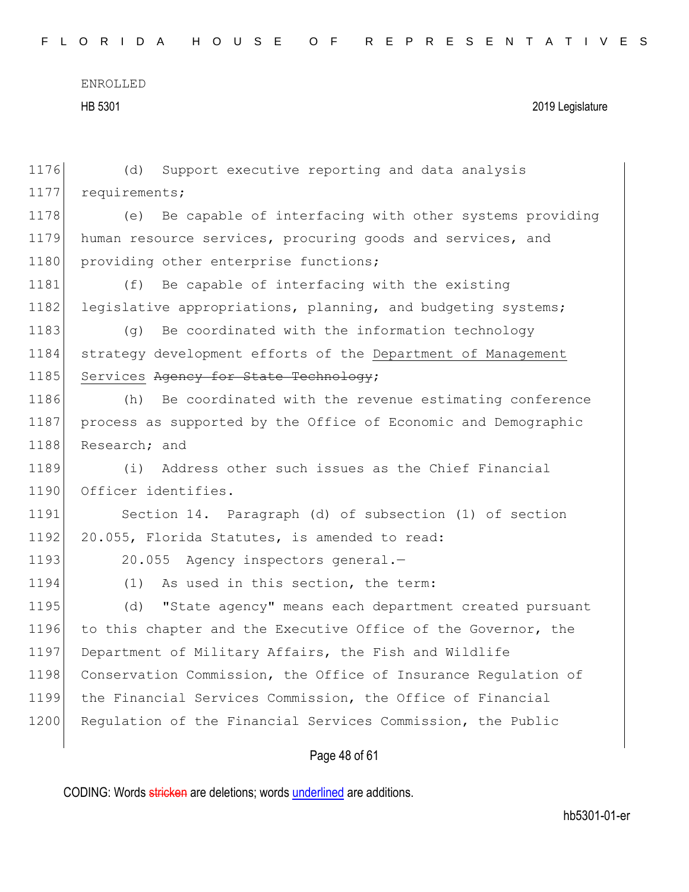(d) Support executive reporting and data analysis requirements;

(e) Be capable of interfacing with other systems providing human resource services, procuring goods and services, and providing other enterprise functions;

(f) Be capable of interfacing with the existing legislative appropriations, planning, and budgeting systems;

(g) Be coordinated with the information technology strategy development efforts of the <u>Department of Management Services</u> ~~Agency for State Technology~~;

(h) Be coordinated with the revenue estimating conference process as supported by the Office of Economic and Demographic Research; and

(i) Address other such issues as the Chief Financial Officer identifies.

Section 14. Paragraph (d) of subsection (1) of section 20.055, Florida Statutes, is amended to read:

20.055 Agency inspectors general.—

(1) As used in this section, the term:

(d) "State agency" means each department created pursuant to this chapter and the Executive Office of the Governor, the Department of Military Affairs, the Fish and Wildlife Conservation Commission, the Office of Insurance Regulation of the Financial Services Commission, the Office of Financial Regulation of the Financial Services Commission, the Public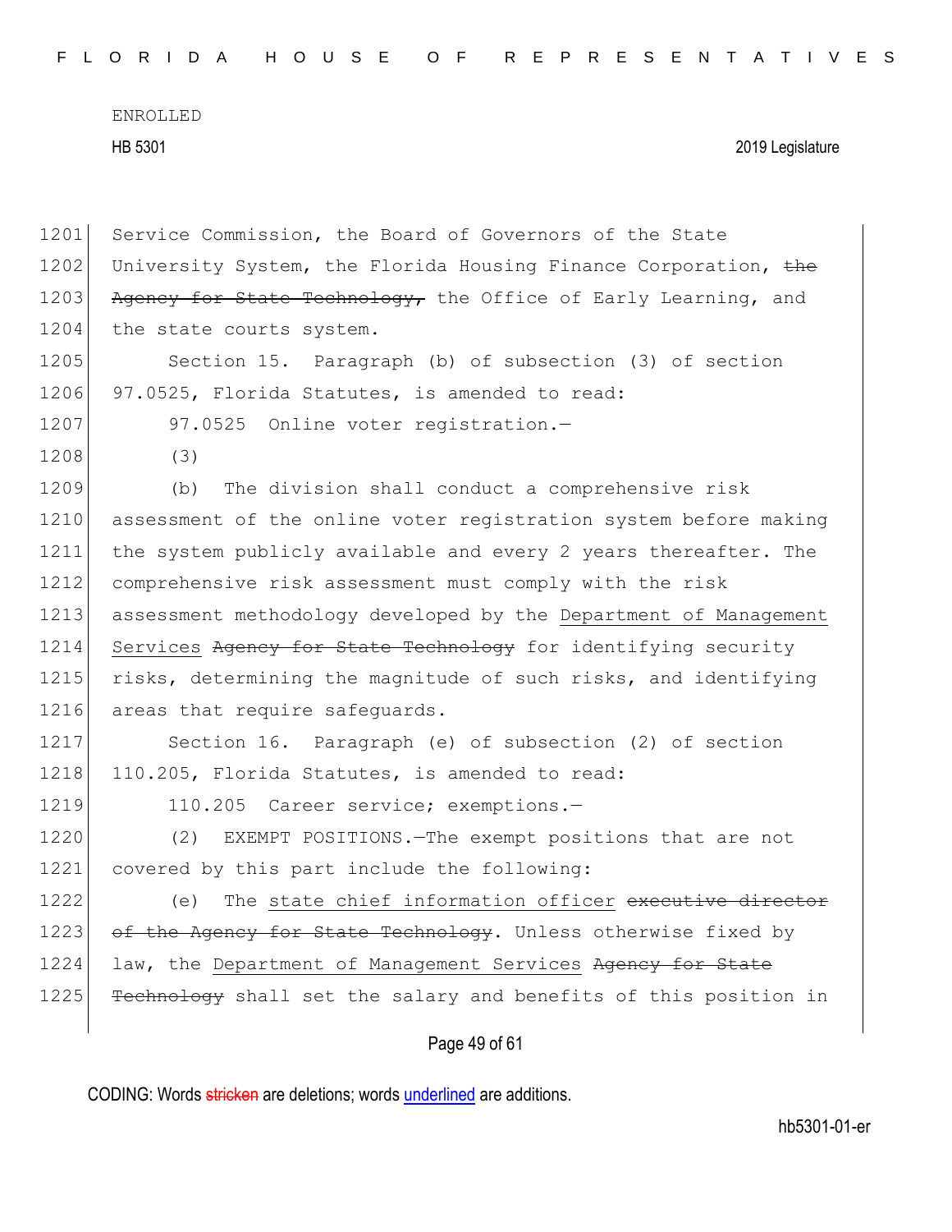Service Commission, the Board of Governors of the State University System, the Florida Housing Finance Corporation, ~~the Agency for State Technology,~~ the Office of Early Learning, and the state courts system.

Section 15. Paragraph (b) of subsection (3) of section 97.0525, Florida Statutes, is amended to read:

97.0525 Online voter registration.—

(3)

(b) The division shall conduct a comprehensive risk assessment of the online voter registration system before making the system publicly available and every 2 years thereafter. The comprehensive risk assessment must comply with the risk assessment methodology developed by the <u>Department of Management Services</u> ~~Agency for State Technology~~ for identifying security risks, determining the magnitude of such risks, and identifying areas that require safeguards.

Section 16. Paragraph (e) of subsection (2) of section 110.205, Florida Statutes, is amended to read:

110.205 Career service; exemptions.—

(2) EXEMPT POSITIONS.—The exempt positions that are not covered by this part include the following:

(e) The <u>state chief information officer</u> ~~executive director of the Agency for State Technology~~. Unless otherwise fixed by law, the <u>Department of Management Services</u> ~~Agency for State Technology~~ shall set the salary and benefits of this position in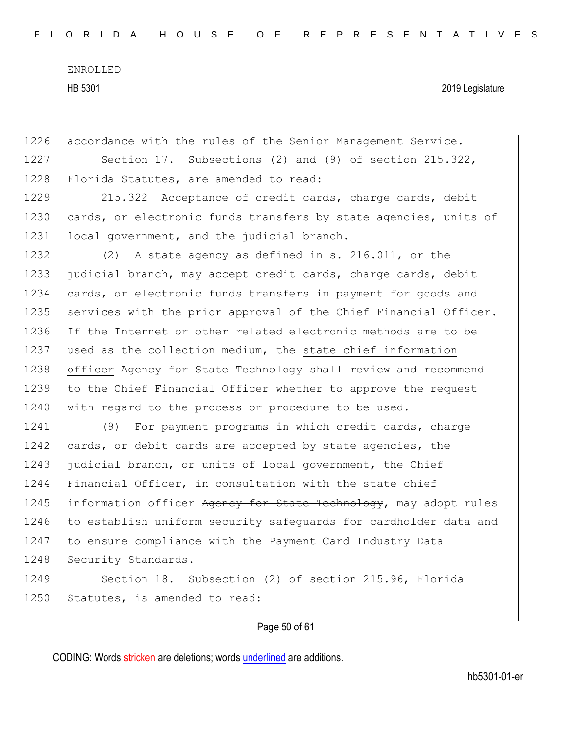accordance with the rules of the Senior Management Service.

Section 17. Subsections (2) and (9) of section 215.322, Florida Statutes, are amended to read:

215.322 Acceptance of credit cards, charge cards, debit cards, or electronic funds transfers by state agencies, units of local government, and the judicial branch.—

(2) A state agency as defined in s. 216.011, or the judicial branch, may accept credit cards, charge cards, debit cards, or electronic funds transfers in payment for goods and services with the prior approval of the Chief Financial Officer. If the Internet or other related electronic methods are to be used as the collection medium, the <u>state chief information officer</u> ~~Agency for State Technology~~ shall review and recommend to the Chief Financial Officer whether to approve the request with regard to the process or procedure to be used.

(9) For payment programs in which credit cards, charge cards, or debit cards are accepted by state agencies, the judicial branch, or units of local government, the Chief Financial Officer, in consultation with the <u>state chief information officer</u> ~~Agency for State Technology~~, may adopt rules to establish uniform security safeguards for cardholder data and to ensure compliance with the Payment Card Industry Data Security Standards.

Section 18. Subsection (2) of section 215.96, Florida Statutes, is amended to read: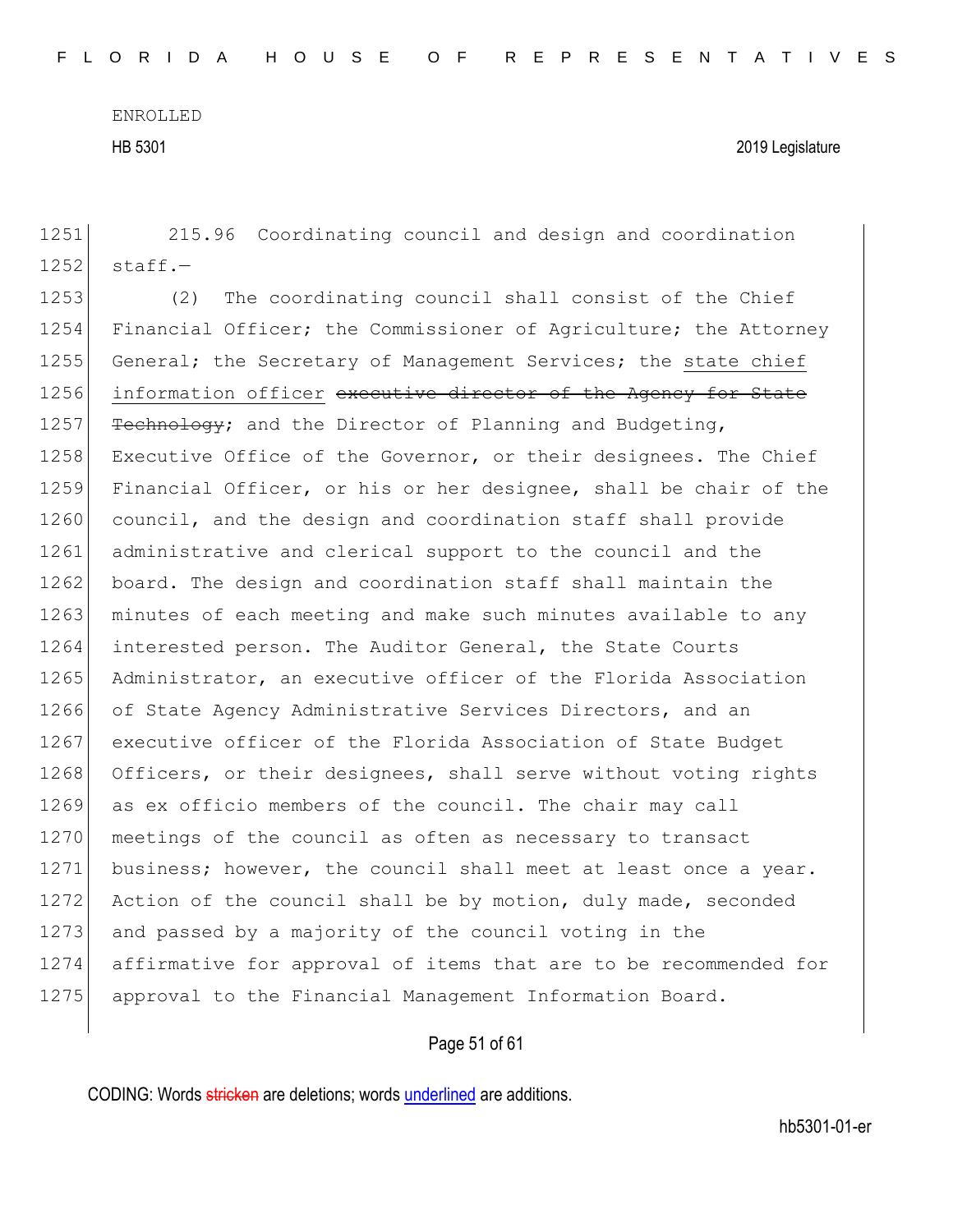215.96 Coordinating council and design and coordination staff.—

(2) The coordinating council shall consist of the Chief Financial Officer; the Commissioner of Agriculture; the Attorney General; the Secretary of Management Services; the <u>state chief information officer</u> ~~executive director of the Agency for State Technology~~; and the Director of Planning and Budgeting, Executive Office of the Governor, or their designees. The Chief Financial Officer, or his or her designee, shall be chair of the council, and the design and coordination staff shall provide administrative and clerical support to the council and the board. The design and coordination staff shall maintain the minutes of each meeting and make such minutes available to any interested person. The Auditor General, the State Courts Administrator, an executive officer of the Florida Association of State Agency Administrative Services Directors, and an executive officer of the Florida Association of State Budget Officers, or their designees, shall serve without voting rights as ex officio members of the council. The chair may call meetings of the council as often as necessary to transact business; however, the council shall meet at least once a year. Action of the council shall be by motion, duly made, seconded and passed by a majority of the council voting in the affirmative for approval of items that are to be recommended for approval to the Financial Management Information Board.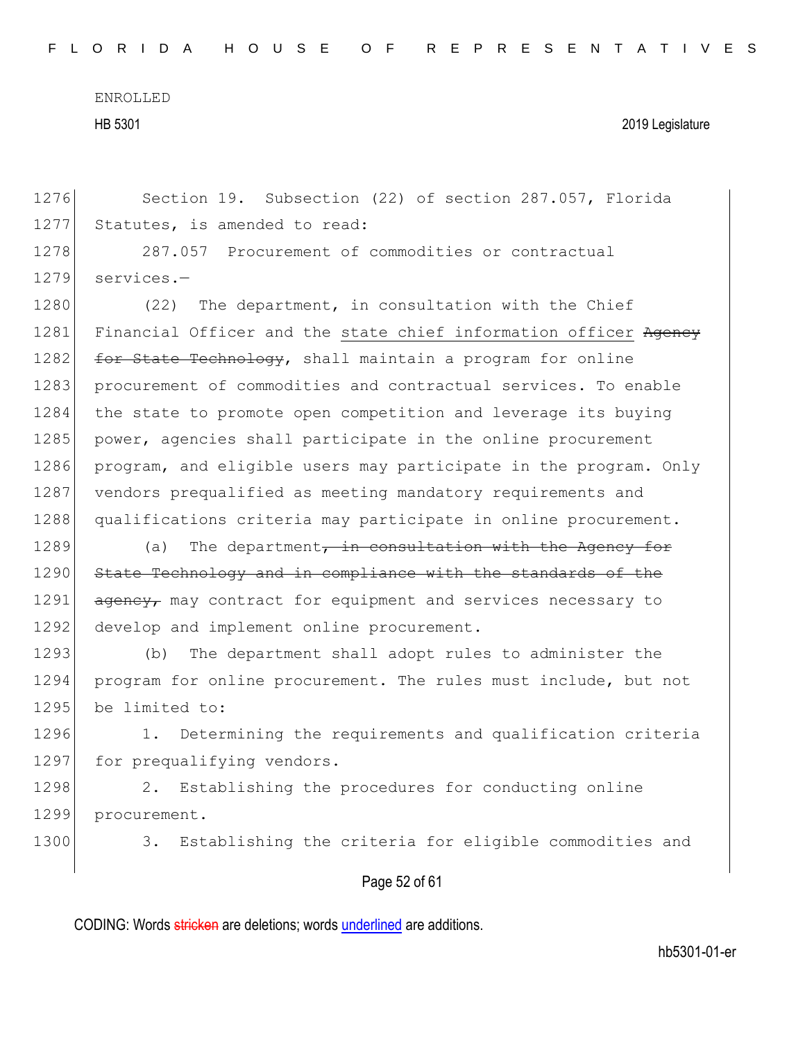Section 19. Subsection (22) of section 287.057, Florida Statutes, is amended to read:

287.057 Procurement of commodities or contractual services.—

(22) The department, in consultation with the Chief Financial Officer and the state chief information officer ~~Agency for State Technology~~, shall maintain a program for online procurement of commodities and contractual services. To enable the state to promote open competition and leverage its buying power, agencies shall participate in the online procurement program, and eligible users may participate in the program. Only vendors prequalified as meeting mandatory requirements and qualifications criteria may participate in online procurement.

(a) The department~~, in consultation with the Agency for State Technology and in compliance with the standards of the agency,~~ may contract for equipment and services necessary to develop and implement online procurement.

(b) The department shall adopt rules to administer the program for online procurement. The rules must include, but not be limited to:

1. Determining the requirements and qualification criteria for prequalifying vendors.

2. Establishing the procedures for conducting online procurement.

3. Establishing the criteria for eligible commodities and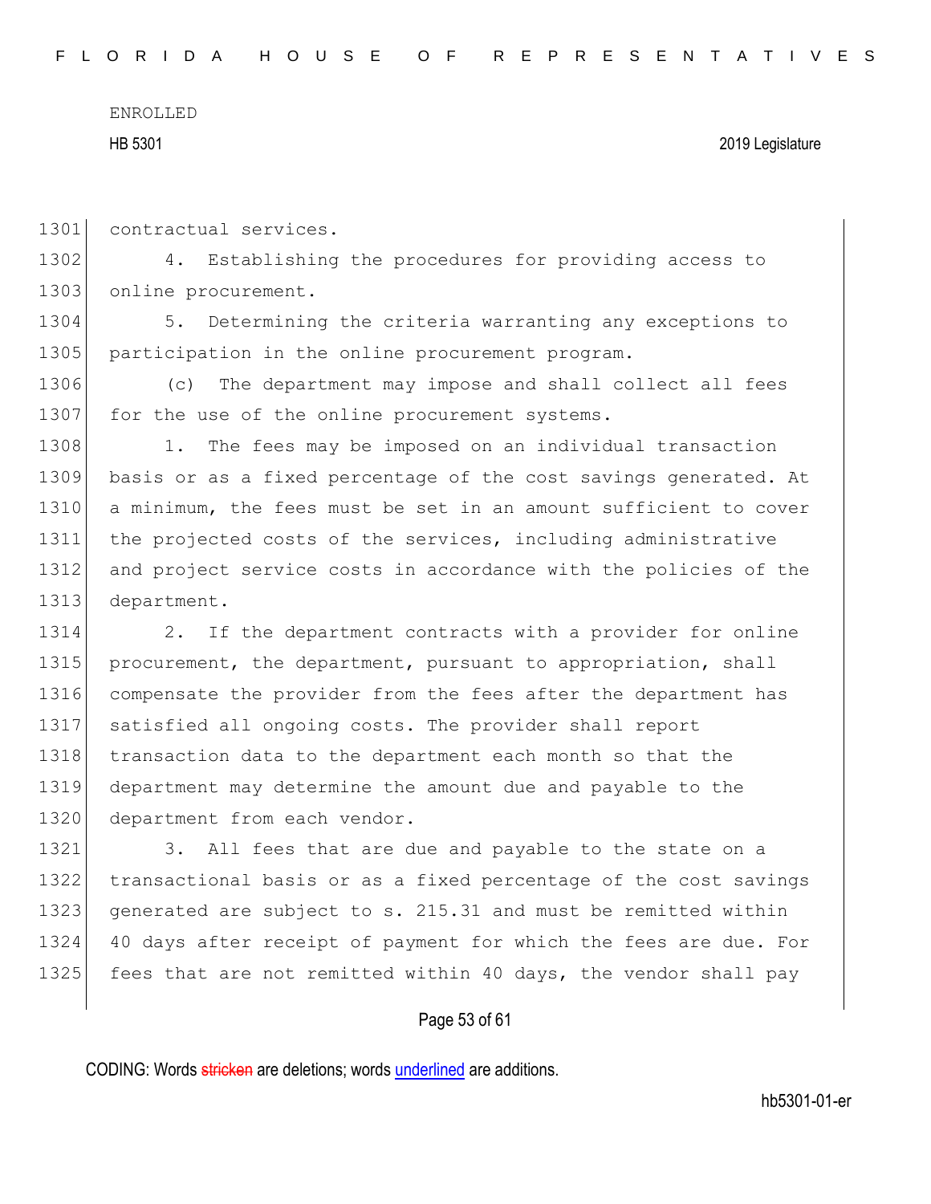contractual services.

4. Establishing the procedures for providing access to online procurement.

5. Determining the criteria warranting any exceptions to participation in the online procurement program.

(c) The department may impose and shall collect all fees for the use of the online procurement systems.

1. The fees may be imposed on an individual transaction basis or as a fixed percentage of the cost savings generated. At a minimum, the fees must be set in an amount sufficient to cover the projected costs of the services, including administrative and project service costs in accordance with the policies of the department.

2. If the department contracts with a provider for online procurement, the department, pursuant to appropriation, shall compensate the provider from the fees after the department has satisfied all ongoing costs. The provider shall report transaction data to the department each month so that the department may determine the amount due and payable to the department from each vendor.

3. All fees that are due and payable to the state on a transactional basis or as a fixed percentage of the cost savings generated are subject to s. 215.31 and must be remitted within 40 days after receipt of payment for which the fees are due. For fees that are not remitted within 40 days, the vendor shall pay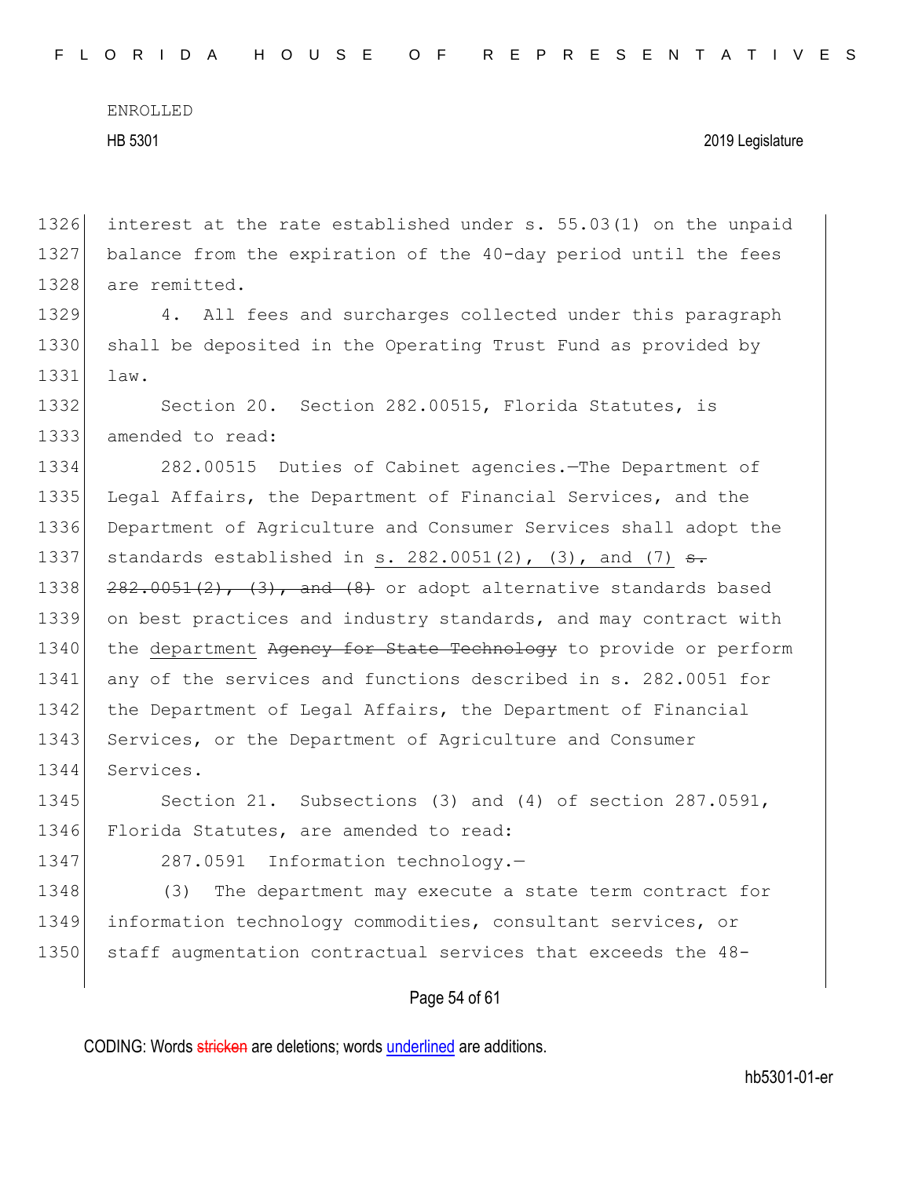1326 interest at the rate established under s. 55.03(1) on the unpaid
1327 balance from the expiration of the 40-day period until the fees
1328 are remitted.

1329 4. All fees and surcharges collected under this paragraph
1330 shall be deposited in the Operating Trust Fund as provided by
1331 law.

1332 Section 20. Section 282.00515, Florida Statutes, is
1333 amended to read:

1334 282.00515 Duties of Cabinet agencies.—The Department of
1335 Legal Affairs, the Department of Financial Services, and the
1336 Department of Agriculture and Consumer Services shall adopt the
1337 standards established in <u>s. 282.0051(2), (3), and (7)</u> ~~s.~~
1338 ~~282.0051(2), (3), and (8)~~ or adopt alternative standards based
1339 on best practices and industry standards, and may contract with
1340 the <u>department</u> ~~Agency for State Technology~~ to provide or perform
1341 any of the services and functions described in s. 282.0051 for
1342 the Department of Legal Affairs, the Department of Financial
1343 Services, or the Department of Agriculture and Consumer
1344 Services.

1345 Section 21. Subsections (3) and (4) of section 287.0591,
1346 Florida Statutes, are amended to read:

1347 287.0591 Information technology.—

1348 (3) The department may execute a state term contract for
1349 information technology commodities, consultant services, or
1350 staff augmentation contractual services that exceeds the 48-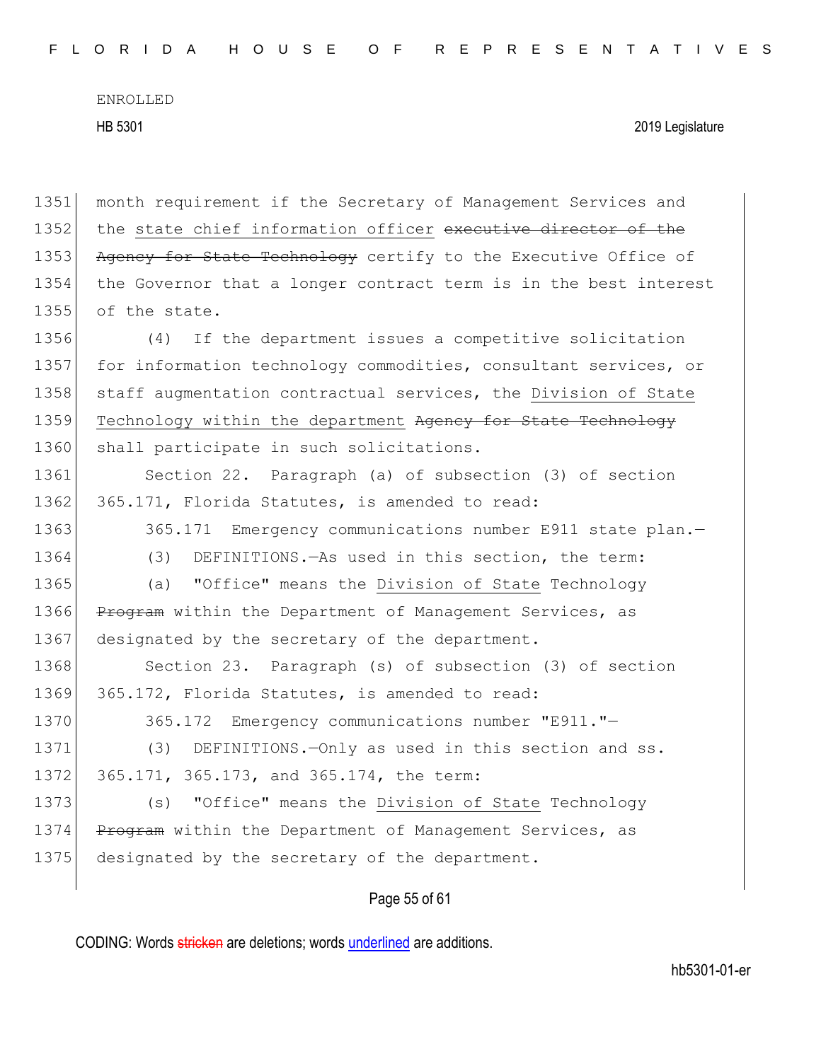1351 month requirement if the Secretary of Management Services and
1352 the state chief information officer ~~executive director of the~~
1353 ~~Agency for State Technology~~ certify to the Executive Office of
1354 the Governor that a longer contract term is in the best interest
1355 of the state.

1356 (4) If the department issues a competitive solicitation
1357 for information technology commodities, consultant services, or
1358 staff augmentation contractual services, the Division of State
1359 Technology within the department ~~Agency for State Technology~~
1360 shall participate in such solicitations.

1361 Section 22. Paragraph (a) of subsection (3) of section
1362 365.171, Florida Statutes, is amended to read:

1363 365.171 Emergency communications number E911 state plan.—

1364 (3) DEFINITIONS.—As used in this section, the term:

1365 (a) "Office" means the Division of State Technology
1366 ~~Program~~ within the Department of Management Services, as
1367 designated by the secretary of the department.

1368 Section 23. Paragraph (s) of subsection (3) of section
1369 365.172, Florida Statutes, is amended to read:

1370 365.172 Emergency communications number "E911."—

1371 (3) DEFINITIONS.—Only as used in this section and ss.
1372 365.171, 365.173, and 365.174, the term:

1373 (s) "Office" means the Division of State Technology
1374 ~~Program~~ within the Department of Management Services, as
1375 designated by the secretary of the department.

CODING: Words ~~stricken~~ are deletions; words underlined are additions.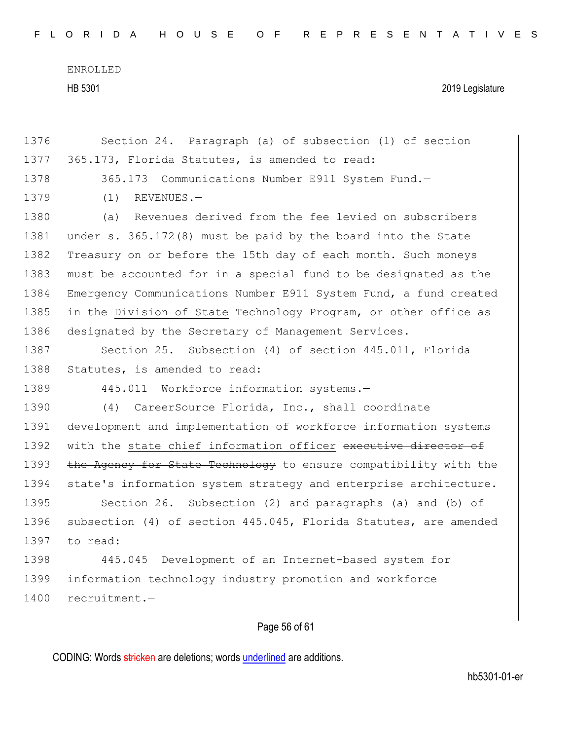Section 24. Paragraph (a) of subsection (1) of section 365.173, Florida Statutes, is amended to read:

365.173 Communications Number E911 System Fund.—

(1) REVENUES.—

(a) Revenues derived from the fee levied on subscribers under s. 365.172(8) must be paid by the board into the State Treasury on or before the 15th day of each month. Such moneys must be accounted for in a special fund to be designated as the Emergency Communications Number E911 System Fund, a fund created in the <u>Division of State</u> Technology ~~Program~~, or other office as designated by the Secretary of Management Services.

Section 25. Subsection (4) of section 445.011, Florida Statutes, is amended to read:

445.011 Workforce information systems.—

(4) CareerSource Florida, Inc., shall coordinate development and implementation of workforce information systems with the <u>state chief information officer</u> ~~executive director of the Agency for State Technology~~ to ensure compatibility with the state's information system strategy and enterprise architecture.

Section 26. Subsection (2) and paragraphs (a) and (b) of subsection (4) of section 445.045, Florida Statutes, are amended to read:

445.045 Development of an Internet-based system for information technology industry promotion and workforce recruitment.—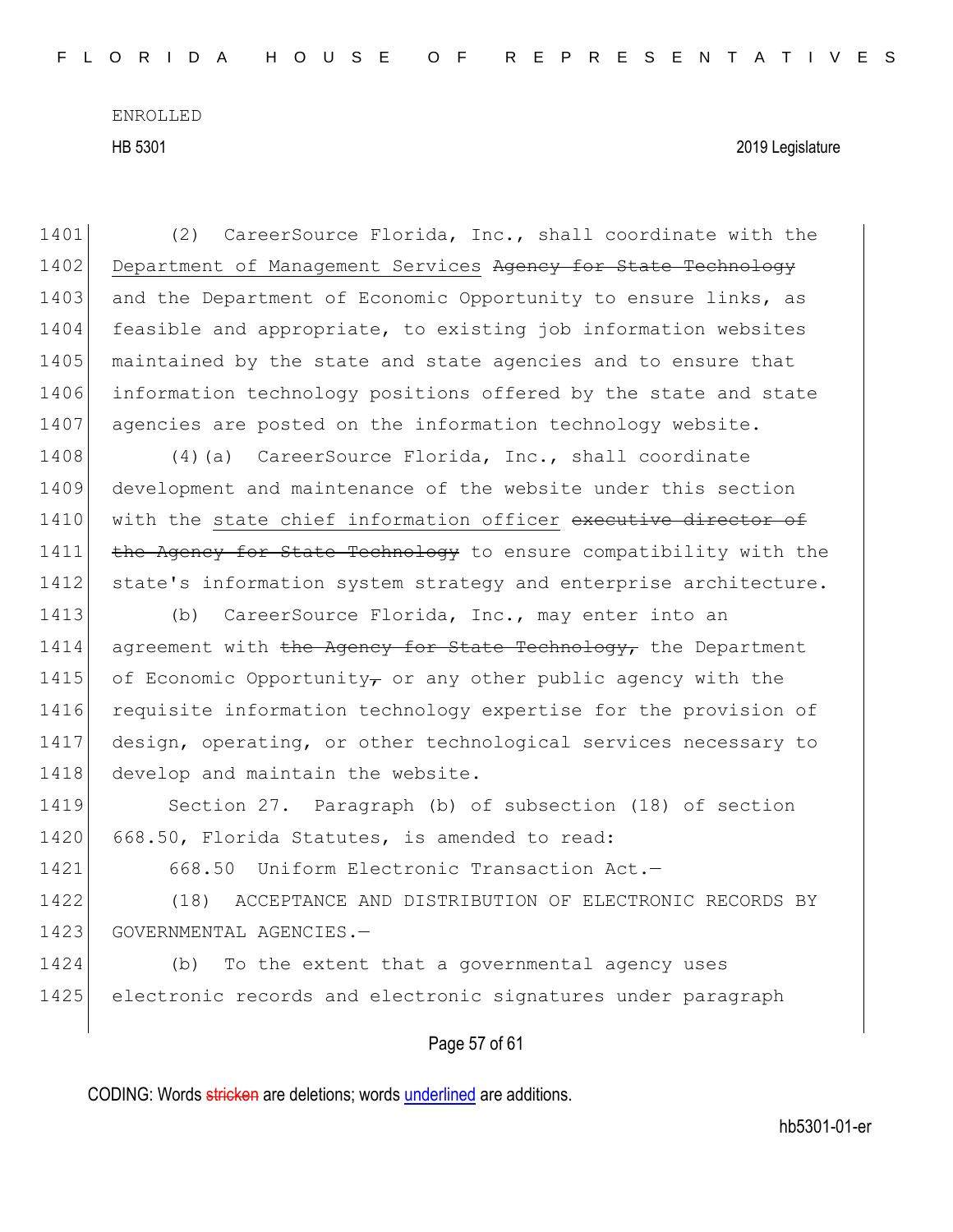1401 (2) CareerSource Florida, Inc., shall coordinate with the
1402 Department of Management Services ~~Agency for State Technology~~
1403 and the Department of Economic Opportunity to ensure links, as
1404 feasible and appropriate, to existing job information websites
1405 maintained by the state and state agencies and to ensure that
1406 information technology positions offered by the state and state
1407 agencies are posted on the information technology website.

1408 (4)(a) CareerSource Florida, Inc., shall coordinate
1409 development and maintenance of the website under this section
1410 with the state chief information officer ~~executive director of~~
1411 ~~the Agency for State Technology~~ to ensure compatibility with the
1412 state's information system strategy and enterprise architecture.

1413 (b) CareerSource Florida, Inc., may enter into an
1414 agreement with ~~the Agency for State Technology,~~ the Department
1415 of Economic Opportunity~~,~~ or any other public agency with the
1416 requisite information technology expertise for the provision of
1417 design, operating, or other technological services necessary to
1418 develop and maintain the website.

1419 Section 27. Paragraph (b) of subsection (18) of section
1420 668.50, Florida Statutes, is amended to read:

1421 668.50 Uniform Electronic Transaction Act.—

1422 (18) ACCEPTANCE AND DISTRIBUTION OF ELECTRONIC RECORDS BY
1423 GOVERNMENTAL AGENCIES.—

1424 (b) To the extent that a governmental agency uses
1425 electronic records and electronic signatures under paragraph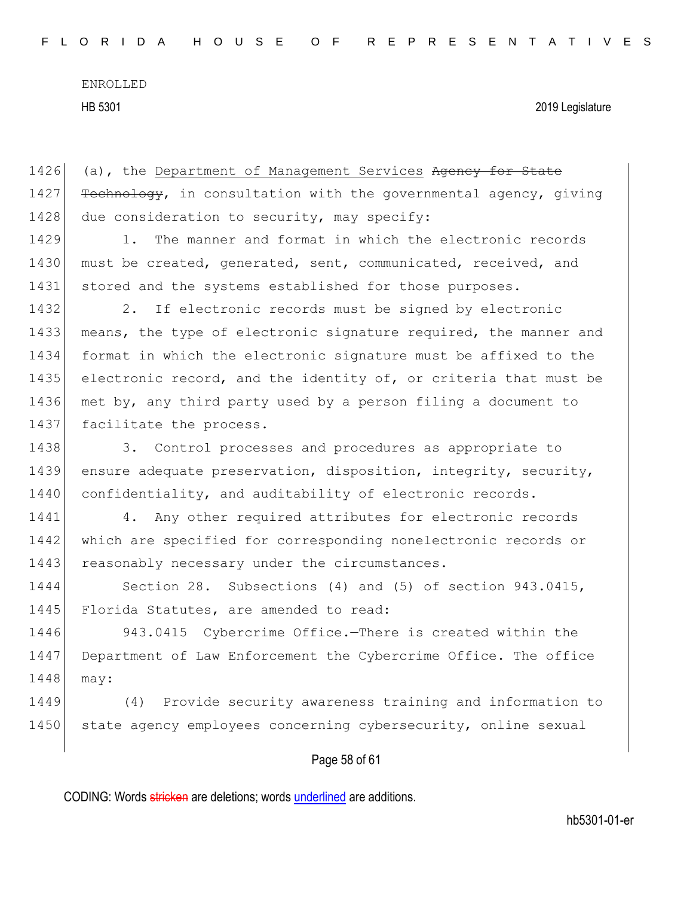(a), the <u>Department of Management Services</u> ~~Agency for State Technology~~, in consultation with the governmental agency, giving due consideration to security, may specify:

1. The manner and format in which the electronic records must be created, generated, sent, communicated, received, and stored and the systems established for those purposes.

2. If electronic records must be signed by electronic means, the type of electronic signature required, the manner and format in which the electronic signature must be affixed to the electronic record, and the identity of, or criteria that must be met by, any third party used by a person filing a document to facilitate the process.

3. Control processes and procedures as appropriate to ensure adequate preservation, disposition, integrity, security, confidentiality, and auditability of electronic records.

4. Any other required attributes for electronic records which are specified for corresponding nonelectronic records or reasonably necessary under the circumstances.

Section 28. Subsections (4) and (5) of section 943.0415, Florida Statutes, are amended to read:

943.0415 Cybercrime Office.—There is created within the Department of Law Enforcement the Cybercrime Office. The office may:

(4) Provide security awareness training and information to state agency employees concerning cybersecurity, online sexual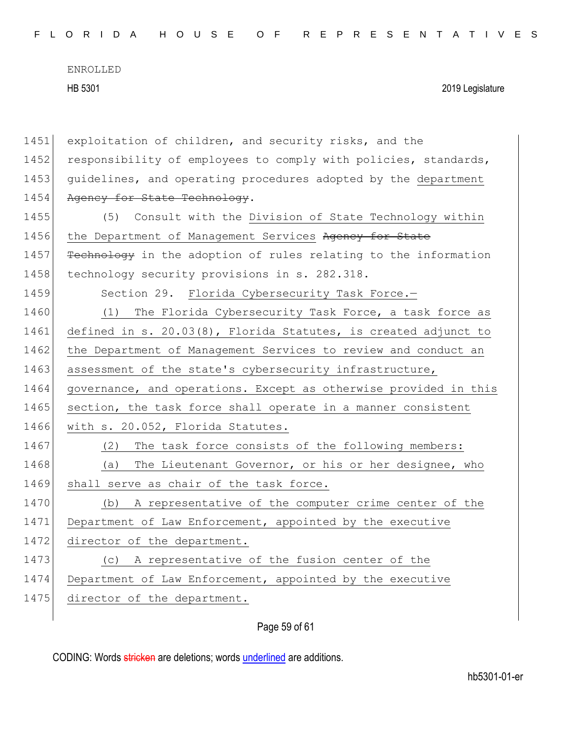exploitation of children, and security risks, and the responsibility of employees to comply with policies, standards, guidelines, and operating procedures adopted by the department ~~Agency for State Technology~~.

(5) Consult with the Division of State Technology within the Department of Management Services ~~Agency for State Technology~~ in the adoption of rules relating to the information technology security provisions in s. 282.318.

Section 29. Florida Cybersecurity Task Force.—

(1) The Florida Cybersecurity Task Force, a task force as defined in s. 20.03(8), Florida Statutes, is created adjunct to the Department of Management Services to review and conduct an assessment of the state's cybersecurity infrastructure, governance, and operations. Except as otherwise provided in this section, the task force shall operate in a manner consistent with s. 20.052, Florida Statutes.

(2) The task force consists of the following members:

(a) The Lieutenant Governor, or his or her designee, who shall serve as chair of the task force.

(b) A representative of the computer crime center of the Department of Law Enforcement, appointed by the executive director of the department.

(c) A representative of the fusion center of the Department of Law Enforcement, appointed by the executive director of the department.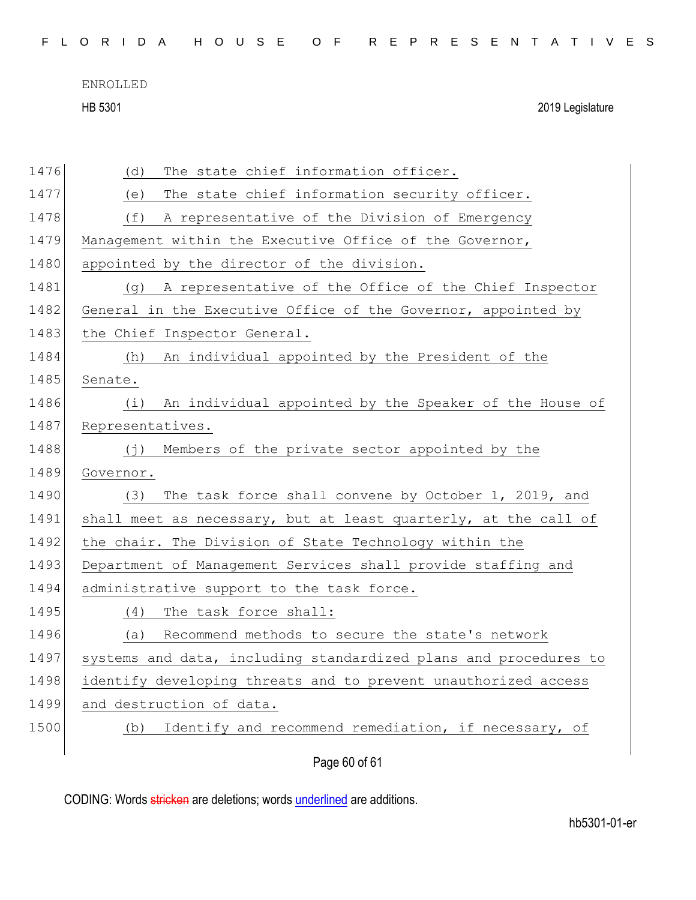(d) The state chief information officer.

(e) The state chief information security officer.

(f) A representative of the Division of Emergency Management within the Executive Office of the Governor, appointed by the director of the division.

(g) A representative of the Office of the Chief Inspector General in the Executive Office of the Governor, appointed by the Chief Inspector General.

(h) An individual appointed by the President of the Senate.

(i) An individual appointed by the Speaker of the House of Representatives.

(j) Members of the private sector appointed by the Governor.

(3) The task force shall convene by October 1, 2019, and shall meet as necessary, but at least quarterly, at the call of the chair. The Division of State Technology within the Department of Management Services shall provide staffing and administrative support to the task force.

(4) The task force shall:

(a) Recommend methods to secure the state's network systems and data, including standardized plans and procedures to identify developing threats and to prevent unauthorized access and destruction of data.

(b) Identify and recommend remediation, if necessary, of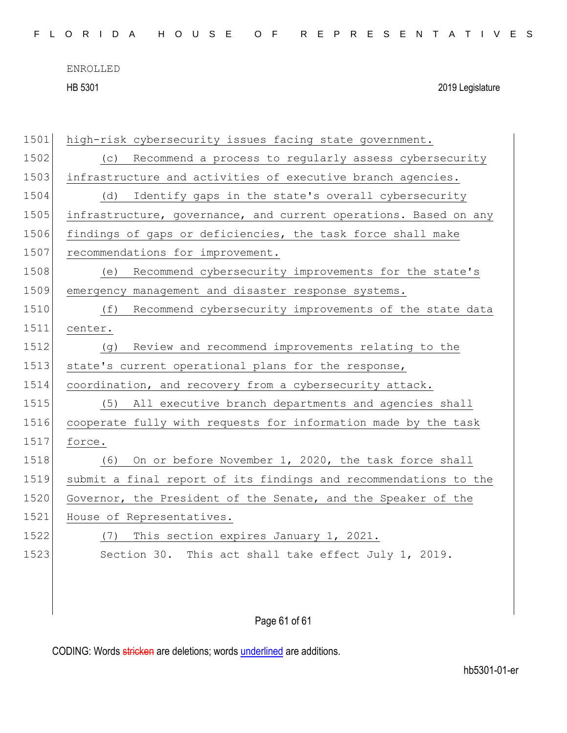high-risk cybersecurity issues facing state government.

(c) Recommend a process to regularly assess cybersecurity infrastructure and activities of executive branch agencies.

(d) Identify gaps in the state's overall cybersecurity infrastructure, governance, and current operations. Based on any findings of gaps or deficiencies, the task force shall make recommendations for improvement.

(e) Recommend cybersecurity improvements for the state's emergency management and disaster response systems.

(f) Recommend cybersecurity improvements of the state data center.

(g) Review and recommend improvements relating to the state's current operational plans for the response, coordination, and recovery from a cybersecurity attack.

(5) All executive branch departments and agencies shall cooperate fully with requests for information made by the task force.

(6) On or before November 1, 2020, the task force shall submit a final report of its findings and recommendations to the Governor, the President of the Senate, and the Speaker of the House of Representatives.

(7) This section expires January 1, 2021.

Section 30. This act shall take effect July 1, 2019.